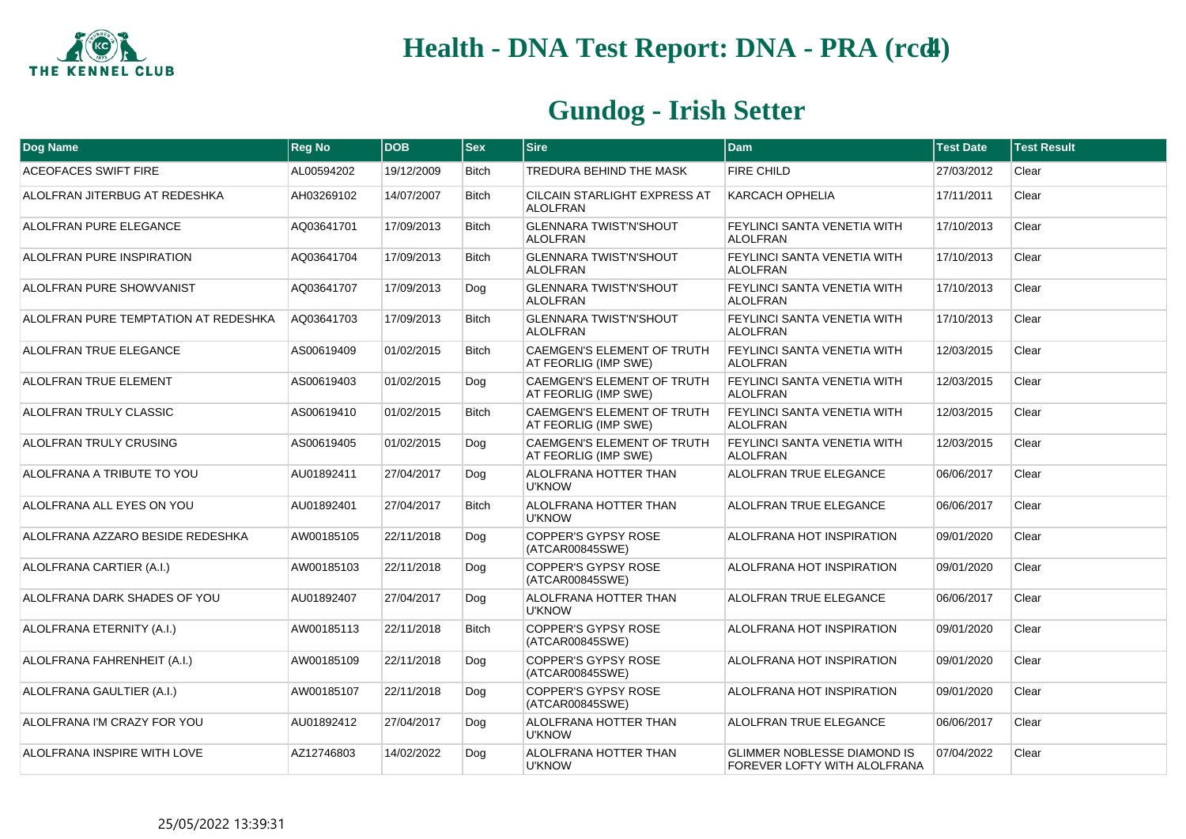# Health - DNA Test Report: DNA - PRA (rcd4)

## Gundog - Irish Setter

| Dog Name | Reg No | DOB | Sex | Sire | Dam | Test Date | Test Result |
|---|---|---|---|---|---|---|---|
| ACEOFACES SWIFT FIRE | AL00594202 | 19/12/2009 | Bitch | TREDURA BEHIND THE MASK | FIRE CHILD | 27/03/2012 | Clear |
| ALOLFRAN JITERBUG AT REDESHKA | AH03269102 | 14/07/2007 | Bitch | CILCAIN STARLIGHT EXPRESS AT ALOLFRAN | KARCACH OPHELIA | 17/11/2011 | Clear |
| ALOLFRAN PURE ELEGANCE | AQ03641701 | 17/09/2013 | Bitch | GLENNARA TWIST'N'SHOUT ALOLFRAN | FEYLINCI SANTA VENETIA WITH ALOLFRAN | 17/10/2013 | Clear |
| ALOLFRAN PURE INSPIRATION | AQ03641704 | 17/09/2013 | Bitch | GLENNARA TWIST'N'SHOUT ALOLFRAN | FEYLINCI SANTA VENETIA WITH ALOLFRAN | 17/10/2013 | Clear |
| ALOLFRAN PURE SHOWVANIST | AQ03641707 | 17/09/2013 | Dog | GLENNARA TWIST'N'SHOUT ALOLFRAN | FEYLINCI SANTA VENETIA WITH ALOLFRAN | 17/10/2013 | Clear |
| ALOLFRAN PURE TEMPTATION AT REDESHKA | AQ03641703 | 17/09/2013 | Bitch | GLENNARA TWIST'N'SHOUT ALOLFRAN | FEYLINCI SANTA VENETIA WITH ALOLFRAN | 17/10/2013 | Clear |
| ALOLFRAN TRUE ELEGANCE | AS00619409 | 01/02/2015 | Bitch | CAEMGEN'S ELEMENT OF TRUTH AT FEORLIG (IMP SWE) | FEYLINCI SANTA VENETIA WITH ALOLFRAN | 12/03/2015 | Clear |
| ALOLFRAN TRUE ELEMENT | AS00619403 | 01/02/2015 | Dog | CAEMGEN'S ELEMENT OF TRUTH AT FEORLIG (IMP SWE) | FEYLINCI SANTA VENETIA WITH ALOLFRAN | 12/03/2015 | Clear |
| ALOLFRAN TRULY CLASSIC | AS00619410 | 01/02/2015 | Bitch | CAEMGEN'S ELEMENT OF TRUTH AT FEORLIG (IMP SWE) | FEYLINCI SANTA VENETIA WITH ALOLFRAN | 12/03/2015 | Clear |
| ALOLFRAN TRULY CRUSING | AS00619405 | 01/02/2015 | Dog | CAEMGEN'S ELEMENT OF TRUTH AT FEORLIG (IMP SWE) | FEYLINCI SANTA VENETIA WITH ALOLFRAN | 12/03/2015 | Clear |
| ALOLFRANA A TRIBUTE TO YOU | AU01892411 | 27/04/2017 | Dog | ALOLFRANA HOTTER THAN U'KNOW | ALOLFRAN TRUE ELEGANCE | 06/06/2017 | Clear |
| ALOLFRANA ALL EYES ON YOU | AU01892401 | 27/04/2017 | Bitch | ALOLFRANA HOTTER THAN U'KNOW | ALOLFRAN TRUE ELEGANCE | 06/06/2017 | Clear |
| ALOLFRANA AZZARO BESIDE REDESHKA | AW00185105 | 22/11/2018 | Dog | COPPER'S GYPSY ROSE (ATCAR00845SWE) | ALOLFRANA HOT INSPIRATION | 09/01/2020 | Clear |
| ALOLFRANA CARTIER (A.I.) | AW00185103 | 22/11/2018 | Dog | COPPER'S GYPSY ROSE (ATCAR00845SWE) | ALOLFRANA HOT INSPIRATION | 09/01/2020 | Clear |
| ALOLFRANA DARK SHADES OF YOU | AU01892407 | 27/04/2017 | Dog | ALOLFRANA HOTTER THAN U'KNOW | ALOLFRAN TRUE ELEGANCE | 06/06/2017 | Clear |
| ALOLFRANA ETERNITY (A.I.) | AW00185113 | 22/11/2018 | Bitch | COPPER'S GYPSY ROSE (ATCAR00845SWE) | ALOLFRANA HOT INSPIRATION | 09/01/2020 | Clear |
| ALOLFRANA FAHRENHEIT (A.I.) | AW00185109 | 22/11/2018 | Dog | COPPER'S GYPSY ROSE (ATCAR00845SWE) | ALOLFRANA HOT INSPIRATION | 09/01/2020 | Clear |
| ALOLFRANA GAULTIER (A.I.) | AW00185107 | 22/11/2018 | Dog | COPPER'S GYPSY ROSE (ATCAR00845SWE) | ALOLFRANA HOT INSPIRATION | 09/01/2020 | Clear |
| ALOLFRANA I'M CRAZY FOR YOU | AU01892412 | 27/04/2017 | Dog | ALOLFRANA HOTTER THAN U'KNOW | ALOLFRAN TRUE ELEGANCE | 06/06/2017 | Clear |
| ALOLFRANA INSPIRE WITH LOVE | AZ12746803 | 14/02/2022 | Dog | ALOLFRANA HOTTER THAN U'KNOW | GLIMMER NOBLESSE DIAMOND IS FOREVER LOFTY WITH ALOLFRANA | 07/04/2022 | Clear |

25/05/2022 13:39:31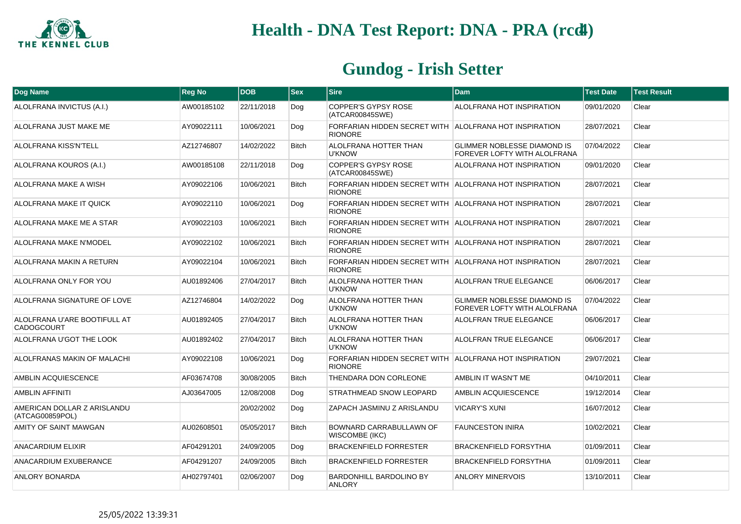# Health - DNA Test Report: DNA - PRA (rcd4)

## Gundog - Irish Setter

| Dog Name | Reg No | DOB | Sex | Sire | Dam | Test Date | Test Result |
|---|---|---|---|---|---|---|---|
| ALOLFRANA INVICTUS (A.I.) | AW00185102 | 22/11/2018 | Dog | COPPER'S GYPSY ROSE (ATCAR00845SWE) | ALOLFRANA HOT INSPIRATION | 09/01/2020 | Clear |
| ALOLFRANA JUST MAKE ME | AY09022111 | 10/06/2021 | Dog | FORFARIAN HIDDEN SECRET WITH RIONORE | ALOLFRANA HOT INSPIRATION | 28/07/2021 | Clear |
| ALOLFRANA KISS'N'TELL | AZ12746807 | 14/02/2022 | Bitch | ALOLFRANA HOTTER THAN U'KNOW | GLIMMER NOBLESSE DIAMOND IS FOREVER LOFTY WITH ALOLFRANA | 07/04/2022 | Clear |
| ALOLFRANA KOUROS (A.I.) | AW00185108 | 22/11/2018 | Dog | COPPER'S GYPSY ROSE (ATCAR00845SWE) | ALOLFRANA HOT INSPIRATION | 09/01/2020 | Clear |
| ALOLFRANA MAKE A WISH | AY09022106 | 10/06/2021 | Bitch | FORFARIAN HIDDEN SECRET WITH RIONORE | ALOLFRANA HOT INSPIRATION | 28/07/2021 | Clear |
| ALOLFRANA MAKE IT QUICK | AY09022110 | 10/06/2021 | Dog | FORFARIAN HIDDEN SECRET WITH RIONORE | ALOLFRANA HOT INSPIRATION | 28/07/2021 | Clear |
| ALOLFRANA MAKE ME A STAR | AY09022103 | 10/06/2021 | Bitch | FORFARIAN HIDDEN SECRET WITH RIONORE | ALOLFRANA HOT INSPIRATION | 28/07/2021 | Clear |
| ALOLFRANA MAKE N'MODEL | AY09022102 | 10/06/2021 | Bitch | FORFARIAN HIDDEN SECRET WITH RIONORE | ALOLFRANA HOT INSPIRATION | 28/07/2021 | Clear |
| ALOLFRANA MAKIN A RETURN | AY09022104 | 10/06/2021 | Bitch | FORFARIAN HIDDEN SECRET WITH RIONORE | ALOLFRANA HOT INSPIRATION | 28/07/2021 | Clear |
| ALOLFRANA ONLY FOR YOU | AU01892406 | 27/04/2017 | Bitch | ALOLFRANA HOTTER THAN U'KNOW | ALOLFRAN TRUE ELEGANCE | 06/06/2017 | Clear |
| ALOLFRANA SIGNATURE OF LOVE | AZ12746804 | 14/02/2022 | Dog | ALOLFRANA HOTTER THAN U'KNOW | GLIMMER NOBLESSE DIAMOND IS FOREVER LOFTY WITH ALOLFRANA | 07/04/2022 | Clear |
| ALOLFRANA U'ARE BOOTIFULL AT CADOGCOURT | AU01892405 | 27/04/2017 | Bitch | ALOLFRANA HOTTER THAN U'KNOW | ALOLFRAN TRUE ELEGANCE | 06/06/2017 | Clear |
| ALOLFRANA U'GOT THE LOOK | AU01892402 | 27/04/2017 | Bitch | ALOLFRANA HOTTER THAN U'KNOW | ALOLFRAN TRUE ELEGANCE | 06/06/2017 | Clear |
| ALOLFRANAS MAKIN OF MALACHI | AY09022108 | 10/06/2021 | Dog | FORFARIAN HIDDEN SECRET WITH RIONORE | ALOLFRANA HOT INSPIRATION | 29/07/2021 | Clear |
| AMBLIN ACQUIESCENCE | AF03674708 | 30/08/2005 | Bitch | THENDARA DON CORLEONE | AMBLIN IT WASN'T ME | 04/10/2011 | Clear |
| AMBLIN AFFINITI | AJ03647005 | 12/08/2008 | Dog | STRATHMEAD SNOW LEOPARD | AMBLIN ACQUIESCENCE | 19/12/2014 | Clear |
| AMERICAN DOLLAR Z ARISLANDU (ATCAG00859POL) | | 20/02/2002 | Dog | ZAPACH JASMINU Z ARISLANDU | VICARY'S XUNI | 16/07/2012 | Clear |
| AMITY OF SAINT MAWGAN | AU02608501 | 05/05/2017 | Bitch | BOWNARD CARRABULLAWN OF WISCOMBE (IKC) | FAUNCESTON INIRA | 10/02/2021 | Clear |
| ANACARDIUM ELIXIR | AF04291201 | 24/09/2005 | Dog | BRACKENFIELD FORRESTER | BRACKENFIELD FORSYTHIA | 01/09/2011 | Clear |
| ANACARDIUM EXUBERANCE | AF04291207 | 24/09/2005 | Bitch | BRACKENFIELD FORRESTER | BRACKENFIELD FORSYTHIA | 01/09/2011 | Clear |
| ANLORY BONARDA | AH02797401 | 02/06/2007 | Dog | BARDONHILL BARDOLINO BY ANLORY | ANLORY MINERVOIS | 13/10/2011 | Clear |

25/05/2022 13:39:31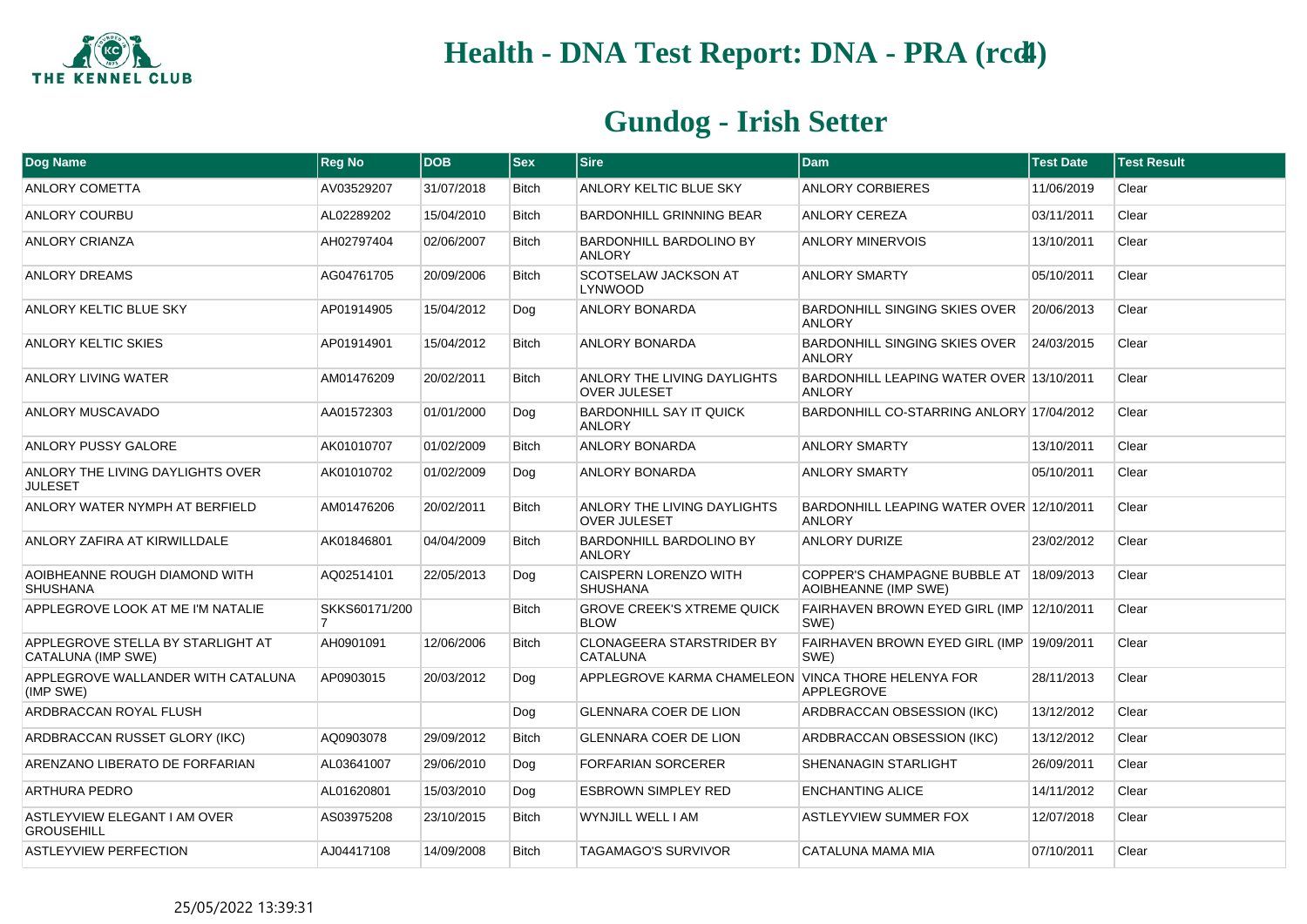# Health - DNA Test Report: DNA - PRA (rcd4)

## Gundog - Irish Setter

| Dog Name | Reg No | DOB | Sex | Sire | Dam | Test Date | Test Result |
|---|---|---|---|---|---|---|---|
| ANLORY COMETTA | AV03529207 | 31/07/2018 | Bitch | ANLORY KELTIC BLUE SKY | ANLORY CORBIERES | 11/06/2019 | Clear |
| ANLORY COURBU | AL02289202 | 15/04/2010 | Bitch | BARDONHILL GRINNING BEAR | ANLORY CEREZA | 03/11/2011 | Clear |
| ANLORY CRIANZA | AH02797404 | 02/06/2007 | Bitch | BARDONHILL BARDOLINO BY ANLORY | ANLORY MINERVOIS | 13/10/2011 | Clear |
| ANLORY DREAMS | AG04761705 | 20/09/2006 | Bitch | SCOTSELAW JACKSON AT LYNWOOD | ANLORY SMARTY | 05/10/2011 | Clear |
| ANLORY KELTIC BLUE SKY | AP01914905 | 15/04/2012 | Dog | ANLORY BONARDA | BARDONHILL SINGING SKIES OVER ANLORY | 20/06/2013 | Clear |
| ANLORY KELTIC SKIES | AP01914901 | 15/04/2012 | Bitch | ANLORY BONARDA | BARDONHILL SINGING SKIES OVER ANLORY | 24/03/2015 | Clear |
| ANLORY LIVING WATER | AM01476209 | 20/02/2011 | Bitch | ANLORY THE LIVING DAYLIGHTS OVER JULESET | BARDONHILL LEAPING WATER OVER ANLORY | 13/10/2011 | Clear |
| ANLORY MUSCAVADO | AA01572303 | 01/01/2000 | Dog | BARDONHILL SAY IT QUICK ANLORY | BARDONHILL CO-STARRING ANLORY | 17/04/2012 | Clear |
| ANLORY PUSSY GALORE | AK01010707 | 01/02/2009 | Bitch | ANLORY BONARDA | ANLORY SMARTY | 13/10/2011 | Clear |
| ANLORY THE LIVING DAYLIGHTS OVER JULESET | AK01010702 | 01/02/2009 | Dog | ANLORY BONARDA | ANLORY SMARTY | 05/10/2011 | Clear |
| ANLORY WATER NYMPH AT BERFIELD | AM01476206 | 20/02/2011 | Bitch | ANLORY THE LIVING DAYLIGHTS OVER JULESET | BARDONHILL LEAPING WATER OVER ANLORY | 12/10/2011 | Clear |
| ANLORY ZAFIRA AT KIRWILLDALE | AK01846801 | 04/04/2009 | Bitch | BARDONHILL BARDOLINO BY ANLORY | ANLORY DURIZE | 23/02/2012 | Clear |
| AOIBHEANNE ROUGH DIAMOND WITH SHUSHANA | AQ02514101 | 22/05/2013 | Dog | CAISPERN LORENZO WITH SHUSHANA | COPPER'S CHAMPAGNE BUBBLE AT AOIBHEANNE (IMP SWE) | 18/09/2013 | Clear |
| APPLEGROVE LOOK AT ME I'M NATALIE | SKKS60171/2007 | | Bitch | GROVE CREEK'S XTREME QUICK BLOW | FAIRHAVEN BROWN EYED GIRL (IMP SWE) | 12/10/2011 | Clear |
| APPLEGROVE STELLA BY STARLIGHT AT CATALUNA (IMP SWE) | AH0901091 | 12/06/2006 | Bitch | CLONAGEERA STARSTRIDER BY CATALUNA | FAIRHAVEN BROWN EYED GIRL (IMP SWE) | 19/09/2011 | Clear |
| APPLEGROVE WALLANDER WITH CATALUNA (IMP SWE) | AP0903015 | 20/03/2012 | Dog | APPLEGROVE KARMA CHAMELEON | VINCA THORE HELENYA FOR APPLEGROVE | 28/11/2013 | Clear |
| ARDBRACCAN ROYAL FLUSH | | | Dog | GLENNARA COER DE LION | ARDBRACCAN OBSESSION (IKC) | 13/12/2012 | Clear |
| ARDBRACCAN RUSSET GLORY (IKC) | AQ0903078 | 29/09/2012 | Bitch | GLENNARA COER DE LION | ARDBRACCAN OBSESSION (IKC) | 13/12/2012 | Clear |
| ARENZANO LIBERATO DE FORFARIAN | AL03641007 | 29/06/2010 | Dog | FORFARIAN SORCERER | SHENANAGIN STARLIGHT | 26/09/2011 | Clear |
| ARTHURA PEDRO | AL01620801 | 15/03/2010 | Dog | ESBROWN SIMPLEY RED | ENCHANTING ALICE | 14/11/2012 | Clear |
| ASTLEYVIEW ELEGANT I AM OVER GROUSEHILL | AS03975208 | 23/10/2015 | Bitch | WYNJILL WELL I AM | ASTLEYVIEW SUMMER FOX | 12/07/2018 | Clear |
| ASTLEYVIEW PERFECTION | AJ04417108 | 14/09/2008 | Bitch | TAGAMAGO'S SURVIVOR | CATALUNA MAMA MIA | 07/10/2011 | Clear |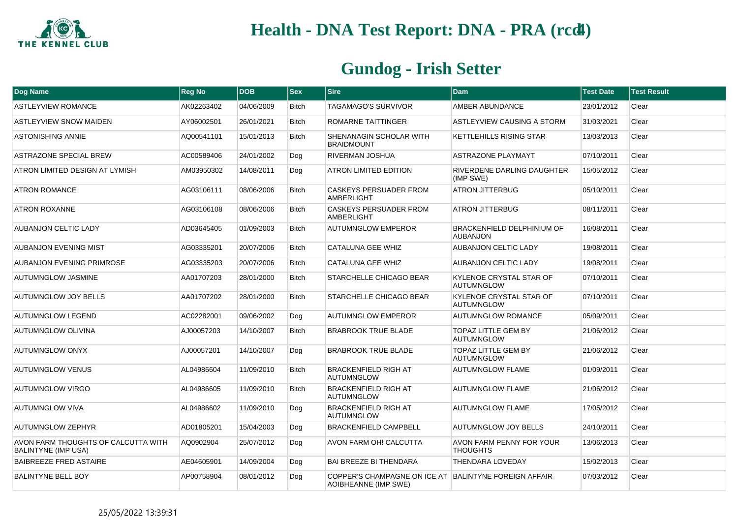# Health - DNA Test Report: DNA - PRA (rcd1)

## Gundog - Irish Setter

| Dog Name | Reg No | DOB | Sex | Sire | Dam | Test Date | Test Result |
|---|---|---|---|---|---|---|---|
| ASTLEYVIEW ROMANCE | AK02263402 | 04/06/2009 | Bitch | TAGAMAGO'S SURVIVOR | AMBER ABUNDANCE | 23/01/2012 | Clear |
| ASTLEYVIEW SNOW MAIDEN | AY06002501 | 26/01/2021 | Bitch | ROMARNE TAITTINGER | ASTLEYVIEW CAUSING A STORM | 31/03/2021 | Clear |
| ASTONISHING ANNIE | AQ00541101 | 15/01/2013 | Bitch | SHENANAGIN SCHOLAR WITH BRAIDMOUNT | KETTLEHILLS RISING STAR | 13/03/2013 | Clear |
| ASTRAZONE SPECIAL BREW | AC00589406 | 24/01/2002 | Dog | RIVERMAN JOSHUA | ASTRAZONE PLAYMAYT | 07/10/2011 | Clear |
| ATRON LIMITED DESIGN AT LYMISH | AM03950302 | 14/08/2011 | Dog | ATRON LIMITED EDITION | RIVERDENE DARLING DAUGHTER (IMP SWE) | 15/05/2012 | Clear |
| ATRON ROMANCE | AG03106111 | 08/06/2006 | Bitch | CASKEYS PERSUADER FROM AMBERLIGHT | ATRON JITTERBUG | 05/10/2011 | Clear |
| ATRON ROXANNE | AG03106108 | 08/06/2006 | Bitch | CASKEYS PERSUADER FROM AMBERLIGHT | ATRON JITTERBUG | 08/11/2011 | Clear |
| AUBANJON CELTIC LADY | AD03645405 | 01/09/2003 | Bitch | AUTUMNGLOW EMPEROR | BRACKENFIELD DELPHINIUM OF AUBANJON | 16/08/2011 | Clear |
| AUBANJON EVENING MIST | AG03335201 | 20/07/2006 | Bitch | CATALUNA GEE WHIZ | AUBANJON CELTIC LADY | 19/08/2011 | Clear |
| AUBANJON EVENING PRIMROSE | AG03335203 | 20/07/2006 | Bitch | CATALUNA GEE WHIZ | AUBANJON CELTIC LADY | 19/08/2011 | Clear |
| AUTUMNGLOW JASMINE | AA01707203 | 28/01/2000 | Bitch | STARCHELLE CHICAGO BEAR | KYLENOE CRYSTAL STAR OF AUTUMNGLOW | 07/10/2011 | Clear |
| AUTUMNGLOW JOY BELLS | AA01707202 | 28/01/2000 | Bitch | STARCHELLE CHICAGO BEAR | KYLENOE CRYSTAL STAR OF AUTUMNGLOW | 07/10/2011 | Clear |
| AUTUMNGLOW LEGEND | AC02282001 | 09/06/2002 | Dog | AUTUMNGLOW EMPEROR | AUTUMNGLOW ROMANCE | 05/09/2011 | Clear |
| AUTUMNGLOW OLIVINA | AJ00057203 | 14/10/2007 | Bitch | BRABROOK TRUE BLADE | TOPAZ LITTLE GEM BY AUTUMNGLOW | 21/06/2012 | Clear |
| AUTUMNGLOW ONYX | AJ00057201 | 14/10/2007 | Dog | BRABROOK TRUE BLADE | TOPAZ LITTLE GEM BY AUTUMNGLOW | 21/06/2012 | Clear |
| AUTUMNGLOW VENUS | AL04986604 | 11/09/2010 | Bitch | BRACKENFIELD RIGH AT AUTUMNGLOW | AUTUMNGLOW FLAME | 01/09/2011 | Clear |
| AUTUMNGLOW VIRGO | AL04986605 | 11/09/2010 | Bitch | BRACKENFIELD RIGH AT AUTUMNGLOW | AUTUMNGLOW FLAME | 21/06/2012 | Clear |
| AUTUMNGLOW VIVA | AL04986602 | 11/09/2010 | Dog | BRACKENFIELD RIGH AT AUTUMNGLOW | AUTUMNGLOW FLAME | 17/05/2012 | Clear |
| AUTUMNGLOW ZEPHYR | AD01805201 | 15/04/2003 | Dog | BRACKENFIELD CAMPBELL | AUTUMNGLOW JOY BELLS | 24/10/2011 | Clear |
| AVON FARM THOUGHTS OF CALCUTTA WITH BALINTYNE (IMP USA) | AQ0902904 | 25/07/2012 | Dog | AVON FARM OH! CALCUTTA | AVON FARM PENNY FOR YOUR THOUGHTS | 13/06/2013 | Clear |
| BAIBREEZE FRED ASTAIRE | AE04605901 | 14/09/2004 | Dog | BAI BREEZE BI THENDARA | THENDARA LOVEDAY | 15/02/2013 | Clear |
| BALINTYNE BELL BOY | AP00758904 | 08/01/2012 | Dog | COPPER'S CHAMPAGNE ON ICE AT AOIBHEANNE (IMP SWE) | BALINTYNE FOREIGN AFFAIR | 07/03/2012 | Clear |

25/05/2022 13:39:31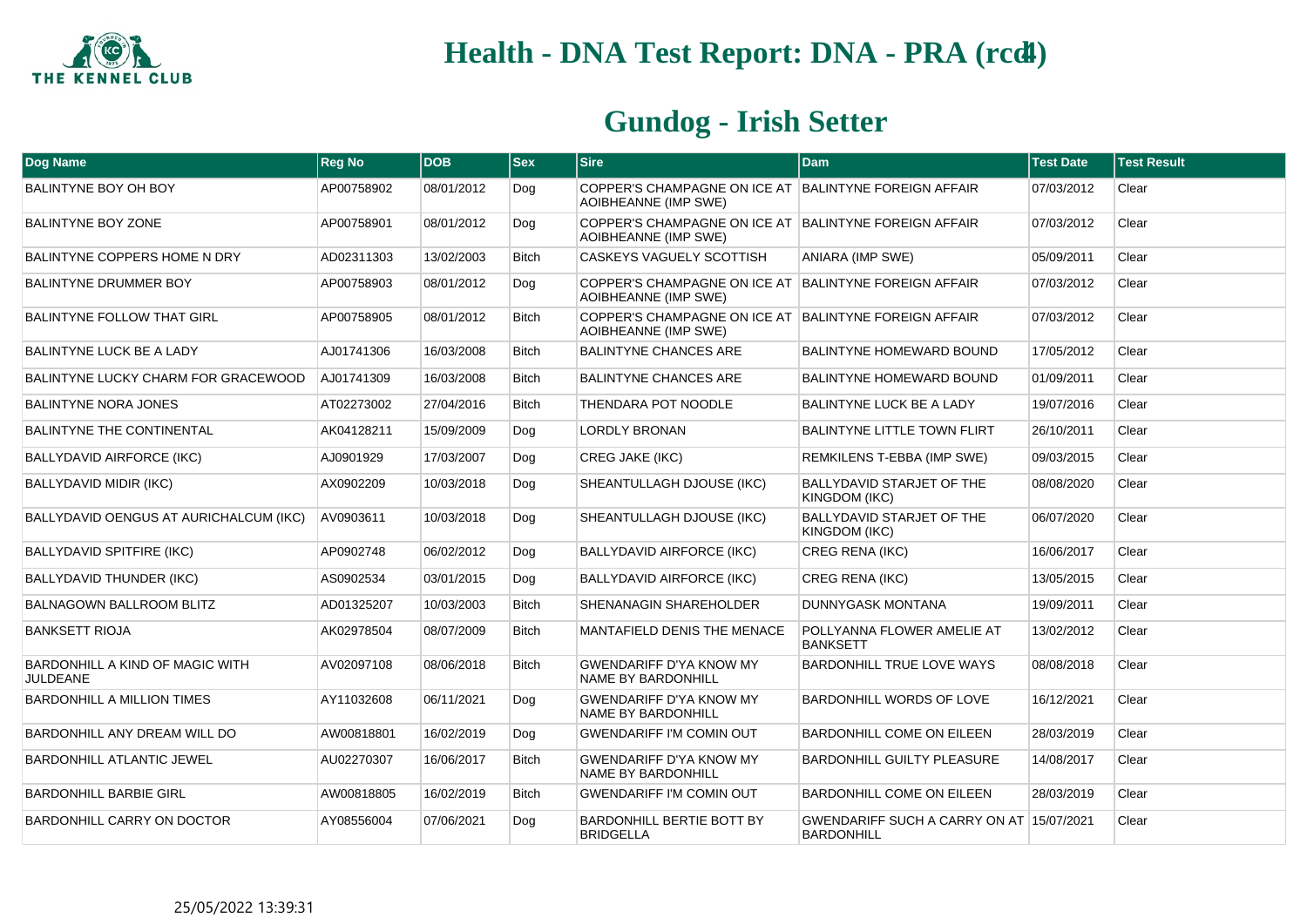# Health - DNA Test Report: DNA - PRA (rcd4)

## Gundog - Irish Setter

| Dog Name | Reg No | DOB | Sex | Sire | Dam | Test Date | Test Result |
|---|---|---|---|---|---|---|---|
| BALINTYNE BOY OH BOY | AP00758902 | 08/01/2012 | Dog | COPPER'S CHAMPAGNE ON ICE AT AOIBHEANNE (IMP SWE) | BALINTYNE FOREIGN AFFAIR | 07/03/2012 | Clear |
| BALINTYNE BOY ZONE | AP00758901 | 08/01/2012 | Dog | COPPER'S CHAMPAGNE ON ICE AT AOIBHEANNE (IMP SWE) | BALINTYNE FOREIGN AFFAIR | 07/03/2012 | Clear |
| BALINTYNE COPPERS HOME N DRY | AD02311303 | 13/02/2003 | Bitch | CASKEYS VAGUELY SCOTTISH | ANIARA (IMP SWE) | 05/09/2011 | Clear |
| BALINTYNE DRUMMER BOY | AP00758903 | 08/01/2012 | Dog | COPPER'S CHAMPAGNE ON ICE AT AOIBHEANNE (IMP SWE) | BALINTYNE FOREIGN AFFAIR | 07/03/2012 | Clear |
| BALINTYNE FOLLOW THAT GIRL | AP00758905 | 08/01/2012 | Bitch | COPPER'S CHAMPAGNE ON ICE AT AOIBHEANNE (IMP SWE) | BALINTYNE FOREIGN AFFAIR | 07/03/2012 | Clear |
| BALINTYNE LUCK BE A LADY | AJ01741306 | 16/03/2008 | Bitch | BALINTYNE CHANCES ARE | BALINTYNE HOMEWARD BOUND | 17/05/2012 | Clear |
| BALINTYNE LUCKY CHARM FOR GRACEWOOD | AJ01741309 | 16/03/2008 | Bitch | BALINTYNE CHANCES ARE | BALINTYNE HOMEWARD BOUND | 01/09/2011 | Clear |
| BALINTYNE NORA JONES | AT02273002 | 27/04/2016 | Bitch | THENDARA POT NOODLE | BALINTYNE LUCK BE A LADY | 19/07/2016 | Clear |
| BALINTYNE THE CONTINENTAL | AK04128211 | 15/09/2009 | Dog | LORDLY BRONAN | BALINTYNE LITTLE TOWN FLIRT | 26/10/2011 | Clear |
| BALLYDAVID AIRFORCE (IKC) | AJ0901929 | 17/03/2007 | Dog | CREG JAKE (IKC) | REMKILENS T-EBBA (IMP SWE) | 09/03/2015 | Clear |
| BALLYDAVID MIDIR (IKC) | AX0902209 | 10/03/2018 | Dog | SHEANTULLAGH DJOUSE (IKC) | BALLYDAVID STARJET OF THE KINGDOM (IKC) | 08/08/2020 | Clear |
| BALLYDAVID OENGUS AT AURICHALCUM (IKC) | AV0903611 | 10/03/2018 | Dog | SHEANTULLAGH DJOUSE (IKC) | BALLYDAVID STARJET OF THE KINGDOM (IKC) | 06/07/2020 | Clear |
| BALLYDAVID SPITFIRE (IKC) | AP0902748 | 06/02/2012 | Dog | BALLYDAVID AIRFORCE (IKC) | CREG RENA (IKC) | 16/06/2017 | Clear |
| BALLYDAVID THUNDER (IKC) | AS0902534 | 03/01/2015 | Dog | BALLYDAVID AIRFORCE (IKC) | CREG RENA (IKC) | 13/05/2015 | Clear |
| BALNAGOWN BALLROOM BLITZ | AD01325207 | 10/03/2003 | Bitch | SHENANAGIN SHAREHOLDER | DUNNYGASK MONTANA | 19/09/2011 | Clear |
| BANKSETT RIOJA | AK02978504 | 08/07/2009 | Bitch | MANTAFIELD DENIS THE MENACE | POLLYANNA FLOWER AMELIE AT BANKSETT | 13/02/2012 | Clear |
| BARDONHILL A KIND OF MAGIC WITH JULDEANE | AV02097108 | 08/06/2018 | Bitch | GWENDARIFF D'YA KNOW MY NAME BY BARDONHILL | BARDONHILL TRUE LOVE WAYS | 08/08/2018 | Clear |
| BARDONHILL A MILLION TIMES | AY11032608 | 06/11/2021 | Dog | GWENDARIFF D'YA KNOW MY NAME BY BARDONHILL | BARDONHILL WORDS OF LOVE | 16/12/2021 | Clear |
| BARDONHILL ANY DREAM WILL DO | AW00818801 | 16/02/2019 | Dog | GWENDARIFF I'M COMIN OUT | BARDONHILL COME ON EILEEN | 28/03/2019 | Clear |
| BARDONHILL ATLANTIC JEWEL | AU02270307 | 16/06/2017 | Bitch | GWENDARIFF D'YA KNOW MY NAME BY BARDONHILL | BARDONHILL GUILTY PLEASURE | 14/08/2017 | Clear |
| BARDONHILL BARBIE GIRL | AW00818805 | 16/02/2019 | Bitch | GWENDARIFF I'M COMIN OUT | BARDONHILL COME ON EILEEN | 28/03/2019 | Clear |
| BARDONHILL CARRY ON DOCTOR | AY08556004 | 07/06/2021 | Dog | BARDONHILL BERTIE BOTT BY BRIDGELLA | GWENDARIFF SUCH A CARRY ON AT BARDONHILL | 15/07/2021 | Clear |

25/05/2022 13:39:31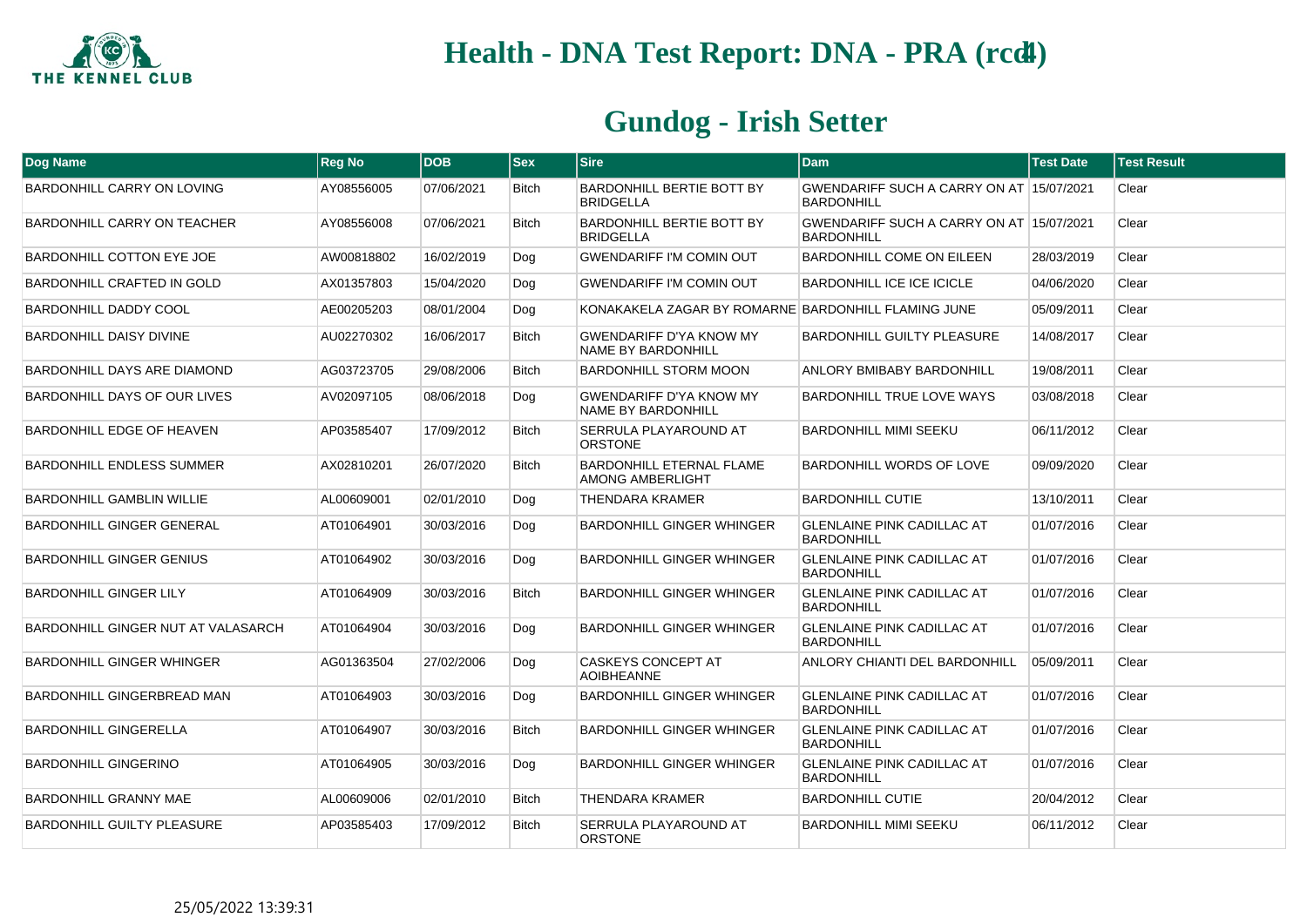# Health - DNA Test Report: DNA - PRA (rcd4)

## Gundog - Irish Setter

| Dog Name | Reg No | DOB | Sex | Sire | Dam | Test Date | Test Result |
|---|---|---|---|---|---|---|---|
| BARDONHILL CARRY ON LOVING | AY08556005 | 07/06/2021 | Bitch | BARDONHILL BERTIE BOTT BY BRIDGELLA | GWENDARIFF SUCH A CARRY ON AT BARDONHILL | 15/07/2021 | Clear |
| BARDONHILL CARRY ON TEACHER | AY08556008 | 07/06/2021 | Bitch | BARDONHILL BERTIE BOTT BY BRIDGELLA | GWENDARIFF SUCH A CARRY ON AT BARDONHILL | 15/07/2021 | Clear |
| BARDONHILL COTTON EYE JOE | AW00818802 | 16/02/2019 | Dog | GWENDARIFF I'M COMIN OUT | BARDONHILL COME ON EILEEN | 28/03/2019 | Clear |
| BARDONHILL CRAFTED IN GOLD | AX01357803 | 15/04/2020 | Dog | GWENDARIFF I'M COMIN OUT | BARDONHILL ICE ICE ICICLE | 04/06/2020 | Clear |
| BARDONHILL DADDY COOL | AE00205203 | 08/01/2004 | Dog | KONAKAKELA ZAGAR BY ROMARNE | BARDONHILL FLAMING JUNE | 05/09/2011 | Clear |
| BARDONHILL DAISY DIVINE | AU02270302 | 16/06/2017 | Bitch | GWENDARIFF D'YA KNOW MY NAME BY BARDONHILL | BARDONHILL GUILTY PLEASURE | 14/08/2017 | Clear |
| BARDONHILL DAYS ARE DIAMOND | AG03723705 | 29/08/2006 | Bitch | BARDONHILL STORM MOON | ANLORY BMIBABY BARDONHILL | 19/08/2011 | Clear |
| BARDONHILL DAYS OF OUR LIVES | AV02097105 | 08/06/2018 | Dog | GWENDARIFF D'YA KNOW MY NAME BY BARDONHILL | BARDONHILL TRUE LOVE WAYS | 03/08/2018 | Clear |
| BARDONHILL EDGE OF HEAVEN | AP03585407 | 17/09/2012 | Bitch | SERRULA PLAYAROUND AT ORSTONE | BARDONHILL MIMI SEEKU | 06/11/2012 | Clear |
| BARDONHILL ENDLESS SUMMER | AX02810201 | 26/07/2020 | Bitch | BARDONHILL ETERNAL FLAME AMONG AMBERLIGHT | BARDONHILL WORDS OF LOVE | 09/09/2020 | Clear |
| BARDONHILL GAMBLIN WILLIE | AL00609001 | 02/01/2010 | Dog | THENDARA KRAMER | BARDONHILL CUTIE | 13/10/2011 | Clear |
| BARDONHILL GINGER GENERAL | AT01064901 | 30/03/2016 | Dog | BARDONHILL GINGER WHINGER | GLENLAINE PINK CADILLAC AT BARDONHILL | 01/07/2016 | Clear |
| BARDONHILL GINGER GENIUS | AT01064902 | 30/03/2016 | Dog | BARDONHILL GINGER WHINGER | GLENLAINE PINK CADILLAC AT BARDONHILL | 01/07/2016 | Clear |
| BARDONHILL GINGER LILY | AT01064909 | 30/03/2016 | Bitch | BARDONHILL GINGER WHINGER | GLENLAINE PINK CADILLAC AT BARDONHILL | 01/07/2016 | Clear |
| BARDONHILL GINGER NUT AT VALASARCH | AT01064904 | 30/03/2016 | Dog | BARDONHILL GINGER WHINGER | GLENLAINE PINK CADILLAC AT BARDONHILL | 01/07/2016 | Clear |
| BARDONHILL GINGER WHINGER | AG01363504 | 27/02/2006 | Dog | CASKEYS CONCEPT AT AOIBHEANNE | ANLORY CHIANTI DEL BARDONHILL | 05/09/2011 | Clear |
| BARDONHILL GINGERBREAD MAN | AT01064903 | 30/03/2016 | Dog | BARDONHILL GINGER WHINGER | GLENLAINE PINK CADILLAC AT BARDONHILL | 01/07/2016 | Clear |
| BARDONHILL GINGERELLA | AT01064907 | 30/03/2016 | Bitch | BARDONHILL GINGER WHINGER | GLENLAINE PINK CADILLAC AT BARDONHILL | 01/07/2016 | Clear |
| BARDONHILL GINGERINO | AT01064905 | 30/03/2016 | Dog | BARDONHILL GINGER WHINGER | GLENLAINE PINK CADILLAC AT BARDONHILL | 01/07/2016 | Clear |
| BARDONHILL GRANNY MAE | AL00609006 | 02/01/2010 | Bitch | THENDARA KRAMER | BARDONHILL CUTIE | 20/04/2012 | Clear |
| BARDONHILL GUILTY PLEASURE | AP03585403 | 17/09/2012 | Bitch | SERRULA PLAYAROUND AT ORSTONE | BARDONHILL MIMI SEEKU | 06/11/2012 | Clear |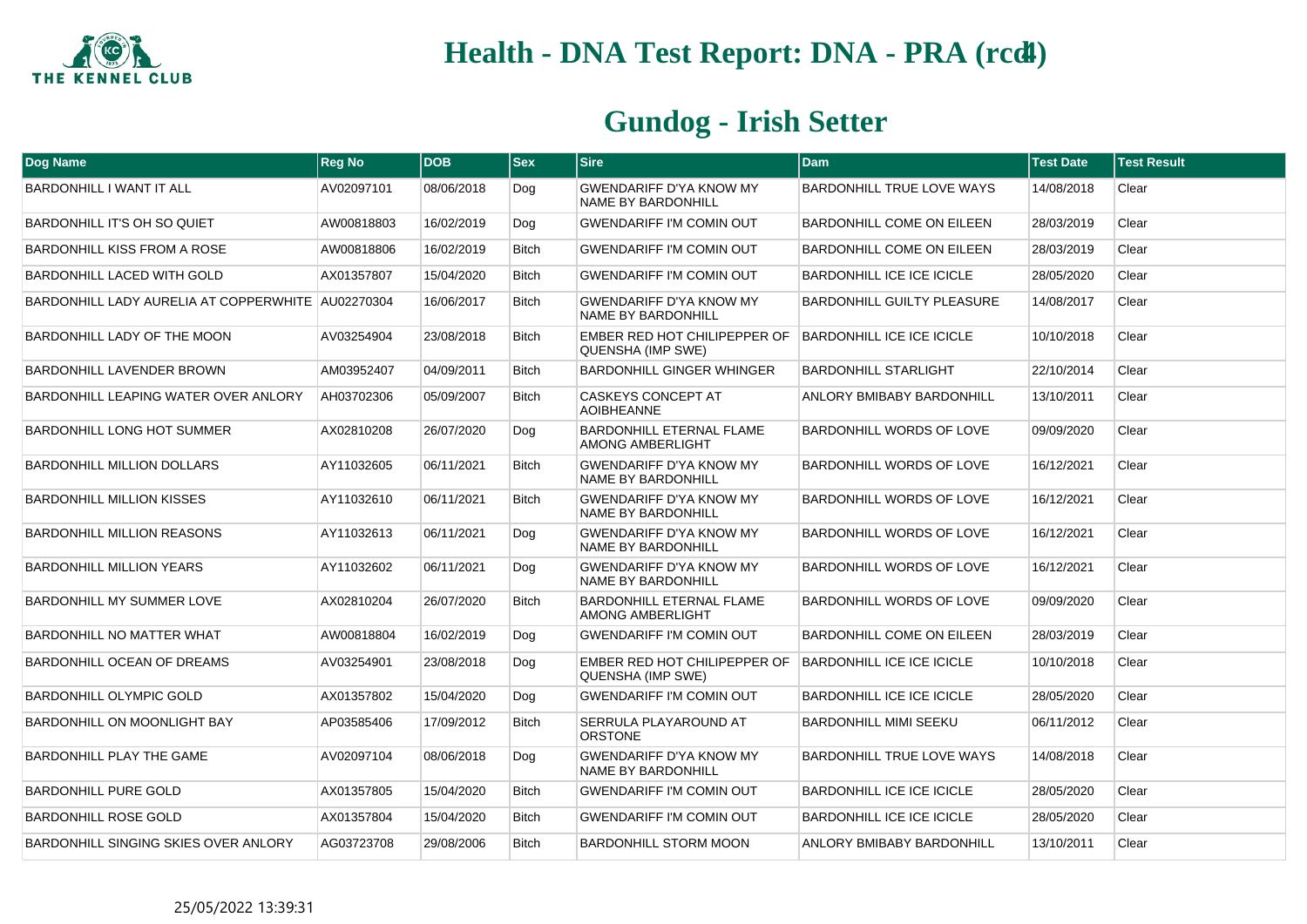# Health - DNA Test Report: DNA - PRA (rcd4)

## Gundog - Irish Setter

| Dog Name | Reg No | DOB | Sex | Sire | Dam | Test Date | Test Result |
|---|---|---|---|---|---|---|---|
| BARDONHILL I WANT IT ALL | AV02097101 | 08/06/2018 | Dog | GWENDARIFF D'YA KNOW MY NAME BY BARDONHILL | BARDONHILL TRUE LOVE WAYS | 14/08/2018 | Clear |
| BARDONHILL IT'S OH SO QUIET | AW00818803 | 16/02/2019 | Dog | GWENDARIFF I'M COMIN OUT | BARDONHILL COME ON EILEEN | 28/03/2019 | Clear |
| BARDONHILL KISS FROM A ROSE | AW00818806 | 16/02/2019 | Bitch | GWENDARIFF I'M COMIN OUT | BARDONHILL COME ON EILEEN | 28/03/2019 | Clear |
| BARDONHILL LACED WITH GOLD | AX01357807 | 15/04/2020 | Bitch | GWENDARIFF I'M COMIN OUT | BARDONHILL ICE ICE ICICLE | 28/05/2020 | Clear |
| BARDONHILL LADY AURELIA AT COPPERWHITE | AU02270304 | 16/06/2017 | Bitch | GWENDARIFF D'YA KNOW MY NAME BY BARDONHILL | BARDONHILL GUILTY PLEASURE | 14/08/2017 | Clear |
| BARDONHILL LADY OF THE MOON | AV03254904 | 23/08/2018 | Bitch | EMBER RED HOT CHILIPEPPER OF QUENSHA (IMP SWE) | BARDONHILL ICE ICE ICICLE | 10/10/2018 | Clear |
| BARDONHILL LAVENDER BROWN | AM03952407 | 04/09/2011 | Bitch | BARDONHILL GINGER WHINGER | BARDONHILL STARLIGHT | 22/10/2014 | Clear |
| BARDONHILL LEAPING WATER OVER ANLORY | AH03702306 | 05/09/2007 | Bitch | CASKEYS CONCEPT AT AOIBHEANNE | ANLORY BMIBABY BARDONHILL | 13/10/2011 | Clear |
| BARDONHILL LONG HOT SUMMER | AX02810208 | 26/07/2020 | Dog | BARDONHILL ETERNAL FLAME AMONG AMBERLIGHT | BARDONHILL WORDS OF LOVE | 09/09/2020 | Clear |
| BARDONHILL MILLION DOLLARS | AY11032605 | 06/11/2021 | Bitch | GWENDARIFF D'YA KNOW MY NAME BY BARDONHILL | BARDONHILL WORDS OF LOVE | 16/12/2021 | Clear |
| BARDONHILL MILLION KISSES | AY11032610 | 06/11/2021 | Bitch | GWENDARIFF D'YA KNOW MY NAME BY BARDONHILL | BARDONHILL WORDS OF LOVE | 16/12/2021 | Clear |
| BARDONHILL MILLION REASONS | AY11032613 | 06/11/2021 | Dog | GWENDARIFF D'YA KNOW MY NAME BY BARDONHILL | BARDONHILL WORDS OF LOVE | 16/12/2021 | Clear |
| BARDONHILL MILLION YEARS | AY11032602 | 06/11/2021 | Dog | GWENDARIFF D'YA KNOW MY NAME BY BARDONHILL | BARDONHILL WORDS OF LOVE | 16/12/2021 | Clear |
| BARDONHILL MY SUMMER LOVE | AX02810204 | 26/07/2020 | Bitch | BARDONHILL ETERNAL FLAME AMONG AMBERLIGHT | BARDONHILL WORDS OF LOVE | 09/09/2020 | Clear |
| BARDONHILL NO MATTER WHAT | AW00818804 | 16/02/2019 | Dog | GWENDARIFF I'M COMIN OUT | BARDONHILL COME ON EILEEN | 28/03/2019 | Clear |
| BARDONHILL OCEAN OF DREAMS | AV03254901 | 23/08/2018 | Dog | EMBER RED HOT CHILIPEPPER OF QUENSHA (IMP SWE) | BARDONHILL ICE ICE ICICLE | 10/10/2018 | Clear |
| BARDONHILL OLYMPIC GOLD | AX01357802 | 15/04/2020 | Dog | GWENDARIFF I'M COMIN OUT | BARDONHILL ICE ICE ICICLE | 28/05/2020 | Clear |
| BARDONHILL ON MOONLIGHT BAY | AP03585406 | 17/09/2012 | Bitch | SERRULA PLAYAROUND AT ORSTONE | BARDONHILL MIMI SEEKU | 06/11/2012 | Clear |
| BARDONHILL PLAY THE GAME | AV02097104 | 08/06/2018 | Dog | GWENDARIFF D'YA KNOW MY NAME BY BARDONHILL | BARDONHILL TRUE LOVE WAYS | 14/08/2018 | Clear |
| BARDONHILL PURE GOLD | AX01357805 | 15/04/2020 | Bitch | GWENDARIFF I'M COMIN OUT | BARDONHILL ICE ICE ICICLE | 28/05/2020 | Clear |
| BARDONHILL ROSE GOLD | AX01357804 | 15/04/2020 | Bitch | GWENDARIFF I'M COMIN OUT | BARDONHILL ICE ICE ICICLE | 28/05/2020 | Clear |
| BARDONHILL SINGING SKIES OVER ANLORY | AG03723708 | 29/08/2006 | Bitch | BARDONHILL STORM MOON | ANLORY BMIBABY BARDONHILL | 13/10/2011 | Clear |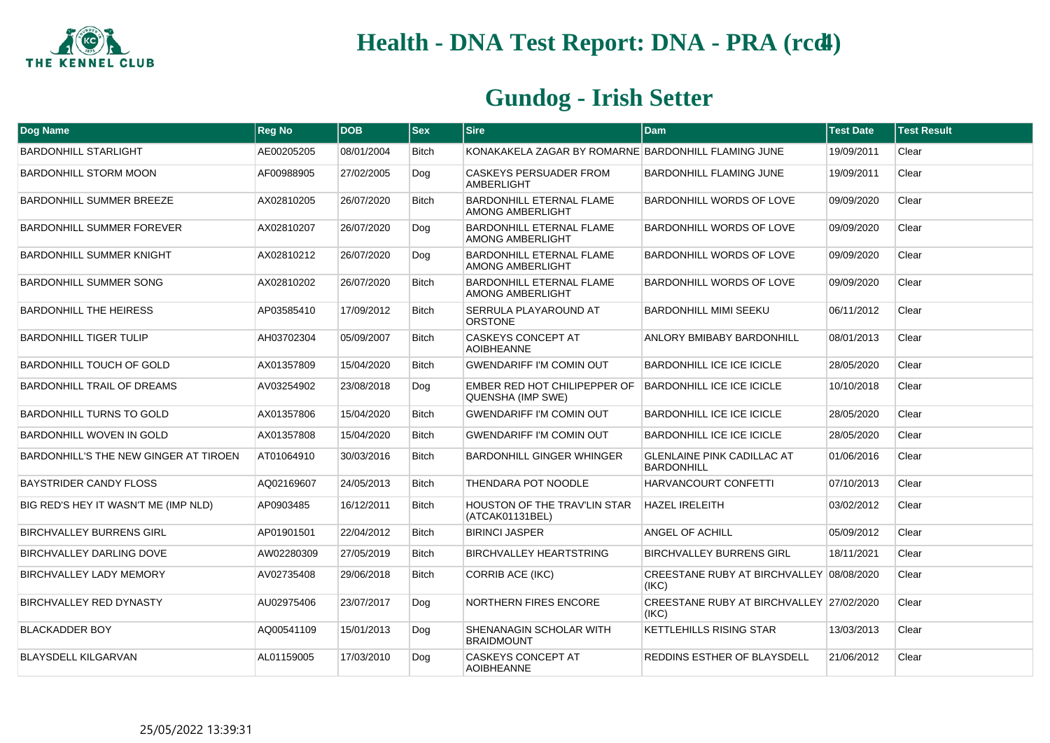# Health - DNA Test Report: DNA - PRA (rcd4)

## Gundog - Irish Setter

| Dog Name | Reg No | DOB | Sex | Sire | Dam | Test Date | Test Result |
|---|---|---|---|---|---|---|---|
| BARDONHILL STARLIGHT | AE00205205 | 08/01/2004 | Bitch | KONAKAKELA ZAGAR BY ROMARNE | BARDONHILL FLAMING JUNE | 19/09/2011 | Clear |
| BARDONHILL STORM MOON | AF00988905 | 27/02/2005 | Dog | CASKEYS PERSUADER FROM AMBERLIGHT | BARDONHILL FLAMING JUNE | 19/09/2011 | Clear |
| BARDONHILL SUMMER BREEZE | AX02810205 | 26/07/2020 | Bitch | BARDONHILL ETERNAL FLAME AMONG AMBERLIGHT | BARDONHILL WORDS OF LOVE | 09/09/2020 | Clear |
| BARDONHILL SUMMER FOREVER | AX02810207 | 26/07/2020 | Dog | BARDONHILL ETERNAL FLAME AMONG AMBERLIGHT | BARDONHILL WORDS OF LOVE | 09/09/2020 | Clear |
| BARDONHILL SUMMER KNIGHT | AX02810212 | 26/07/2020 | Dog | BARDONHILL ETERNAL FLAME AMONG AMBERLIGHT | BARDONHILL WORDS OF LOVE | 09/09/2020 | Clear |
| BARDONHILL SUMMER SONG | AX02810202 | 26/07/2020 | Bitch | BARDONHILL ETERNAL FLAME AMONG AMBERLIGHT | BARDONHILL WORDS OF LOVE | 09/09/2020 | Clear |
| BARDONHILL THE HEIRESS | AP03585410 | 17/09/2012 | Bitch | SERRULA PLAYAROUND AT ORSTONE | BARDONHILL MIMI SEEKU | 06/11/2012 | Clear |
| BARDONHILL TIGER TULIP | AH03702304 | 05/09/2007 | Bitch | CASKEYS CONCEPT AT AOIBHEANNE | ANLORY BMIBABY BARDONHILL | 08/01/2013 | Clear |
| BARDONHILL TOUCH OF GOLD | AX01357809 | 15/04/2020 | Bitch | GWENDARIFF I'M COMIN OUT | BARDONHILL ICE ICE ICICLE | 28/05/2020 | Clear |
| BARDONHILL TRAIL OF DREAMS | AV03254902 | 23/08/2018 | Dog | EMBER RED HOT CHILIPEPPER OF QUENSHA (IMP SWE) | BARDONHILL ICE ICE ICICLE | 10/10/2018 | Clear |
| BARDONHILL TURNS TO GOLD | AX01357806 | 15/04/2020 | Bitch | GWENDARIFF I'M COMIN OUT | BARDONHILL ICE ICE ICICLE | 28/05/2020 | Clear |
| BARDONHILL WOVEN IN GOLD | AX01357808 | 15/04/2020 | Bitch | GWENDARIFF I'M COMIN OUT | BARDONHILL ICE ICE ICICLE | 28/05/2020 | Clear |
| BARDONHILL'S THE NEW GINGER AT TIROEN | AT01064910 | 30/03/2016 | Bitch | BARDONHILL GINGER WHINGER | GLENLAINE PINK CADILLAC AT BARDONHILL | 01/06/2016 | Clear |
| BAYSTRIDER CANDY FLOSS | AQ02169607 | 24/05/2013 | Bitch | THENDARA POT NOODLE | HARVANCOURT CONFETTI | 07/10/2013 | Clear |
| BIG RED'S HEY IT WASN'T ME (IMP NLD) | AP0903485 | 16/12/2011 | Bitch | HOUSTON OF THE TRAV'LIN STAR (ATCAK01131BEL) | HAZEL IRELEITH | 03/02/2012 | Clear |
| BIRCHVALLEY BURRENS GIRL | AP01901501 | 22/04/2012 | Bitch | BIRINCI JASPER | ANGEL OF ACHILL | 05/09/2012 | Clear |
| BIRCHVALLEY DARLING DOVE | AW02280309 | 27/05/2019 | Bitch | BIRCHVALLEY HEARTSTRING | BIRCHVALLEY BURRENS GIRL | 18/11/2021 | Clear |
| BIRCHVALLEY LADY MEMORY | AV02735408 | 29/06/2018 | Bitch | CORRIB ACE (IKC) | CREESTANE RUBY AT BIRCHVALLEY (IKC) | 08/08/2020 | Clear |
| BIRCHVALLEY RED DYNASTY | AU02975406 | 23/07/2017 | Dog | NORTHERN FIRES ENCORE | CREESTANE RUBY AT BIRCHVALLEY (IKC) | 27/02/2020 | Clear |
| BLACKADDER BOY | AQ00541109 | 15/01/2013 | Dog | SHENANAGIN SCHOLAR WITH BRAIDMOUNT | KETTLEHILLS RISING STAR | 13/03/2013 | Clear |
| BLAYSDELL KILGARVAN | AL01159005 | 17/03/2010 | Dog | CASKEYS CONCEPT AT AOIBHEANNE | REDDINS ESTHER OF BLAYSDELL | 21/06/2012 | Clear |

25/05/2022 13:39:31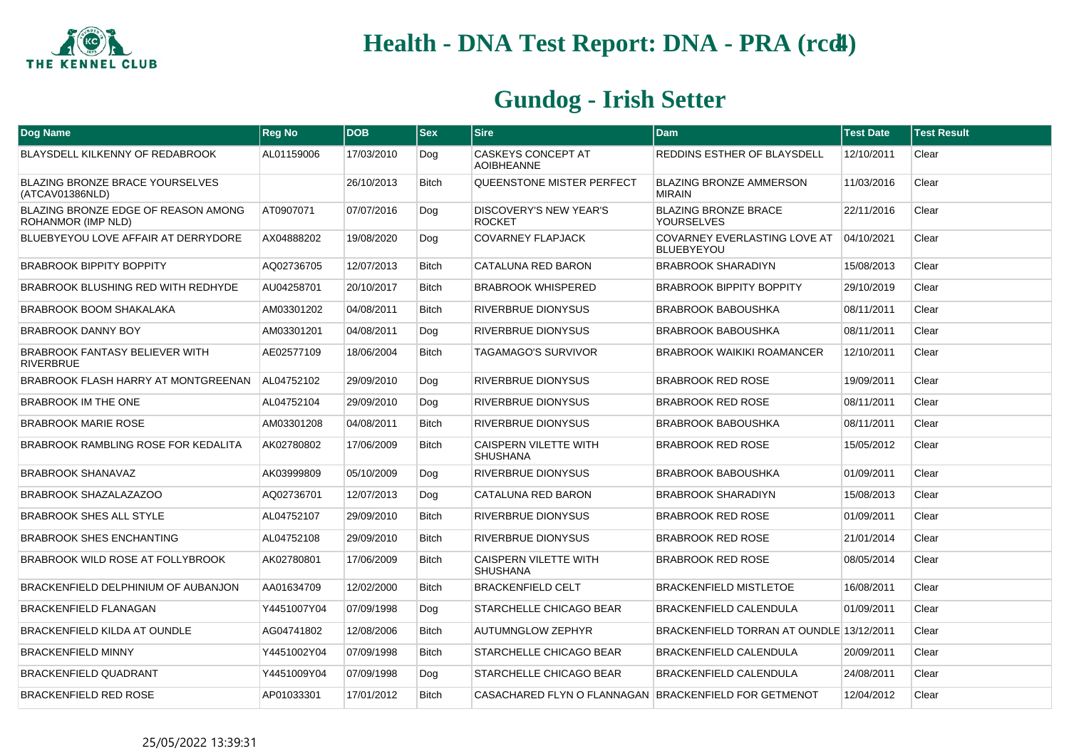# Health - DNA Test Report: DNA - PRA (rcd4)

## Gundog - Irish Setter

| Dog Name | Reg No | DOB | Sex | Sire | Dam | Test Date | Test Result |
|---|---|---|---|---|---|---|---|
| BLAYSDELL KILKENNY OF REDABROOK | AL01159006 | 17/03/2010 | Dog | CASKEYS CONCEPT AT AOIBHEANNE | REDDINS ESTHER OF BLAYSDELL | 12/10/2011 | Clear |
| BLAZING BRONZE BRACE YOURSELVES (ATCAV01386NLD) | | 26/10/2013 | Bitch | QUEENSTONE MISTER PERFECT | BLAZING BRONZE AMMERSON MIRAIN | 11/03/2016 | Clear |
| BLAZING BRONZE EDGE OF REASON AMONG ROHANMOR (IMP NLD) | AT0907071 | 07/07/2016 | Dog | DISCOVERY'S NEW YEAR'S ROCKET | BLAZING BRONZE BRACE YOURSELVES | 22/11/2016 | Clear |
| BLUEBYEYOU LOVE AFFAIR AT DERRYDORE | AX04888202 | 19/08/2020 | Dog | COVARNEY FLAPJACK | COVARNEY EVERLASTING LOVE AT BLUEBYEYOU | 04/10/2021 | Clear |
| BRABROOK BIPPITY BOPPITY | AQ02736705 | 12/07/2013 | Bitch | CATALUNA RED BARON | BRABROOK SHARADIYN | 15/08/2013 | Clear |
| BRABROOK BLUSHING RED WITH REDHYDE | AU04258701 | 20/10/2017 | Bitch | BRABROOK WHISPERED | BRABROOK BIPPITY BOPPITY | 29/10/2019 | Clear |
| BRABROOK BOOM SHAKALAKA | AM03301202 | 04/08/2011 | Bitch | RIVERBRUE DIONYSUS | BRABROOK BABOUSHKA | 08/11/2011 | Clear |
| BRABROOK DANNY BOY | AM03301201 | 04/08/2011 | Dog | RIVERBRUE DIONYSUS | BRABROOK BABOUSHKA | 08/11/2011 | Clear |
| BRABROOK FANTASY BELIEVER WITH RIVERBRUE | AE02577109 | 18/06/2004 | Bitch | TAGAMAGO'S SURVIVOR | BRABROOK WAIKIKI ROAMANCER | 12/10/2011 | Clear |
| BRABROOK FLASH HARRY AT MONTGREENAN | AL04752102 | 29/09/2010 | Dog | RIVERBRUE DIONYSUS | BRABROOK RED ROSE | 19/09/2011 | Clear |
| BRABROOK IM THE ONE | AL04752104 | 29/09/2010 | Dog | RIVERBRUE DIONYSUS | BRABROOK RED ROSE | 08/11/2011 | Clear |
| BRABROOK MARIE ROSE | AM03301208 | 04/08/2011 | Bitch | RIVERBRUE DIONYSUS | BRABROOK BABOUSHKA | 08/11/2011 | Clear |
| BRABROOK RAMBLING ROSE FOR KEDALITA | AK02780802 | 17/06/2009 | Bitch | CAISPERN VILETTE WITH SHUSHANA | BRABROOK RED ROSE | 15/05/2012 | Clear |
| BRABROOK SHANAVAZ | AK03999809 | 05/10/2009 | Dog | RIVERBRUE DIONYSUS | BRABROOK BABOUSHKA | 01/09/2011 | Clear |
| BRABROOK SHAZALAZAZOO | AQ02736701 | 12/07/2013 | Dog | CATALUNA RED BARON | BRABROOK SHARADIYN | 15/08/2013 | Clear |
| BRABROOK SHES ALL STYLE | AL04752107 | 29/09/2010 | Bitch | RIVERBRUE DIONYSUS | BRABROOK RED ROSE | 01/09/2011 | Clear |
| BRABROOK SHES ENCHANTING | AL04752108 | 29/09/2010 | Bitch | RIVERBRUE DIONYSUS | BRABROOK RED ROSE | 21/01/2014 | Clear |
| BRABROOK WILD ROSE AT FOLLYBROOK | AK02780801 | 17/06/2009 | Bitch | CAISPERN VILETTE WITH SHUSHANA | BRABROOK RED ROSE | 08/05/2014 | Clear |
| BRACKENFIELD DELPHINIUM OF AUBANJON | AA01634709 | 12/02/2000 | Bitch | BRACKENFIELD CELT | BRACKENFIELD MISTLETOE | 16/08/2011 | Clear |
| BRACKENFIELD FLANAGAN | Y4451007Y04 | 07/09/1998 | Dog | STARCHELLE CHICAGO BEAR | BRACKENFIELD CALENDULA | 01/09/2011 | Clear |
| BRACKENFIELD KILDA AT OUNDLE | AG04741802 | 12/08/2006 | Bitch | AUTUMNGLOW ZEPHYR | BRACKENFIELD TORRAN AT OUNDLE | 13/12/2011 | Clear |
| BRACKENFIELD MINNY | Y4451002Y04 | 07/09/1998 | Bitch | STARCHELLE CHICAGO BEAR | BRACKENFIELD CALENDULA | 20/09/2011 | Clear |
| BRACKENFIELD QUADRANT | Y4451009Y04 | 07/09/1998 | Dog | STARCHELLE CHICAGO BEAR | BRACKENFIELD CALENDULA | 24/08/2011 | Clear |
| BRACKENFIELD RED ROSE | AP01033301 | 17/01/2012 | Bitch | CASACHARED FLYN O FLANNAGAN | BRACKENFIELD FOR GETMENOT | 12/04/2012 | Clear |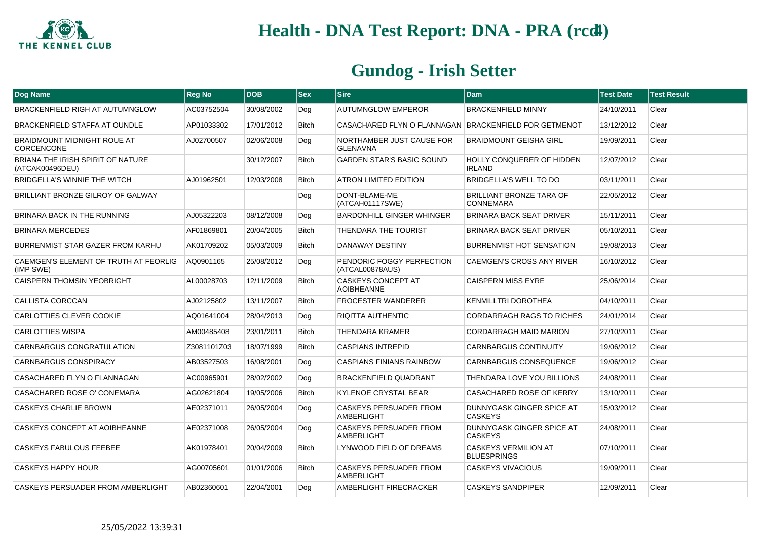# Health - DNA Test Report: DNA - PRA (rcd4)

## Gundog - Irish Setter

| Dog Name | Reg No | DOB | Sex | Sire | Dam | Test Date | Test Result |
|---|---|---|---|---|---|---|---|
| BRACKENFIELD RIGH AT AUTUMNGLOW | AC03752504 | 30/08/2002 | Dog | AUTUMNGLOW EMPEROR | BRACKENFIELD MINNY | 24/10/2011 | Clear |
| BRACKENFIELD STAFFA AT OUNDLE | AP01033302 | 17/01/2012 | Bitch | CASACHARED FLYN O FLANNAGAN | BRACKENFIELD FOR GETMENOT | 13/12/2012 | Clear |
| BRAIDMOUNT MIDNIGHT ROUE AT CORCENCONE | AJ02700507 | 02/06/2008 | Dog | NORTHAMBER JUST CAUSE FOR GLENAVNA | BRAIDMOUNT GEISHA GIRL | 19/09/2011 | Clear |
| BRIANA THE IRISH SPIRIT OF NATURE (ATCAK00496DEU) | | 30/12/2007 | Bitch | GARDEN STAR'S BASIC SOUND | HOLLY CONQUERER OF HIDDEN IRLAND | 12/07/2012 | Clear |
| BRIDGELLA'S WINNIE THE WITCH | AJ01962501 | 12/03/2008 | Bitch | ATRON LIMITED EDITION | BRIDGELLA'S WELL TO DO | 03/11/2011 | Clear |
| BRILLIANT BRONZE GILROY OF GALWAY | | | Dog | DONT-BLAME-ME (ATCAH01117SWE) | BRILLIANT BRONZE TARA OF CONNEMARA | 22/05/2012 | Clear |
| BRINARA BACK IN THE RUNNING | AJ05322203 | 08/12/2008 | Dog | BARDONHILL GINGER WHINGER | BRINARA BACK SEAT DRIVER | 15/11/2011 | Clear |
| BRINARA MERCEDES | AF01869801 | 20/04/2005 | Bitch | THENDARA THE TOURIST | BRINARA BACK SEAT DRIVER | 05/10/2011 | Clear |
| BURRENMIST STAR GAZER FROM KARHU | AK01709202 | 05/03/2009 | Bitch | DANAWAY DESTINY | BURRENMIST HOT SENSATION | 19/08/2013 | Clear |
| CAEMGEN'S ELEMENT OF TRUTH AT FEORLIG (IMP SWE) | AQ0901165 | 25/08/2012 | Dog | PENDORIC FOGGY PERFECTION (ATCAL00878AUS) | CAEMGEN'S CROSS ANY RIVER | 16/10/2012 | Clear |
| CAISPERN THOMSIN YEOBRIGHT | AL00028703 | 12/11/2009 | Bitch | CASKEYS CONCEPT AT AOIBHEANNE | CAISPERN MISS EYRE | 25/06/2014 | Clear |
| CALLISTA CORCCAN | AJ02125802 | 13/11/2007 | Bitch | FROCESTER WANDERER | KENMILLTRI DOROTHEA | 04/10/2011 | Clear |
| CARLOTTIES CLEVER COOKIE | AQ01641004 | 28/04/2013 | Dog | RIQITTA AUTHENTIC | CORDARRAGH RAGS TO RICHES | 24/01/2014 | Clear |
| CARLOTTIES WISPA | AM00485408 | 23/01/2011 | Bitch | THENDARA KRAMER | CORDARRAGH MAID MARION | 27/10/2011 | Clear |
| CARNBARGUS CONGRATULATION | Z3081101Z03 | 18/07/1999 | Bitch | CASPIANS INTREPID | CARNBARGUS CONTINUITY | 19/06/2012 | Clear |
| CARNBARGUS CONSPIRACY | AB03527503 | 16/08/2001 | Dog | CASPIANS FINIANS RAINBOW | CARNBARGUS CONSEQUENCE | 19/06/2012 | Clear |
| CASACHARED FLYN O FLANNAGAN | AC00965901 | 28/02/2002 | Dog | BRACKENFIELD QUADRANT | THENDARA LOVE YOU BILLIONS | 24/08/2011 | Clear |
| CASACHARED ROSE O' CONEMARA | AG02621804 | 19/05/2006 | Bitch | KYLENOE CRYSTAL BEAR | CASACHARED ROSE OF KERRY | 13/10/2011 | Clear |
| CASKEYS CHARLIE BROWN | AE02371011 | 26/05/2004 | Dog | CASKEYS PERSUADER FROM AMBERLIGHT | DUNNYGASK GINGER SPICE AT CASKEYS | 15/03/2012 | Clear |
| CASKEYS CONCEPT AT AOIBHEANNE | AE02371008 | 26/05/2004 | Dog | CASKEYS PERSUADER FROM AMBERLIGHT | DUNNYGASK GINGER SPICE AT CASKEYS | 24/08/2011 | Clear |
| CASKEYS FABULOUS FEEBEE | AK01978401 | 20/04/2009 | Bitch | LYNWOOD FIELD OF DREAMS | CASKEYS VERMILION AT BLUESPRINGS | 07/10/2011 | Clear |
| CASKEYS HAPPY HOUR | AG00705601 | 01/01/2006 | Bitch | CASKEYS PERSUADER FROM AMBERLIGHT | CASKEYS VIVACIOUS | 19/09/2011 | Clear |
| CASKEYS PERSUADER FROM AMBERLIGHT | AB02360601 | 22/04/2001 | Dog | AMBERLIGHT FIRECRACKER | CASKEYS SANDPIPER | 12/09/2011 | Clear |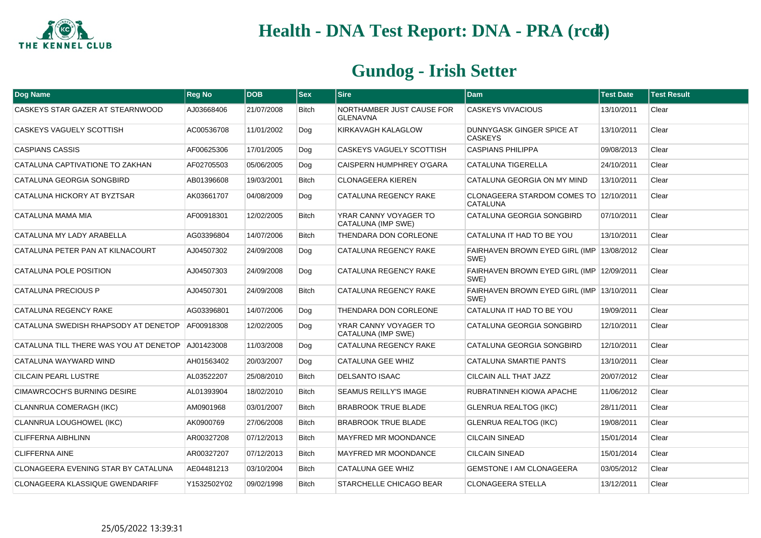# Health - DNA Test Report: DNA - PRA (rcd4)

## Gundog - Irish Setter

| Dog Name | Reg No | DOB | Sex | Sire | Dam | Test Date | Test Result |
|---|---|---|---|---|---|---|---|
| CASKEYS STAR GAZER AT STEARNWOOD | AJ03668406 | 21/07/2008 | Bitch | NORTHAMBER JUST CAUSE FOR GLENAVNA | CASKEYS VIVACIOUS | 13/10/2011 | Clear |
| CASKEYS VAGUELY SCOTTISH | AC00536708 | 11/01/2002 | Dog | KIRKAVAGH KALAGLOW | DUNNYGASK GINGER SPICE AT CASKEYS | 13/10/2011 | Clear |
| CASPIANS CASSIS | AF00625306 | 17/01/2005 | Dog | CASKEYS VAGUELY SCOTTISH | CASPIANS PHILIPPA | 09/08/2013 | Clear |
| CATALUNA CAPTIVATIONE TO ZAKHAN | AF02705503 | 05/06/2005 | Dog | CAISPERN HUMPHREY O'GARA | CATALUNA TIGERELLA | 24/10/2011 | Clear |
| CATALUNA GEORGIA SONGBIRD | AB01396608 | 19/03/2001 | Bitch | CLONAGEERA KIEREN | CATALUNA GEORGIA ON MY MIND | 13/10/2011 | Clear |
| CATALUNA HICKORY AT BYZTSAR | AK03661707 | 04/08/2009 | Dog | CATALUNA REGENCY RAKE | CLONAGEERA STARDOM COMES TO CATALUNA | 12/10/2011 | Clear |
| CATALUNA MAMA MIA | AF00918301 | 12/02/2005 | Bitch | YRAR CANNY VOYAGER TO CATALUNA (IMP SWE) | CATALUNA GEORGIA SONGBIRD | 07/10/2011 | Clear |
| CATALUNA MY LADY ARABELLA | AG03396804 | 14/07/2006 | Bitch | THENDARA DON CORLEONE | CATALUNA IT HAD TO BE YOU | 13/10/2011 | Clear |
| CATALUNA PETER PAN AT KILNACOURT | AJ04507302 | 24/09/2008 | Dog | CATALUNA REGENCY RAKE | FAIRHAVEN BROWN EYED GIRL (IMP SWE) | 13/08/2012 | Clear |
| CATALUNA POLE POSITION | AJ04507303 | 24/09/2008 | Dog | CATALUNA REGENCY RAKE | FAIRHAVEN BROWN EYED GIRL (IMP SWE) | 12/09/2011 | Clear |
| CATALUNA PRECIOUS P | AJ04507301 | 24/09/2008 | Bitch | CATALUNA REGENCY RAKE | FAIRHAVEN BROWN EYED GIRL (IMP SWE) | 13/10/2011 | Clear |
| CATALUNA REGENCY RAKE | AG03396801 | 14/07/2006 | Dog | THENDARA DON CORLEONE | CATALUNA IT HAD TO BE YOU | 19/09/2011 | Clear |
| CATALUNA SWEDISH RHAPSODY AT DENETOP | AF00918308 | 12/02/2005 | Dog | YRAR CANNY VOYAGER TO CATALUNA (IMP SWE) | CATALUNA GEORGIA SONGBIRD | 12/10/2011 | Clear |
| CATALUNA TILL THERE WAS YOU AT DENETOP | AJ01423008 | 11/03/2008 | Dog | CATALUNA REGENCY RAKE | CATALUNA GEORGIA SONGBIRD | 12/10/2011 | Clear |
| CATALUNA WAYWARD WIND | AH01563402 | 20/03/2007 | Dog | CATALUNA GEE WHIZ | CATALUNA SMARTIE PANTS | 13/10/2011 | Clear |
| CILCAIN PEARL LUSTRE | AL03522207 | 25/08/2010 | Bitch | DELSANTO ISAAC | CILCAIN ALL THAT JAZZ | 20/07/2012 | Clear |
| CIMAWRCOCH'S BURNING DESIRE | AL01393904 | 18/02/2010 | Bitch | SEAMUS REILLY'S IMAGE | RUBRATINNEH KIOWA APACHE | 11/06/2012 | Clear |
| CLANNRUA COMERAGH (IKC) | AM0901968 | 03/01/2007 | Bitch | BRABROOK TRUE BLADE | GLENRUA REALTOG (IKC) | 28/11/2011 | Clear |
| CLANNRUA LOUGHOWEL (IKC) | AK0900769 | 27/06/2008 | Bitch | BRABROOK TRUE BLADE | GLENRUA REALTOG (IKC) | 19/08/2011 | Clear |
| CLIFFERNA AIBHLINN | AR00327208 | 07/12/2013 | Bitch | MAYFRED MR MOONDANCE | CILCAIN SINEAD | 15/01/2014 | Clear |
| CLIFFERNA AINE | AR00327207 | 07/12/2013 | Bitch | MAYFRED MR MOONDANCE | CILCAIN SINEAD | 15/01/2014 | Clear |
| CLONAGEERA EVENING STAR BY CATALUNA | AE04481213 | 03/10/2004 | Bitch | CATALUNA GEE WHIZ | GEMSTONE I AM CLONAGEERA | 03/05/2012 | Clear |
| CLONAGEERA KLASSIQUE GWENDARIFF | Y1532502Y02 | 09/02/1998 | Bitch | STARCHELLE CHICAGO BEAR | CLONAGEERA STELLA | 13/12/2011 | Clear |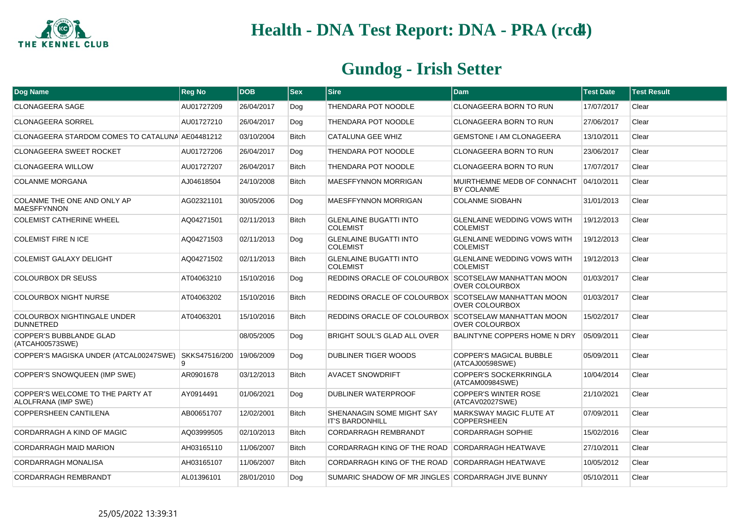# Health - DNA Test Report: DNA - PRA (rcd4)

## Gundog - Irish Setter

| Dog Name | Reg No | DOB | Sex | Sire | Dam | Test Date | Test Result |
|---|---|---|---|---|---|---|---|
| CLONAGEERA SAGE | AU01727209 | 26/04/2017 | Dog | THENDARA POT NOODLE | CLONAGEERA BORN TO RUN | 17/07/2017 | Clear |
| CLONAGEERA SORREL | AU01727210 | 26/04/2017 | Dog | THENDARA POT NOODLE | CLONAGEERA BORN TO RUN | 27/06/2017 | Clear |
| CLONAGEERA STARDOM COMES TO CATALUNA | AE04481212 | 03/10/2004 | Bitch | CATALUNA GEE WHIZ | GEMSTONE I AM CLONAGEERA | 13/10/2011 | Clear |
| CLONAGEERA SWEET ROCKET | AU01727206 | 26/04/2017 | Dog | THENDARA POT NOODLE | CLONAGEERA BORN TO RUN | 23/06/2017 | Clear |
| CLONAGEERA WILLOW | AU01727207 | 26/04/2017 | Bitch | THENDARA POT NOODLE | CLONAGEERA BORN TO RUN | 17/07/2017 | Clear |
| COLANME MORGANA | AJ04618504 | 24/10/2008 | Bitch | MAESFFYNNON MORRIGAN | MUIRTHEMNE MEDB OF CONNACHT BY COLANME | 04/10/2011 | Clear |
| COLANME THE ONE AND ONLY AP MAESFFYNNON | AG02321101 | 30/05/2006 | Dog | MAESFFYNNON MORRIGAN | COLANME SIOBAHN | 31/01/2013 | Clear |
| COLEMIST CATHERINE WHEEL | AQ04271501 | 02/11/2013 | Bitch | GLENLAINE BUGATTI INTO COLEMIST | GLENLAINE WEDDING VOWS WITH COLEMIST | 19/12/2013 | Clear |
| COLEMIST FIRE N ICE | AQ04271503 | 02/11/2013 | Dog | GLENLAINE BUGATTI INTO COLEMIST | GLENLAINE WEDDING VOWS WITH COLEMIST | 19/12/2013 | Clear |
| COLEMIST GALAXY DELIGHT | AQ04271502 | 02/11/2013 | Bitch | GLENLAINE BUGATTI INTO COLEMIST | GLENLAINE WEDDING VOWS WITH COLEMIST | 19/12/2013 | Clear |
| COLOURBOX DR SEUSS | AT04063210 | 15/10/2016 | Dog | REDDINS ORACLE OF COLOURBOX | SCOTSELAW MANHATTAN MOON OVER COLOURBOX | 01/03/2017 | Clear |
| COLOURBOX NIGHT NURSE | AT04063202 | 15/10/2016 | Bitch | REDDINS ORACLE OF COLOURBOX | SCOTSELAW MANHATTAN MOON OVER COLOURBOX | 01/03/2017 | Clear |
| COLOURBOX NIGHTINGALE UNDER DUNNETRED | AT04063201 | 15/10/2016 | Bitch | REDDINS ORACLE OF COLOURBOX | SCOTSELAW MANHATTAN MOON OVER COLOURBOX | 15/02/2017 | Clear |
| COPPER'S BUBBLANDE GLAD (ATCAH00573SWE) | | 08/05/2005 | Dog | BRIGHT SOUL'S GLAD ALL OVER | BALINTYNE COPPERS HOME N DRY | 05/09/2011 | Clear |
| COPPER'S MAGISKA UNDER (ATCAL00247SWE) | SKKS47516/2009 | 19/06/2009 | Dog | DUBLINER TIGER WOODS | COPPER'S MAGICAL BUBBLE (ATCAJ00598SWE) | 05/09/2011 | Clear |
| COPPER'S SNOWQUEEN (IMP SWE) | AR0901678 | 03/12/2013 | Bitch | AVACET SNOWDRIFT | COPPER'S SOCKERKRINGLA (ATCAM00984SWE) | 10/04/2014 | Clear |
| COPPER'S WELCOME TO THE PARTY AT ALOLFRANA (IMP SWE) | AY0914491 | 01/06/2021 | Dog | DUBLINER WATERPROOF | COPPER'S WINTER ROSE (ATCAV02027SWE) | 21/10/2021 | Clear |
| COPPERSHEEN CANTILENA | AB00651707 | 12/02/2001 | Bitch | SHENANAGIN SOME MIGHT SAY IT'S BARDONHILL | MARKSWAY MAGIC FLUTE AT COPPERSHEEN | 07/09/2011 | Clear |
| CORDARRAGH A KIND OF MAGIC | AQ03999505 | 02/10/2013 | Bitch | CORDARRAGH REMBRANDT | CORDARRAGH SOPHIE | 15/02/2016 | Clear |
| CORDARRAGH MAID MARION | AH03165110 | 11/06/2007 | Bitch | CORDARRAGH KING OF THE ROAD | CORDARRAGH HEATWAVE | 27/10/2011 | Clear |
| CORDARRAGH MONALISA | AH03165107 | 11/06/2007 | Bitch | CORDARRAGH KING OF THE ROAD | CORDARRAGH HEATWAVE | 10/05/2012 | Clear |
| CORDARRAGH REMBRANDT | AL01396101 | 28/01/2010 | Dog | SUMARIC SHADOW OF MR JINGLES | CORDARRAGH JIVE BUNNY | 05/10/2011 | Clear |

25/05/2022 13:39:31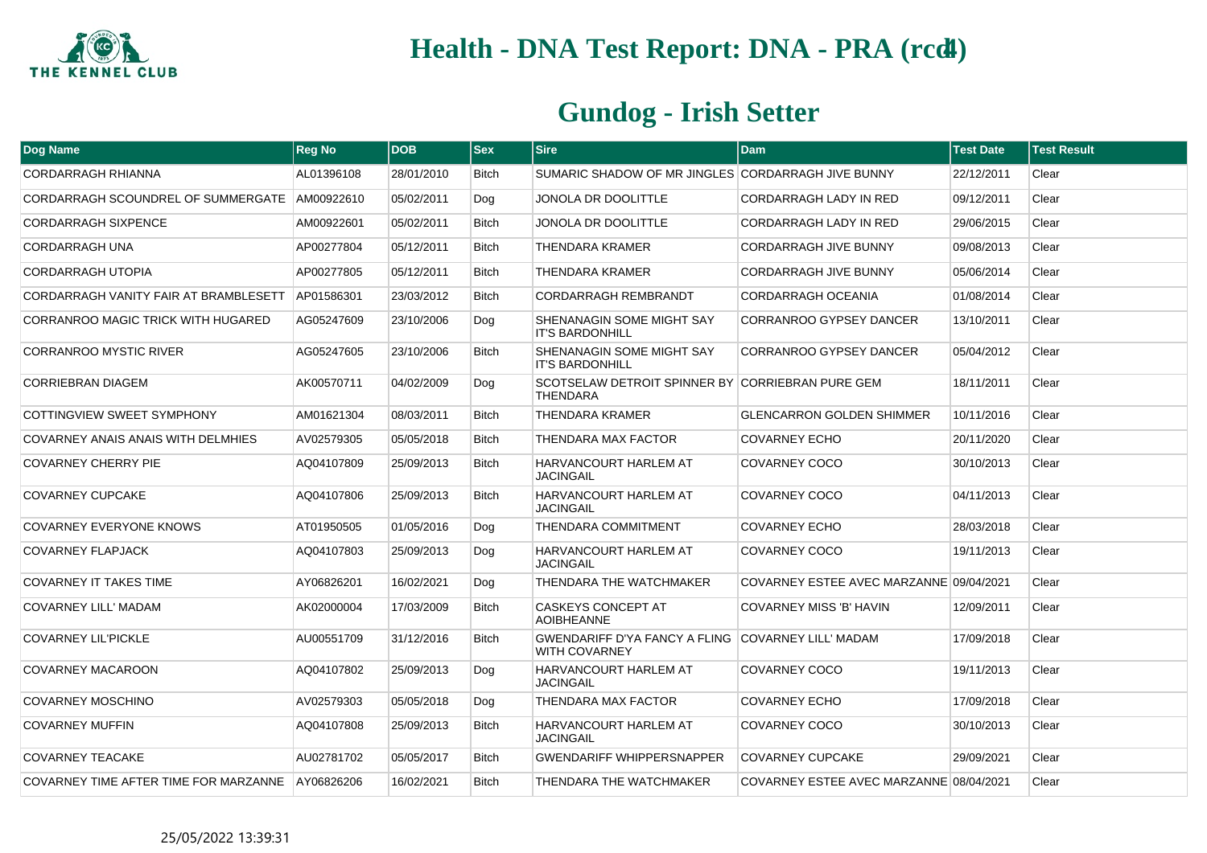# Health - DNA Test Report: DNA - PRA (rcd4)

## Gundog - Irish Setter

| Dog Name | Reg No | DOB | Sex | Sire | Dam | Test Date | Test Result |
|---|---|---|---|---|---|---|---|
| CORDARRAGH RHIANNA | AL01396108 | 28/01/2010 | Bitch | SUMARIC SHADOW OF MR JINGLES | CORDARRAGH JIVE BUNNY | 22/12/2011 | Clear |
| CORDARRAGH SCOUNDREL OF SUMMERGATE | AM00922610 | 05/02/2011 | Dog | JONOLA DR DOOLITTLE | CORDARRAGH LADY IN RED | 09/12/2011 | Clear |
| CORDARRAGH SIXPENCE | AM00922601 | 05/02/2011 | Bitch | JONOLA DR DOOLITTLE | CORDARRAGH LADY IN RED | 29/06/2015 | Clear |
| CORDARRAGH UNA | AP00277804 | 05/12/2011 | Bitch | THENDARA KRAMER | CORDARRAGH JIVE BUNNY | 09/08/2013 | Clear |
| CORDARRAGH UTOPIA | AP00277805 | 05/12/2011 | Bitch | THENDARA KRAMER | CORDARRAGH JIVE BUNNY | 05/06/2014 | Clear |
| CORDARRAGH VANITY FAIR AT BRAMBLESETT | AP01586301 | 23/03/2012 | Bitch | CORDARRAGH REMBRANDT | CORDARRAGH OCEANIA | 01/08/2014 | Clear |
| CORRANROO MAGIC TRICK WITH HUGARED | AG05247609 | 23/10/2006 | Dog | SHENANAGIN SOME MIGHT SAY IT'S BARDONHILL | CORRANROO GYPSEY DANCER | 13/10/2011 | Clear |
| CORRANROO MYSTIC RIVER | AG05247605 | 23/10/2006 | Bitch | SHENANAGIN SOME MIGHT SAY IT'S BARDONHILL | CORRANROO GYPSEY DANCER | 05/04/2012 | Clear |
| CORRIEBRAN DIAGEM | AK00570711 | 04/02/2009 | Dog | SCOTSELAW DETROIT SPINNER BY THENDARA | CORRIEBRAN PURE GEM | 18/11/2011 | Clear |
| COTTINGVIEW SWEET SYMPHONY | AM01621304 | 08/03/2011 | Bitch | THENDARA KRAMER | GLENCARRON GOLDEN SHIMMER | 10/11/2016 | Clear |
| COVARNEY ANAIS ANAIS WITH DELMHIES | AV02579305 | 05/05/2018 | Bitch | THENDARA MAX FACTOR | COVARNEY ECHO | 20/11/2020 | Clear |
| COVARNEY CHERRY PIE | AQ04107809 | 25/09/2013 | Bitch | HARVANCOURT HARLEM AT JACINGAIL | COVARNEY COCO | 30/10/2013 | Clear |
| COVARNEY CUPCAKE | AQ04107806 | 25/09/2013 | Bitch | HARVANCOURT HARLEM AT JACINGAIL | COVARNEY COCO | 04/11/2013 | Clear |
| COVARNEY EVERYONE KNOWS | AT01950505 | 01/05/2016 | Dog | THENDARA COMMITMENT | COVARNEY ECHO | 28/03/2018 | Clear |
| COVARNEY FLAPJACK | AQ04107803 | 25/09/2013 | Dog | HARVANCOURT HARLEM AT JACINGAIL | COVARNEY COCO | 19/11/2013 | Clear |
| COVARNEY IT TAKES TIME | AY06826201 | 16/02/2021 | Dog | THENDARA THE WATCHMAKER | COVARNEY ESTEE AVEC MARZANNE | 09/04/2021 | Clear |
| COVARNEY LILL' MADAM | AK02000004 | 17/03/2009 | Bitch | CASKEYS CONCEPT AT AOIBHEANNE | COVARNEY MISS 'B' HAVIN | 12/09/2011 | Clear |
| COVARNEY LIL'PICKLE | AU00551709 | 31/12/2016 | Bitch | GWENDARIFF D'YA FANCY A FLING WITH COVARNEY | COVARNEY LILL' MADAM | 17/09/2018 | Clear |
| COVARNEY MACAROON | AQ04107802 | 25/09/2013 | Dog | HARVANCOURT HARLEM AT JACINGAIL | COVARNEY COCO | 19/11/2013 | Clear |
| COVARNEY MOSCHINO | AV02579303 | 05/05/2018 | Dog | THENDARA MAX FACTOR | COVARNEY ECHO | 17/09/2018 | Clear |
| COVARNEY MUFFIN | AQ04107808 | 25/09/2013 | Bitch | HARVANCOURT HARLEM AT JACINGAIL | COVARNEY COCO | 30/10/2013 | Clear |
| COVARNEY TEACAKE | AU02781702 | 05/05/2017 | Bitch | GWENDARIFF WHIPPERSNAPPER | COVARNEY CUPCAKE | 29/09/2021 | Clear |
| COVARNEY TIME AFTER TIME FOR MARZANNE | AY06826206 | 16/02/2021 | Bitch | THENDARA THE WATCHMAKER | COVARNEY ESTEE AVEC MARZANNE | 08/04/2021 | Clear |

25/05/2022 13:39:31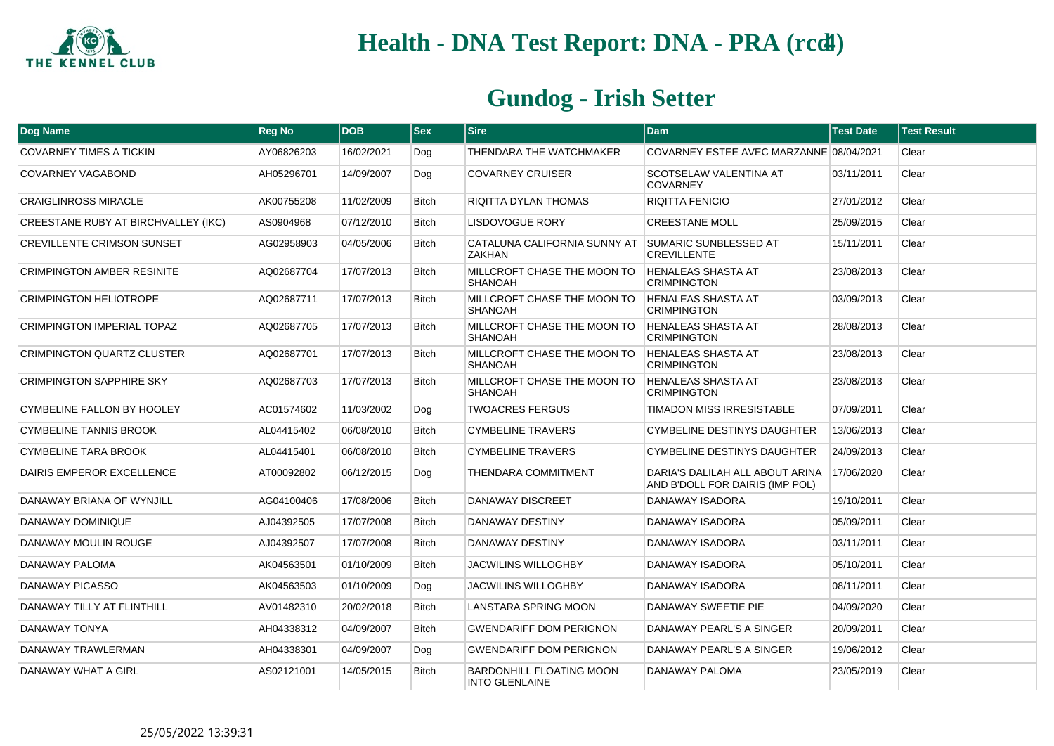# Health - DNA Test Report: DNA - PRA (rcd4)

## Gundog - Irish Setter

| Dog Name | Reg No | DOB | Sex | Sire | Dam | Test Date | Test Result |
|---|---|---|---|---|---|---|---|
| COVARNEY TIMES A TICKIN | AY06826203 | 16/02/2021 | Dog | THENDARA THE WATCHMAKER | COVARNEY ESTEE AVEC MARZANNE | 08/04/2021 | Clear |
| COVARNEY VAGABOND | AH05296701 | 14/09/2007 | Dog | COVARNEY CRUISER | SCOTSELAW VALENTINA AT COVARNEY | 03/11/2011 | Clear |
| CRAIGLINROSS MIRACLE | AK00755208 | 11/02/2009 | Bitch | RIQITTA DYLAN THOMAS | RIQITTA FENICIO | 27/01/2012 | Clear |
| CREESTANE RUBY AT BIRCHVALLEY (IKC) | AS0904968 | 07/12/2010 | Bitch | LISDOVOGUE RORY | CREESTANE MOLL | 25/09/2015 | Clear |
| CREVILLENTE CRIMSON SUNSET | AG02958903 | 04/05/2006 | Bitch | CATALUNA CALIFORNIA SUNNY AT ZAKHAN | SUMARIC SUNBLESSED AT CREVILLENTE | 15/11/2011 | Clear |
| CRIMPINGTON AMBER RESINITE | AQ02687704 | 17/07/2013 | Bitch | MILLCROFT CHASE THE MOON TO SHANOAH | HENALEAS SHASTA AT CRIMPINGTON | 23/08/2013 | Clear |
| CRIMPINGTON HELIOTROPE | AQ02687711 | 17/07/2013 | Bitch | MILLCROFT CHASE THE MOON TO SHANOAH | HENALEAS SHASTA AT CRIMPINGTON | 03/09/2013 | Clear |
| CRIMPINGTON IMPERIAL TOPAZ | AQ02687705 | 17/07/2013 | Bitch | MILLCROFT CHASE THE MOON TO SHANOAH | HENALEAS SHASTA AT CRIMPINGTON | 28/08/2013 | Clear |
| CRIMPINGTON QUARTZ CLUSTER | AQ02687701 | 17/07/2013 | Bitch | MILLCROFT CHASE THE MOON TO SHANOAH | HENALEAS SHASTA AT CRIMPINGTON | 23/08/2013 | Clear |
| CRIMPINGTON SAPPHIRE SKY | AQ02687703 | 17/07/2013 | Bitch | MILLCROFT CHASE THE MOON TO SHANOAH | HENALEAS SHASTA AT CRIMPINGTON | 23/08/2013 | Clear |
| CYMBELINE FALLON BY HOOLEY | AC01574602 | 11/03/2002 | Dog | TWOACRES FERGUS | TIMADON MISS IRRESISTABLE | 07/09/2011 | Clear |
| CYMBELINE TANNIS BROOK | AL04415402 | 06/08/2010 | Bitch | CYMBELINE TRAVERS | CYMBELINE DESTINYS DAUGHTER | 13/06/2013 | Clear |
| CYMBELINE TARA BROOK | AL04415401 | 06/08/2010 | Bitch | CYMBELINE TRAVERS | CYMBELINE DESTINYS DAUGHTER | 24/09/2013 | Clear |
| DAIRIS EMPEROR EXCELLENCE | AT00092802 | 06/12/2015 | Dog | THENDARA COMMITMENT | DARIA'S DALILAH ALL ABOUT ARINA AND B'DOLL FOR DAIRIS (IMP POL) | 17/06/2020 | Clear |
| DANAWAY BRIANA OF WYNJILL | AG04100406 | 17/08/2006 | Bitch | DANAWAY DISCREET | DANAWAY ISADORA | 19/10/2011 | Clear |
| DANAWAY DOMINIQUE | AJ04392505 | 17/07/2008 | Bitch | DANAWAY DESTINY | DANAWAY ISADORA | 05/09/2011 | Clear |
| DANAWAY MOULIN ROUGE | AJ04392507 | 17/07/2008 | Bitch | DANAWAY DESTINY | DANAWAY ISADORA | 03/11/2011 | Clear |
| DANAWAY PALOMA | AK04563501 | 01/10/2009 | Bitch | JACWILINS WILLOGHBY | DANAWAY ISADORA | 05/10/2011 | Clear |
| DANAWAY PICASSO | AK04563503 | 01/10/2009 | Dog | JACWILINS WILLOGHBY | DANAWAY ISADORA | 08/11/2011 | Clear |
| DANAWAY TILLY AT FLINTHILL | AV01482310 | 20/02/2018 | Bitch | LANSTARA SPRING MOON | DANAWAY SWEETIE PIE | 04/09/2020 | Clear |
| DANAWAY TONYA | AH04338312 | 04/09/2007 | Bitch | GWENDARIFF DOM PERIGNON | DANAWAY PEARL'S A SINGER | 20/09/2011 | Clear |
| DANAWAY TRAWLERMAN | AH04338301 | 04/09/2007 | Dog | GWENDARIFF DOM PERIGNON | DANAWAY PEARL'S A SINGER | 19/06/2012 | Clear |
| DANAWAY WHAT A GIRL | AS02121001 | 14/05/2015 | Bitch | BARDONHILL FLOATING MOON INTO GLENLAINE | DANAWAY PALOMA | 23/05/2019 | Clear |

25/05/2022 13:39:31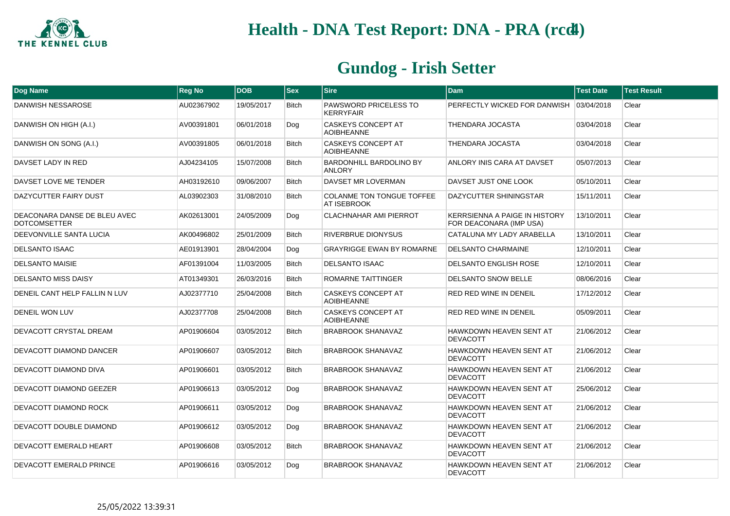# Health - DNA Test Report: DNA - PRA (rcd1)

## Gundog - Irish Setter

| Dog Name | Reg No | DOB | Sex | Sire | Dam | Test Date | Test Result |
|---|---|---|---|---|---|---|---|
| DANWISH NESSAROSE | AU02367902 | 19/05/2017 | Bitch | PAWSWORD PRICELESS TO KERRYFAIR | PERFECTLY WICKED FOR DANWISH | 03/04/2018 | Clear |
| DANWISH ON HIGH (A.I.) | AV00391801 | 06/01/2018 | Dog | CASKEYS CONCEPT AT AOIBHEANNE | THENDARA JOCASTA | 03/04/2018 | Clear |
| DANWISH ON SONG (A.I.) | AV00391805 | 06/01/2018 | Bitch | CASKEYS CONCEPT AT AOIBHEANNE | THENDARA JOCASTA | 03/04/2018 | Clear |
| DAVSET LADY IN RED | AJ04234105 | 15/07/2008 | Bitch | BARDONHILL BARDOLINO BY ANLORY | ANLORY INIS CARA AT DAVSET | 05/07/2013 | Clear |
| DAVSET LOVE ME TENDER | AH03192610 | 09/06/2007 | Bitch | DAVSET MR LOVERMAN | DAVSET JUST ONE LOOK | 05/10/2011 | Clear |
| DAZYCUTTER FAIRY DUST | AL03902303 | 31/08/2010 | Bitch | COLANME TON TONGUE TOFFEE AT ISEBROOK | DAZYCUTTER SHININGSTAR | 15/11/2011 | Clear |
| DEACONARA DANSE DE BLEU AVEC DOTCOMSETTER | AK02613001 | 24/05/2009 | Dog | CLACHNAHAR AMI PIERROT | KERRSIENNA A PAIGE IN HISTORY FOR DEACONARA (IMP USA) | 13/10/2011 | Clear |
| DEEVONVILLE SANTA LUCIA | AK00496802 | 25/01/2009 | Bitch | RIVERBRUE DIONYSUS | CATALUNA MY LADY ARABELLA | 13/10/2011 | Clear |
| DELSANTO ISAAC | AE01913901 | 28/04/2004 | Dog | GRAYRIGGE EWAN BY ROMARNE | DELSANTO CHARMAINE | 12/10/2011 | Clear |
| DELSANTO MAISIE | AF01391004 | 11/03/2005 | Bitch | DELSANTO ISAAC | DELSANTO ENGLISH ROSE | 12/10/2011 | Clear |
| DELSANTO MISS DAISY | AT01349301 | 26/03/2016 | Bitch | ROMARNE TAITTINGER | DELSANTO SNOW BELLE | 08/06/2016 | Clear |
| DENEIL CANT HELP FALLIN N LUV | AJ02377710 | 25/04/2008 | Bitch | CASKEYS CONCEPT AT AOIBHEANNE | RED RED WINE IN DENEIL | 17/12/2012 | Clear |
| DENEIL WON LUV | AJ02377708 | 25/04/2008 | Bitch | CASKEYS CONCEPT AT AOIBHEANNE | RED RED WINE IN DENEIL | 05/09/2011 | Clear |
| DEVACOTT CRYSTAL DREAM | AP01906604 | 03/05/2012 | Bitch | BRABROOK SHANAVAZ | HAWKDOWN HEAVEN SENT AT DEVACOTT | 21/06/2012 | Clear |
| DEVACOTT DIAMOND DANCER | AP01906607 | 03/05/2012 | Bitch | BRABROOK SHANAVAZ | HAWKDOWN HEAVEN SENT AT DEVACOTT | 21/06/2012 | Clear |
| DEVACOTT DIAMOND DIVA | AP01906601 | 03/05/2012 | Bitch | BRABROOK SHANAVAZ | HAWKDOWN HEAVEN SENT AT DEVACOTT | 21/06/2012 | Clear |
| DEVACOTT DIAMOND GEEZER | AP01906613 | 03/05/2012 | Dog | BRABROOK SHANAVAZ | HAWKDOWN HEAVEN SENT AT DEVACOTT | 25/06/2012 | Clear |
| DEVACOTT DIAMOND ROCK | AP01906611 | 03/05/2012 | Dog | BRABROOK SHANAVAZ | HAWKDOWN HEAVEN SENT AT DEVACOTT | 21/06/2012 | Clear |
| DEVACOTT DOUBLE DIAMOND | AP01906612 | 03/05/2012 | Dog | BRABROOK SHANAVAZ | HAWKDOWN HEAVEN SENT AT DEVACOTT | 21/06/2012 | Clear |
| DEVACOTT EMERALD HEART | AP01906608 | 03/05/2012 | Bitch | BRABROOK SHANAVAZ | HAWKDOWN HEAVEN SENT AT DEVACOTT | 21/06/2012 | Clear |
| DEVACOTT EMERALD PRINCE | AP01906616 | 03/05/2012 | Dog | BRABROOK SHANAVAZ | HAWKDOWN HEAVEN SENT AT DEVACOTT | 21/06/2012 | Clear |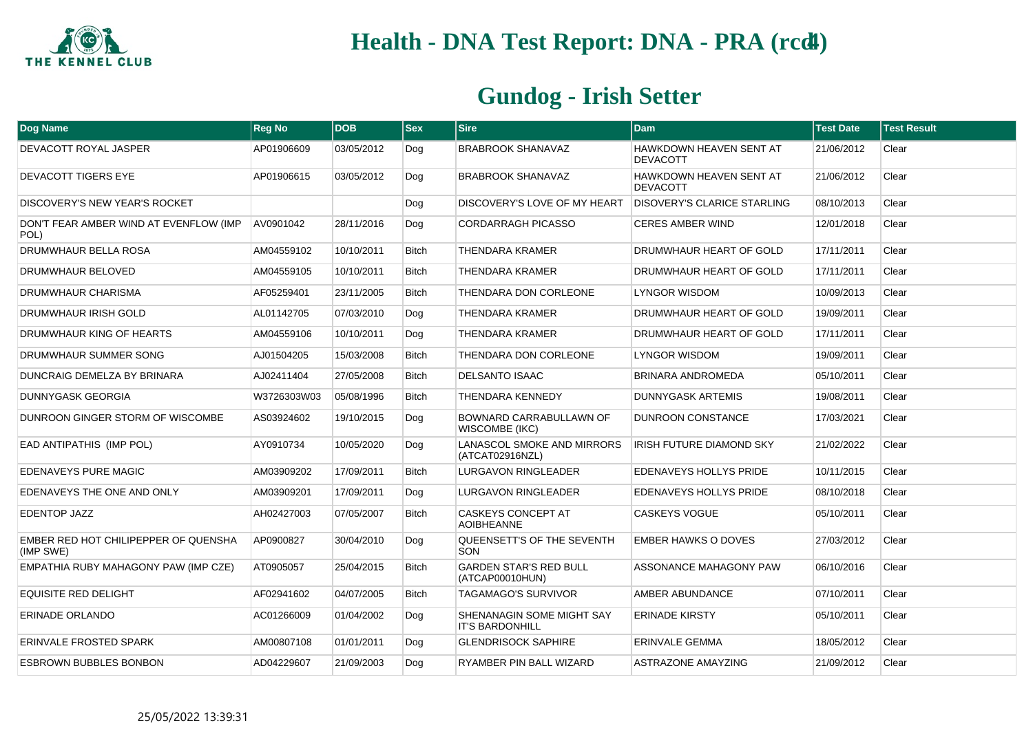# Health - DNA Test Report: DNA - PRA (rcd4)

## Gundog - Irish Setter

| Dog Name | Reg No | DOB | Sex | Sire | Dam | Test Date | Test Result |
|---|---|---|---|---|---|---|---|
| DEVACOTT ROYAL JASPER | AP01906609 | 03/05/2012 | Dog | BRABROOK SHANAVAZ | HAWKDOWN HEAVEN SENT AT DEVACOTT | 21/06/2012 | Clear |
| DEVACOTT TIGERS EYE | AP01906615 | 03/05/2012 | Dog | BRABROOK SHANAVAZ | HAWKDOWN HEAVEN SENT AT DEVACOTT | 21/06/2012 | Clear |
| DISCOVERY'S NEW YEAR'S ROCKET | | | Dog | DISCOVERY'S LOVE OF MY HEART | DISOVERY'S CLARICE STARLING | 08/10/2013 | Clear |
| DON'T FEAR AMBER WIND AT EVENFLOW (IMP POL) | AV0901042 | 28/11/2016 | Dog | CORDARRAGH PICASSO | CERES AMBER WIND | 12/01/2018 | Clear |
| DRUMWHAUR BELLA ROSA | AM04559102 | 10/10/2011 | Bitch | THENDARA KRAMER | DRUMWHAUR HEART OF GOLD | 17/11/2011 | Clear |
| DRUMWHAUR BELOVED | AM04559105 | 10/10/2011 | Bitch | THENDARA KRAMER | DRUMWHAUR HEART OF GOLD | 17/11/2011 | Clear |
| DRUMWHAUR CHARISMA | AF05259401 | 23/11/2005 | Bitch | THENDARA DON CORLEONE | LYNGOR WISDOM | 10/09/2013 | Clear |
| DRUMWHAUR IRISH GOLD | AL01142705 | 07/03/2010 | Dog | THENDARA KRAMER | DRUMWHAUR HEART OF GOLD | 19/09/2011 | Clear |
| DRUMWHAUR KING OF HEARTS | AM04559106 | 10/10/2011 | Dog | THENDARA KRAMER | DRUMWHAUR HEART OF GOLD | 17/11/2011 | Clear |
| DRUMWHAUR SUMMER SONG | AJ01504205 | 15/03/2008 | Bitch | THENDARA DON CORLEONE | LYNGOR WISDOM | 19/09/2011 | Clear |
| DUNCRAIG DEMELZA BY BRINARA | AJ02411404 | 27/05/2008 | Bitch | DELSANTO ISAAC | BRINARA ANDROMEDA | 05/10/2011 | Clear |
| DUNNYGASK GEORGIA | W3726303W03 | 05/08/1996 | Bitch | THENDARA KENNEDY | DUNNYGASK ARTEMIS | 19/08/2011 | Clear |
| DUNROON GINGER STORM OF WISCOMBE | AS03924602 | 19/10/2015 | Dog | BOWNARD CARRABULLAWN OF WISCOMBE (IKC) | DUNROON CONSTANCE | 17/03/2021 | Clear |
| EAD ANTIPATHIS (IMP POL) | AY0910734 | 10/05/2020 | Dog | LANASCOL SMOKE AND MIRRORS (ATCAT02916NZL) | IRISH FUTURE DIAMOND SKY | 21/02/2022 | Clear |
| EDENAVEYS PURE MAGIC | AM03909202 | 17/09/2011 | Bitch | LURGAVON RINGLEADER | EDENAVEYS HOLLYS PRIDE | 10/11/2015 | Clear |
| EDENAVEYS THE ONE AND ONLY | AM03909201 | 17/09/2011 | Dog | LURGAVON RINGLEADER | EDENAVEYS HOLLYS PRIDE | 08/10/2018 | Clear |
| EDENTOP JAZZ | AH02427003 | 07/05/2007 | Bitch | CASKEYS CONCEPT AT AOIBHEANNE | CASKEYS VOGUE | 05/10/2011 | Clear |
| EMBER RED HOT CHILIPEPPER OF QUENSHA (IMP SWE) | AP0900827 | 30/04/2010 | Dog | QUEENSETT'S OF THE SEVENTH SON | EMBER HAWKS O DOVES | 27/03/2012 | Clear |
| EMPATHIA RUBY MAHAGONY PAW (IMP CZE) | AT0905057 | 25/04/2015 | Bitch | GARDEN STAR'S RED BULL (ATCAP00010HUN) | ASSONANCE MAHAGONY PAW | 06/10/2016 | Clear |
| EQUISITE RED DELIGHT | AF02941602 | 04/07/2005 | Bitch | TAGAMAGO'S SURVIVOR | AMBER ABUNDANCE | 07/10/2011 | Clear |
| ERINADE ORLANDO | AC01266009 | 01/04/2002 | Dog | SHENANAGIN SOME MIGHT SAY IT'S BARDONHILL | ERINADE KIRSTY | 05/10/2011 | Clear |
| ERINVALE FROSTED SPARK | AM00807108 | 01/01/2011 | Dog | GLENDRISOCK SAPHIRE | ERINVALE GEMMA | 18/05/2012 | Clear |
| ESBROWN BUBBLES BONBON | AD04229607 | 21/09/2003 | Dog | RYAMBER PIN BALL WIZARD | ASTRAZONE AMAYZING | 21/09/2012 | Clear |

25/05/2022 13:39:31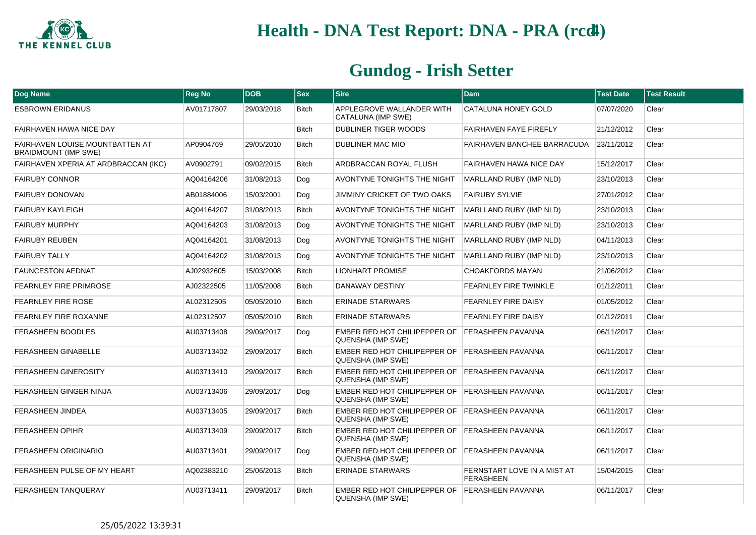# Health - DNA Test Report: DNA - PRA (rcd4)

## Gundog - Irish Setter

| Dog Name | Reg No | DOB | Sex | Sire | Dam | Test Date | Test Result |
|---|---|---|---|---|---|---|---|
| ESBROWN ERIDANUS | AV01717807 | 29/03/2018 | Bitch | APPLEGROVE WALLANDER WITH CATALUNA (IMP SWE) | CATALUNA HONEY GOLD | 07/07/2020 | Clear |
| FAIRHAVEN HAWA NICE DAY | | | Bitch | DUBLINER TIGER WOODS | FAIRHAVEN FAYE FIREFLY | 21/12/2012 | Clear |
| FAIRHAVEN LOUISE MOUNTBATTEN AT BRAIDMOUNT (IMP SWE) | AP0904769 | 29/05/2010 | Bitch | DUBLINER MAC MIO | FAIRHAVEN BANCHEE BARRACUDA | 23/11/2012 | Clear |
| FAIRHAVEN XPERIA AT ARDBRACCAN (IKC) | AV0902791 | 09/02/2015 | Bitch | ARDBRACCAN ROYAL FLUSH | FAIRHAVEN HAWA NICE DAY | 15/12/2017 | Clear |
| FAIRUBY CONNOR | AQ04164206 | 31/08/2013 | Dog | AVONTYNE TONIGHTS THE NIGHT | MARLLAND RUBY (IMP NLD) | 23/10/2013 | Clear |
| FAIRUBY DONOVAN | AB01884006 | 15/03/2001 | Dog | JIMMINY CRICKET OF TWO OAKS | FAIRUBY SYLVIE | 27/01/2012 | Clear |
| FAIRUBY KAYLEIGH | AQ04164207 | 31/08/2013 | Bitch | AVONTYNE TONIGHTS THE NIGHT | MARLLAND RUBY (IMP NLD) | 23/10/2013 | Clear |
| FAIRUBY MURPHY | AQ04164203 | 31/08/2013 | Dog | AVONTYNE TONIGHTS THE NIGHT | MARLLAND RUBY (IMP NLD) | 23/10/2013 | Clear |
| FAIRUBY REUBEN | AQ04164201 | 31/08/2013 | Dog | AVONTYNE TONIGHTS THE NIGHT | MARLLAND RUBY (IMP NLD) | 04/11/2013 | Clear |
| FAIRUBY TALLY | AQ04164202 | 31/08/2013 | Dog | AVONTYNE TONIGHTS THE NIGHT | MARLLAND RUBY (IMP NLD) | 23/10/2013 | Clear |
| FAUNCESTON AEDNAT | AJ02932605 | 15/03/2008 | Bitch | LIONHART PROMISE | CHOAKFORDS MAYAN | 21/06/2012 | Clear |
| FEARNLEY FIRE PRIMROSE | AJ02322505 | 11/05/2008 | Bitch | DANAWAY DESTINY | FEARNLEY FIRE TWINKLE | 01/12/2011 | Clear |
| FEARNLEY FIRE ROSE | AL02312505 | 05/05/2010 | Bitch | ERINADE STARWARS | FEARNLEY FIRE DAISY | 01/05/2012 | Clear |
| FEARNLEY FIRE ROXANNE | AL02312507 | 05/05/2010 | Bitch | ERINADE STARWARS | FEARNLEY FIRE DAISY | 01/12/2011 | Clear |
| FERASHEEN BOODLES | AU03713408 | 29/09/2017 | Dog | EMBER RED HOT CHILIPEPPER OF QUENSHA (IMP SWE) | FERASHEEN PAVANNA | 06/11/2017 | Clear |
| FERASHEEN GINABELLE | AU03713402 | 29/09/2017 | Bitch | EMBER RED HOT CHILIPEPPER OF QUENSHA (IMP SWE) | FERASHEEN PAVANNA | 06/11/2017 | Clear |
| FERASHEEN GINEROSITY | AU03713410 | 29/09/2017 | Bitch | EMBER RED HOT CHILIPEPPER OF QUENSHA (IMP SWE) | FERASHEEN PAVANNA | 06/11/2017 | Clear |
| FERASHEEN GINGER NINJA | AU03713406 | 29/09/2017 | Dog | EMBER RED HOT CHILIPEPPER OF QUENSHA (IMP SWE) | FERASHEEN PAVANNA | 06/11/2017 | Clear |
| FERASHEEN JINDEA | AU03713405 | 29/09/2017 | Bitch | EMBER RED HOT CHILIPEPPER OF QUENSHA (IMP SWE) | FERASHEEN PAVANNA | 06/11/2017 | Clear |
| FERASHEEN OPIHR | AU03713409 | 29/09/2017 | Bitch | EMBER RED HOT CHILIPEPPER OF QUENSHA (IMP SWE) | FERASHEEN PAVANNA | 06/11/2017 | Clear |
| FERASHEEN ORIGINARIO | AU03713401 | 29/09/2017 | Dog | EMBER RED HOT CHILIPEPPER OF QUENSHA (IMP SWE) | FERASHEEN PAVANNA | 06/11/2017 | Clear |
| FERASHEEN PULSE OF MY HEART | AQ02383210 | 25/06/2013 | Bitch | ERINADE STARWARS | FERNSTART LOVE IN A MIST AT FERASHEEN | 15/04/2015 | Clear |
| FERASHEEN TANQUERAY | AU03713411 | 29/09/2017 | Bitch | EMBER RED HOT CHILIPEPPER OF QUENSHA (IMP SWE) | FERASHEEN PAVANNA | 06/11/2017 | Clear |

25/05/2022 13:39:31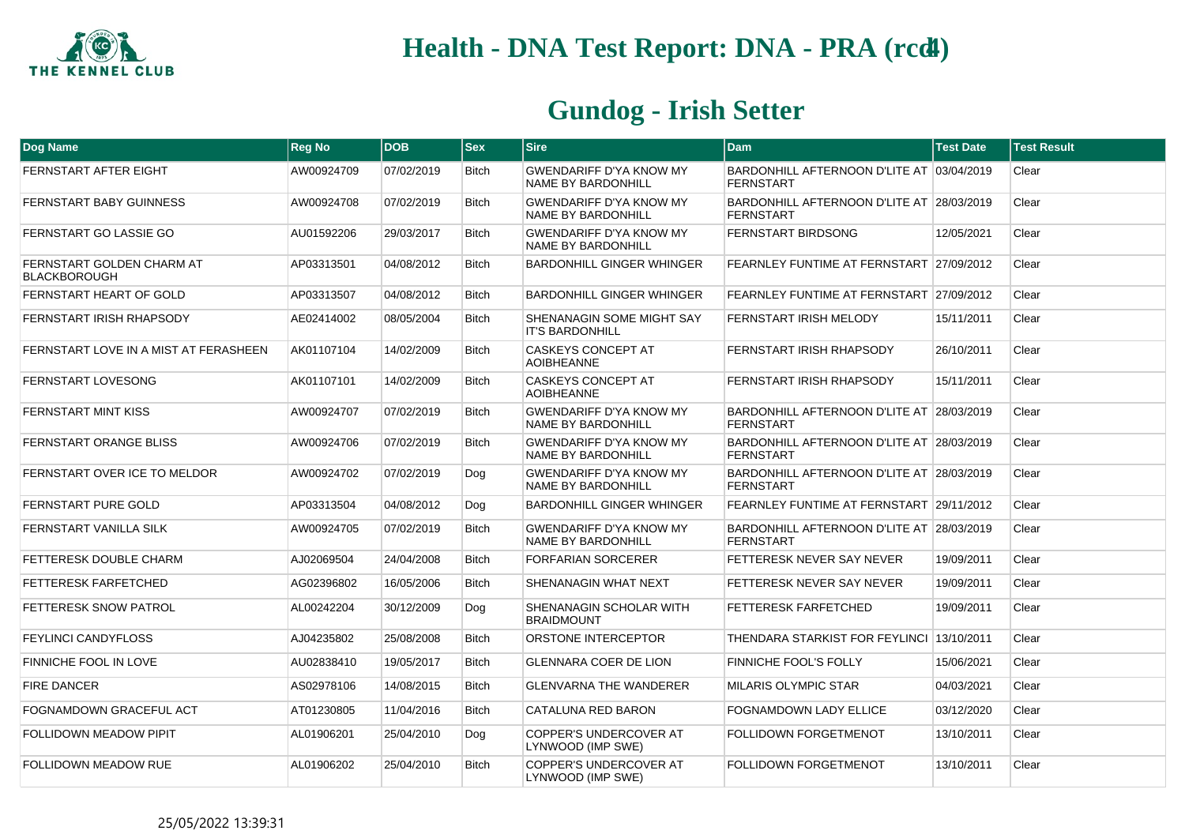# Health - DNA Test Report: DNA - PRA (rcd4)

## Gundog - Irish Setter

| Dog Name | Reg No | DOB | Sex | Sire | Dam | Test Date | Test Result |
|---|---|---|---|---|---|---|---|
| FERNSTART AFTER EIGHT | AW00924709 | 07/02/2019 | Bitch | GWENDARIFF D'YA KNOW MY NAME BY BARDONHILL | BARDONHILL AFTERNOON D'LITE AT FERNSTART | 03/04/2019 | Clear |
| FERNSTART BABY GUINNESS | AW00924708 | 07/02/2019 | Bitch | GWENDARIFF D'YA KNOW MY NAME BY BARDONHILL | BARDONHILL AFTERNOON D'LITE AT FERNSTART | 28/03/2019 | Clear |
| FERNSTART GO LASSIE GO | AU01592206 | 29/03/2017 | Bitch | GWENDARIFF D'YA KNOW MY NAME BY BARDONHILL | FERNSTART BIRDSONG | 12/05/2021 | Clear |
| FERNSTART GOLDEN CHARM AT BLACKBOROUGH | AP03313501 | 04/08/2012 | Bitch | BARDONHILL GINGER WHINGER | FEARNLEY FUNTIME AT FERNSTART | 27/09/2012 | Clear |
| FERNSTART HEART OF GOLD | AP03313507 | 04/08/2012 | Bitch | BARDONHILL GINGER WHINGER | FEARNLEY FUNTIME AT FERNSTART | 27/09/2012 | Clear |
| FERNSTART IRISH RHAPSODY | AE02414002 | 08/05/2004 | Bitch | SHENANAGIN SOME MIGHT SAY IT'S BARDONHILL | FERNSTART IRISH MELODY | 15/11/2011 | Clear |
| FERNSTART LOVE IN A MIST AT FERASHEEN | AK01107104 | 14/02/2009 | Bitch | CASKEYS CONCEPT AT AOIBHEANNE | FERNSTART IRISH RHAPSODY | 26/10/2011 | Clear |
| FERNSTART LOVESONG | AK01107101 | 14/02/2009 | Bitch | CASKEYS CONCEPT AT AOIBHEANNE | FERNSTART IRISH RHAPSODY | 15/11/2011 | Clear |
| FERNSTART MINT KISS | AW00924707 | 07/02/2019 | Bitch | GWENDARIFF D'YA KNOW MY NAME BY BARDONHILL | BARDONHILL AFTERNOON D'LITE AT FERNSTART | 28/03/2019 | Clear |
| FERNSTART ORANGE BLISS | AW00924706 | 07/02/2019 | Bitch | GWENDARIFF D'YA KNOW MY NAME BY BARDONHILL | BARDONHILL AFTERNOON D'LITE AT FERNSTART | 28/03/2019 | Clear |
| FERNSTART OVER ICE TO MELDOR | AW00924702 | 07/02/2019 | Dog | GWENDARIFF D'YA KNOW MY NAME BY BARDONHILL | BARDONHILL AFTERNOON D'LITE AT FERNSTART | 28/03/2019 | Clear |
| FERNSTART PURE GOLD | AP03313504 | 04/08/2012 | Dog | BARDONHILL GINGER WHINGER | FEARNLEY FUNTIME AT FERNSTART | 29/11/2012 | Clear |
| FERNSTART VANILLA SILK | AW00924705 | 07/02/2019 | Bitch | GWENDARIFF D'YA KNOW MY NAME BY BARDONHILL | BARDONHILL AFTERNOON D'LITE AT FERNSTART | 28/03/2019 | Clear |
| FETTERESK DOUBLE CHARM | AJ02069504 | 24/04/2008 | Bitch | FORFARIAN SORCERER | FETTERESK NEVER SAY NEVER | 19/09/2011 | Clear |
| FETTERESK FARFETCHED | AG02396802 | 16/05/2006 | Bitch | SHENANAGIN WHAT NEXT | FETTERESK NEVER SAY NEVER | 19/09/2011 | Clear |
| FETTERESK SNOW PATROL | AL00242204 | 30/12/2009 | Dog | SHENANAGIN SCHOLAR WITH BRAIDMOUNT | FETTERESK FARFETCHED | 19/09/2011 | Clear |
| FEYLINCI CANDYFLOSS | AJ04235802 | 25/08/2008 | Bitch | ORSTONE INTERCEPTOR | THENDARA STARKIST FOR FEYLINCI | 13/10/2011 | Clear |
| FINNICHE FOOL IN LOVE | AU02838410 | 19/05/2017 | Bitch | GLENNARA COER DE LION | FINNICHE FOOL'S FOLLY | 15/06/2021 | Clear |
| FIRE DANCER | AS02978106 | 14/08/2015 | Bitch | GLENVARNA THE WANDERER | MILARIS OLYMPIC STAR | 04/03/2021 | Clear |
| FOGNAMDOWN GRACEFUL ACT | AT01230805 | 11/04/2016 | Bitch | CATALUNA RED BARON | FOGNAMDOWN LADY ELLICE | 03/12/2020 | Clear |
| FOLLIDOWN MEADOW PIPIT | AL01906201 | 25/04/2010 | Dog | COPPER'S UNDERCOVER AT LYNWOOD (IMP SWE) | FOLLIDOWN FORGETMENOT | 13/10/2011 | Clear |
| FOLLIDOWN MEADOW RUE | AL01906202 | 25/04/2010 | Bitch | COPPER'S UNDERCOVER AT LYNWOOD (IMP SWE) | FOLLIDOWN FORGETMENOT | 13/10/2011 | Clear |

25/05/2022 13:39:31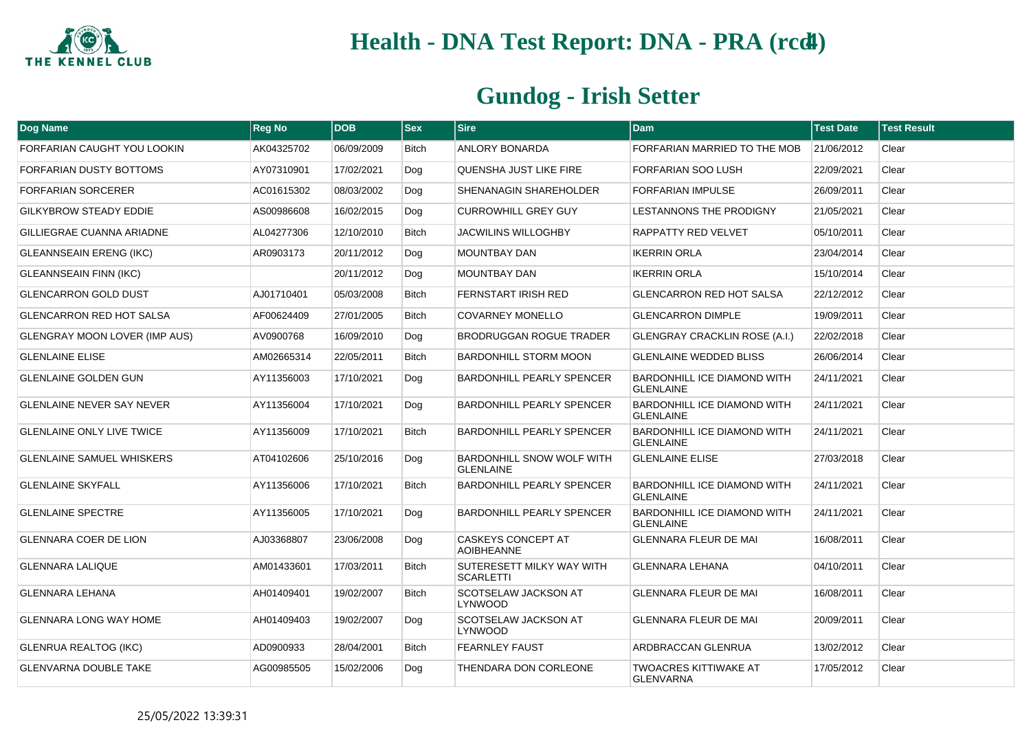# Health - DNA Test Report: DNA - PRA (rcd4)

## Gundog - Irish Setter

| Dog Name | Reg No | DOB | Sex | Sire | Dam | Test Date | Test Result |
|---|---|---|---|---|---|---|---|
| FORFARIAN CAUGHT YOU LOOKIN | AK04325702 | 06/09/2009 | Bitch | ANLORY BONARDA | FORFARIAN MARRIED TO THE MOB | 21/06/2012 | Clear |
| FORFARIAN DUSTY BOTTOMS | AY07310901 | 17/02/2021 | Dog | QUENSHA JUST LIKE FIRE | FORFARIAN SOO LUSH | 22/09/2021 | Clear |
| FORFARIAN SORCERER | AC01615302 | 08/03/2002 | Dog | SHENANAGIN SHAREHOLDER | FORFARIAN IMPULSE | 26/09/2011 | Clear |
| GILKYBROW STEADY EDDIE | AS00986608 | 16/02/2015 | Dog | CURROWHILL GREY GUY | LESTANNONS THE PRODIGNY | 21/05/2021 | Clear |
| GILLIEGRAE CUANNA ARIADNE | AL04277306 | 12/10/2010 | Bitch | JACWILINS WILLOGHBY | RAPPATTY RED VELVET | 05/10/2011 | Clear |
| GLEANNSEAIN ERENG (IKC) | AR0903173 | 20/11/2012 | Dog | MOUNTBAY DAN | IKERRIN ORLA | 23/04/2014 | Clear |
| GLEANNSEAIN FINN (IKC) | | 20/11/2012 | Dog | MOUNTBAY DAN | IKERRIN ORLA | 15/10/2014 | Clear |
| GLENCARRON GOLD DUST | AJ01710401 | 05/03/2008 | Bitch | FERNSTART IRISH RED | GLENCARRON RED HOT SALSA | 22/12/2012 | Clear |
| GLENCARRON RED HOT SALSA | AF00624409 | 27/01/2005 | Bitch | COVARNEY MONELLO | GLENCARRON DIMPLE | 19/09/2011 | Clear |
| GLENGRAY MOON LOVER (IMP AUS) | AV0900768 | 16/09/2010 | Dog | BRODRUGGAN ROGUE TRADER | GLENGRAY CRACKLIN ROSE (A.I.) | 22/02/2018 | Clear |
| GLENLAINE ELISE | AM02665314 | 22/05/2011 | Bitch | BARDONHILL STORM MOON | GLENLAINE WEDDED BLISS | 26/06/2014 | Clear |
| GLENLAINE GOLDEN GUN | AY11356003 | 17/10/2021 | Dog | BARDONHILL PEARLY SPENCER | BARDONHILL ICE DIAMOND WITH GLENLAINE | 24/11/2021 | Clear |
| GLENLAINE NEVER SAY NEVER | AY11356004 | 17/10/2021 | Dog | BARDONHILL PEARLY SPENCER | BARDONHILL ICE DIAMOND WITH GLENLAINE | 24/11/2021 | Clear |
| GLENLAINE ONLY LIVE TWICE | AY11356009 | 17/10/2021 | Bitch | BARDONHILL PEARLY SPENCER | BARDONHILL ICE DIAMOND WITH GLENLAINE | 24/11/2021 | Clear |
| GLENLAINE SAMUEL WHISKERS | AT04102606 | 25/10/2016 | Dog | BARDONHILL SNOW WOLF WITH GLENLAINE | GLENLAINE ELISE | 27/03/2018 | Clear |
| GLENLAINE SKYFALL | AY11356006 | 17/10/2021 | Bitch | BARDONHILL PEARLY SPENCER | BARDONHILL ICE DIAMOND WITH GLENLAINE | 24/11/2021 | Clear |
| GLENLAINE SPECTRE | AY11356005 | 17/10/2021 | Dog | BARDONHILL PEARLY SPENCER | BARDONHILL ICE DIAMOND WITH GLENLAINE | 24/11/2021 | Clear |
| GLENNARA COER DE LION | AJ03368807 | 23/06/2008 | Dog | CASKEYS CONCEPT AT AOIBHEANNE | GLENNARA FLEUR DE MAI | 16/08/2011 | Clear |
| GLENNARA LALIQUE | AM01433601 | 17/03/2011 | Bitch | SUTERESETT MILKY WAY WITH SCARLETTI | GLENNARA LEHANA | 04/10/2011 | Clear |
| GLENNARA LEHANA | AH01409401 | 19/02/2007 | Bitch | SCOTSELAW JACKSON AT LYNWOOD | GLENNARA FLEUR DE MAI | 16/08/2011 | Clear |
| GLENNARA LONG WAY HOME | AH01409403 | 19/02/2007 | Dog | SCOTSELAW JACKSON AT LYNWOOD | GLENNARA FLEUR DE MAI | 20/09/2011 | Clear |
| GLENRUA REALTOG (IKC) | AD0900933 | 28/04/2001 | Bitch | FEARNLEY FAUST | ARDBRACCAN GLENRUA | 13/02/2012 | Clear |
| GLENVARNA DOUBLE TAKE | AG00985505 | 15/02/2006 | Dog | THENDARA DON CORLEONE | TWOACRES KITTIWAKE AT GLENVARNA | 17/05/2012 | Clear |

25/05/2022 13:39:31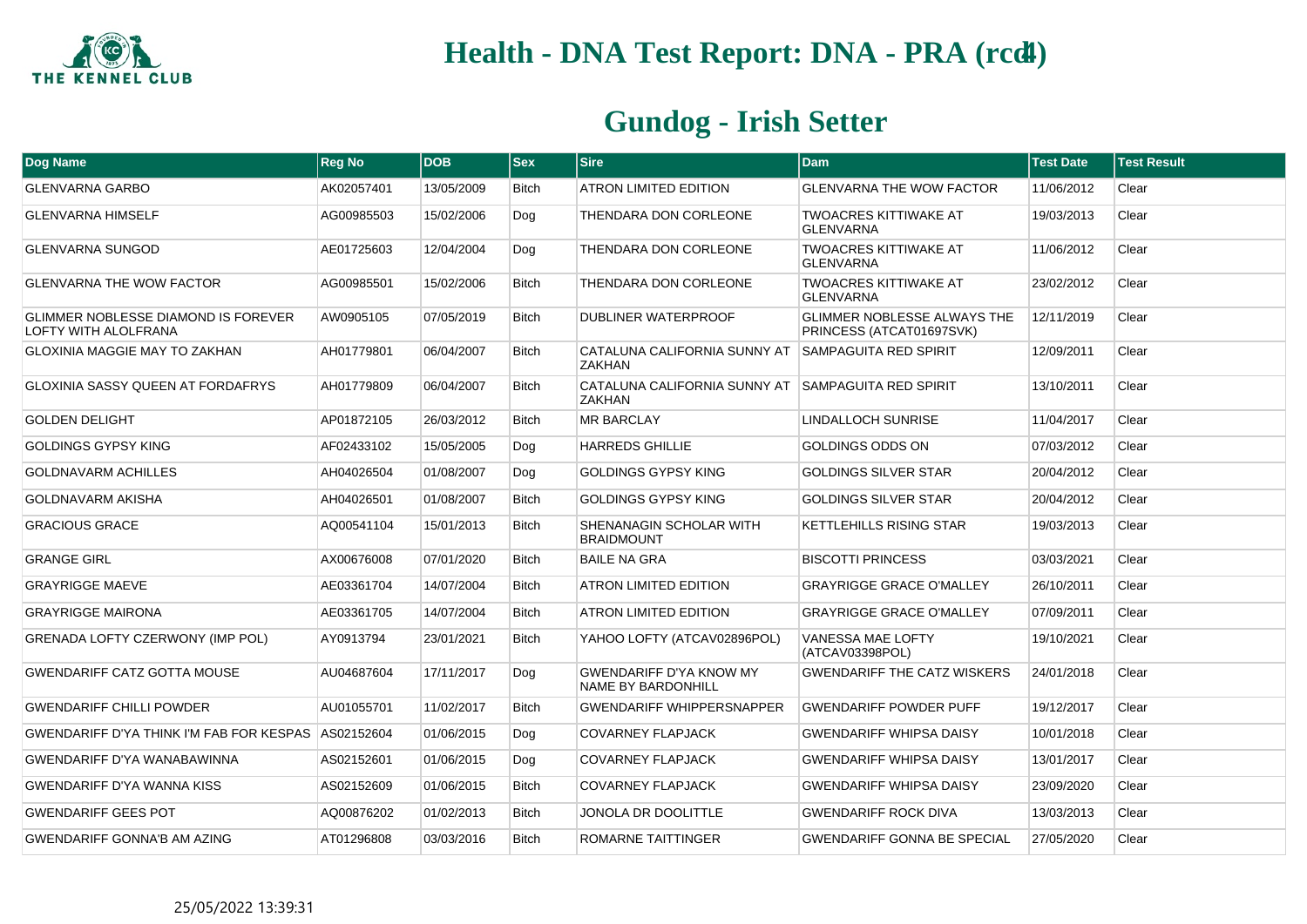# Health - DNA Test Report: DNA - PRA (rcd4)

## Gundog - Irish Setter

| Dog Name | Reg No | DOB | Sex | Sire | Dam | Test Date | Test Result |
|---|---|---|---|---|---|---|---|
| GLENVARNA GARBO | AK02057401 | 13/05/2009 | Bitch | ATRON LIMITED EDITION | GLENVARNA THE WOW FACTOR | 11/06/2012 | Clear |
| GLENVARNA HIMSELF | AG00985503 | 15/02/2006 | Dog | THENDARA DON CORLEONE | TWOACRES KITTIWAKE AT GLENVARNA | 19/03/2013 | Clear |
| GLENVARNA SUNGOD | AE01725603 | 12/04/2004 | Dog | THENDARA DON CORLEONE | TWOACRES KITTIWAKE AT GLENVARNA | 11/06/2012 | Clear |
| GLENVARNA THE WOW FACTOR | AG00985501 | 15/02/2006 | Bitch | THENDARA DON CORLEONE | TWOACRES KITTIWAKE AT GLENVARNA | 23/02/2012 | Clear |
| GLIMMER NOBLESSE DIAMOND IS FOREVER LOFTY WITH ALOLFRANA | AW0905105 | 07/05/2019 | Bitch | DUBLINER WATERPROOF | GLIMMER NOBLESSE ALWAYS THE PRINCESS (ATCAT01697SVK) | 12/11/2019 | Clear |
| GLOXINIA MAGGIE MAY TO ZAKHAN | AH01779801 | 06/04/2007 | Bitch | CATALUNA CALIFORNIA SUNNY AT ZAKHAN | SAMPAGUITA RED SPIRIT | 12/09/2011 | Clear |
| GLOXINIA SASSY QUEEN AT FORDAFRYS | AH01779809 | 06/04/2007 | Bitch | CATALUNA CALIFORNIA SUNNY AT ZAKHAN | SAMPAGUITA RED SPIRIT | 13/10/2011 | Clear |
| GOLDEN DELIGHT | AP01872105 | 26/03/2012 | Bitch | MR BARCLAY | LINDALLOCH SUNRISE | 11/04/2017 | Clear |
| GOLDINGS GYPSY KING | AF02433102 | 15/05/2005 | Dog | HARREDS GHILLIE | GOLDINGS ODDS ON | 07/03/2012 | Clear |
| GOLDNAVARM ACHILLES | AH04026504 | 01/08/2007 | Dog | GOLDINGS GYPSY KING | GOLDINGS SILVER STAR | 20/04/2012 | Clear |
| GOLDNAVARM AKISHA | AH04026501 | 01/08/2007 | Bitch | GOLDINGS GYPSY KING | GOLDINGS SILVER STAR | 20/04/2012 | Clear |
| GRACIOUS GRACE | AQ00541104 | 15/01/2013 | Bitch | SHENANAGIN SCHOLAR WITH BRAIDMOUNT | KETTLEHILLS RISING STAR | 19/03/2013 | Clear |
| GRANGE GIRL | AX00676008 | 07/01/2020 | Bitch | BAILE NA GRA | BISCOTTI PRINCESS | 03/03/2021 | Clear |
| GRAYRIGGE MAEVE | AE03361704 | 14/07/2004 | Bitch | ATRON LIMITED EDITION | GRAYRIGGE GRACE O'MALLEY | 26/10/2011 | Clear |
| GRAYRIGGE MAIRONA | AE03361705 | 14/07/2004 | Bitch | ATRON LIMITED EDITION | GRAYRIGGE GRACE O'MALLEY | 07/09/2011 | Clear |
| GRENADA LOFTY CZERWONY (IMP POL) | AY0913794 | 23/01/2021 | Bitch | YAHOO LOFTY (ATCAV02896POL) | VANESSA MAE LOFTY (ATCAV03398POL) | 19/10/2021 | Clear |
| GWENDARIFF CATZ GOTTA MOUSE | AU04687604 | 17/11/2017 | Dog | GWENDARIFF D'YA KNOW MY NAME BY BARDONHILL | GWENDARIFF THE CATZ WISKERS | 24/01/2018 | Clear |
| GWENDARIFF CHILLI POWDER | AU01055701 | 11/02/2017 | Bitch | GWENDARIFF WHIPPERSNAPPER | GWENDARIFF POWDER PUFF | 19/12/2017 | Clear |
| GWENDARIFF D'YA THINK I'M FAB FOR KESPAS | AS02152604 | 01/06/2015 | Dog | COVARNEY FLAPJACK | GWENDARIFF WHIPSA DAISY | 10/01/2018 | Clear |
| GWENDARIFF D'YA WANABAWINNA | AS02152601 | 01/06/2015 | Dog | COVARNEY FLAPJACK | GWENDARIFF WHIPSA DAISY | 13/01/2017 | Clear |
| GWENDARIFF D'YA WANNA KISS | AS02152609 | 01/06/2015 | Bitch | COVARNEY FLAPJACK | GWENDARIFF WHIPSA DAISY | 23/09/2020 | Clear |
| GWENDARIFF GEES POT | AQ00876202 | 01/02/2013 | Bitch | JONOLA DR DOOLITTLE | GWENDARIFF ROCK DIVA | 13/03/2013 | Clear |
| GWENDARIFF GONNA'B AM AZING | AT01296808 | 03/03/2016 | Bitch | ROMARNE TAITTINGER | GWENDARIFF GONNA BE SPECIAL | 27/05/2020 | Clear |

25/05/2022 13:39:31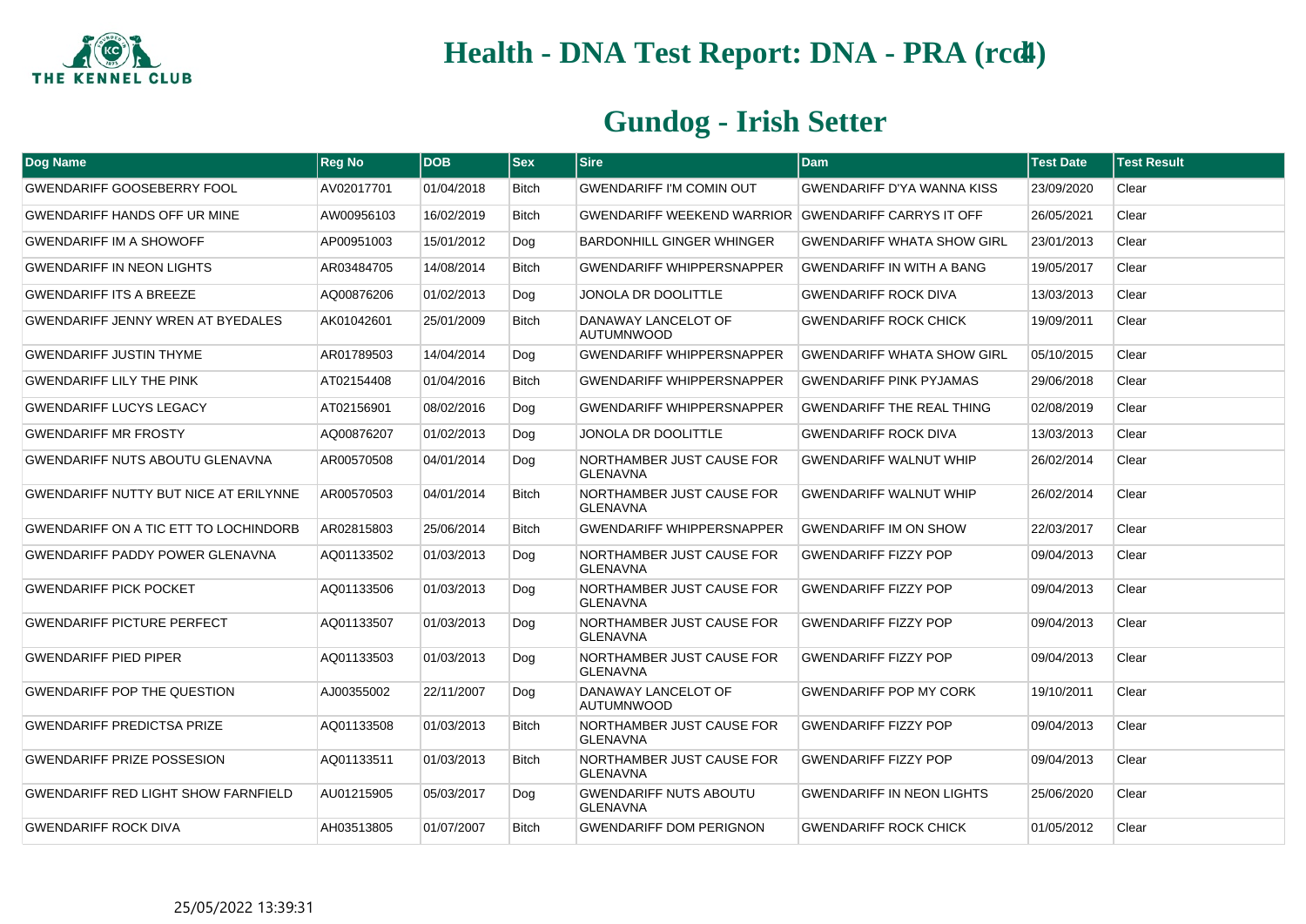# Health - DNA Test Report: DNA - PRA (rcd4)

## Gundog - Irish Setter

| Dog Name | Reg No | DOB | Sex | Sire | Dam | Test Date | Test Result |
|---|---|---|---|---|---|---|---|
| GWENDARIFF GOOSEBERRY FOOL | AV02017701 | 01/04/2018 | Bitch | GWENDARIFF I'M COMIN OUT | GWENDARIFF D'YA WANNA KISS | 23/09/2020 | Clear |
| GWENDARIFF HANDS OFF UR MINE | AW00956103 | 16/02/2019 | Bitch | GWENDARIFF WEEKEND WARRIOR | GWENDARIFF CARRYS IT OFF | 26/05/2021 | Clear |
| GWENDARIFF IM A SHOWOFF | AP00951003 | 15/01/2012 | Dog | BARDONHILL GINGER WHINGER | GWENDARIFF WHATA SHOW GIRL | 23/01/2013 | Clear |
| GWENDARIFF IN NEON LIGHTS | AR03484705 | 14/08/2014 | Bitch | GWENDARIFF WHIPPERSNAPPER | GWENDARIFF IN WITH A BANG | 19/05/2017 | Clear |
| GWENDARIFF ITS A BREEZE | AQ00876206 | 01/02/2013 | Dog | JONOLA DR DOOLITTLE | GWENDARIFF ROCK DIVA | 13/03/2013 | Clear |
| GWENDARIFF JENNY WREN AT BYEDALES | AK01042601 | 25/01/2009 | Bitch | DANAWAY LANCELOT OF AUTUMNWOOD | GWENDARIFF ROCK CHICK | 19/09/2011 | Clear |
| GWENDARIFF JUSTIN THYME | AR01789503 | 14/04/2014 | Dog | GWENDARIFF WHIPPERSNAPPER | GWENDARIFF WHATA SHOW GIRL | 05/10/2015 | Clear |
| GWENDARIFF LILY THE PINK | AT02154408 | 01/04/2016 | Bitch | GWENDARIFF WHIPPERSNAPPER | GWENDARIFF PINK PYJAMAS | 29/06/2018 | Clear |
| GWENDARIFF LUCYS LEGACY | AT02156901 | 08/02/2016 | Dog | GWENDARIFF WHIPPERSNAPPER | GWENDARIFF THE REAL THING | 02/08/2019 | Clear |
| GWENDARIFF MR FROSTY | AQ00876207 | 01/02/2013 | Dog | JONOLA DR DOOLITTLE | GWENDARIFF ROCK DIVA | 13/03/2013 | Clear |
| GWENDARIFF NUTS ABOUTU GLENAVNA | AR00570508 | 04/01/2014 | Dog | NORTHAMBER JUST CAUSE FOR GLENAVNA | GWENDARIFF WALNUT WHIP | 26/02/2014 | Clear |
| GWENDARIFF NUTTY BUT NICE AT ERILYNNE | AR00570503 | 04/01/2014 | Bitch | NORTHAMBER JUST CAUSE FOR GLENAVNA | GWENDARIFF WALNUT WHIP | 26/02/2014 | Clear |
| GWENDARIFF ON A TIC ETT TO LOCHINDORB | AR02815803 | 25/06/2014 | Bitch | GWENDARIFF WHIPPERSNAPPER | GWENDARIFF IM ON SHOW | 22/03/2017 | Clear |
| GWENDARIFF PADDY POWER GLENAVNA | AQ01133502 | 01/03/2013 | Dog | NORTHAMBER JUST CAUSE FOR GLENAVNA | GWENDARIFF FIZZY POP | 09/04/2013 | Clear |
| GWENDARIFF PICK POCKET | AQ01133506 | 01/03/2013 | Dog | NORTHAMBER JUST CAUSE FOR GLENAVNA | GWENDARIFF FIZZY POP | 09/04/2013 | Clear |
| GWENDARIFF PICTURE PERFECT | AQ01133507 | 01/03/2013 | Dog | NORTHAMBER JUST CAUSE FOR GLENAVNA | GWENDARIFF FIZZY POP | 09/04/2013 | Clear |
| GWENDARIFF PIED PIPER | AQ01133503 | 01/03/2013 | Dog | NORTHAMBER JUST CAUSE FOR GLENAVNA | GWENDARIFF FIZZY POP | 09/04/2013 | Clear |
| GWENDARIFF POP THE QUESTION | AJ00355002 | 22/11/2007 | Dog | DANAWAY LANCELOT OF AUTUMNWOOD | GWENDARIFF POP MY CORK | 19/10/2011 | Clear |
| GWENDARIFF PREDICTSA PRIZE | AQ01133508 | 01/03/2013 | Bitch | NORTHAMBER JUST CAUSE FOR GLENAVNA | GWENDARIFF FIZZY POP | 09/04/2013 | Clear |
| GWENDARIFF PRIZE POSSESION | AQ01133511 | 01/03/2013 | Bitch | NORTHAMBER JUST CAUSE FOR GLENAVNA | GWENDARIFF FIZZY POP | 09/04/2013 | Clear |
| GWENDARIFF RED LIGHT SHOW FARNFIELD | AU01215905 | 05/03/2017 | Dog | GWENDARIFF NUTS ABOUTU GLENAVNA | GWENDARIFF IN NEON LIGHTS | 25/06/2020 | Clear |
| GWENDARIFF ROCK DIVA | AH03513805 | 01/07/2007 | Bitch | GWENDARIFF DOM PERIGNON | GWENDARIFF ROCK CHICK | 01/05/2012 | Clear |

25/05/2022 13:39:31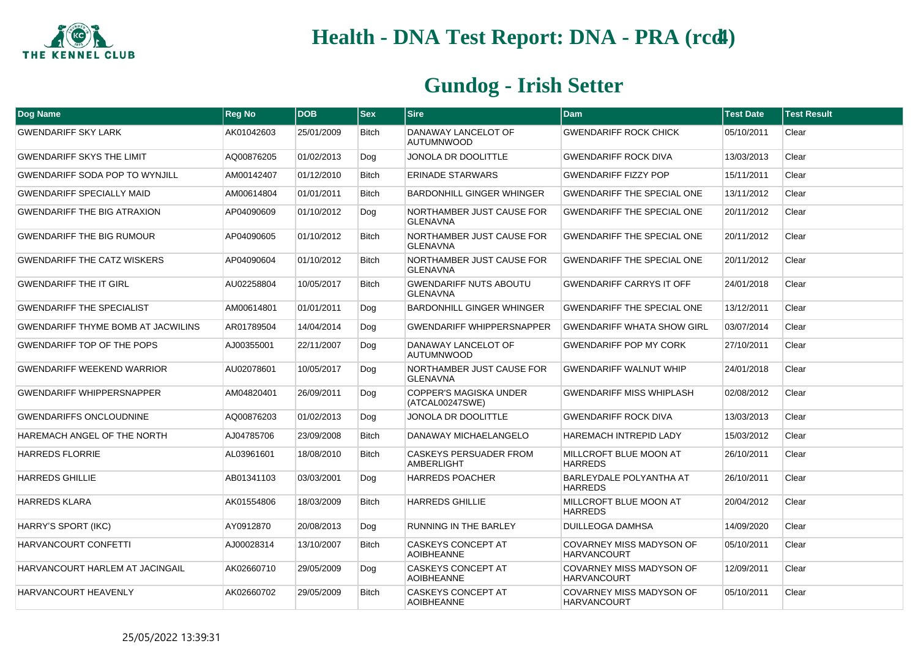# Health - DNA Test Report: DNA - PRA (rcd4)

## Gundog - Irish Setter

| Dog Name | Reg No | DOB | Sex | Sire | Dam | Test Date | Test Result |
|---|---|---|---|---|---|---|---|
| GWENDARIFF SKY LARK | AK01042603 | 25/01/2009 | Bitch | DANAWAY LANCELOT OF AUTUMNWOOD | GWENDARIFF ROCK CHICK | 05/10/2011 | Clear |
| GWENDARIFF SKYS THE LIMIT | AQ00876205 | 01/02/2013 | Dog | JONOLA DR DOOLITTLE | GWENDARIFF ROCK DIVA | 13/03/2013 | Clear |
| GWENDARIFF SODA POP TO WYNJILL | AM00142407 | 01/12/2010 | Bitch | ERINADE STARWARS | GWENDARIFF FIZZY POP | 15/11/2011 | Clear |
| GWENDARIFF SPECIALLY MAID | AM00614804 | 01/01/2011 | Bitch | BARDONHILL GINGER WHINGER | GWENDARIFF THE SPECIAL ONE | 13/11/2012 | Clear |
| GWENDARIFF THE BIG ATRAXION | AP04090609 | 01/10/2012 | Dog | NORTHAMBER JUST CAUSE FOR GLENAVNA | GWENDARIFF THE SPECIAL ONE | 20/11/2012 | Clear |
| GWENDARIFF THE BIG RUMOUR | AP04090605 | 01/10/2012 | Bitch | NORTHAMBER JUST CAUSE FOR GLENAVNA | GWENDARIFF THE SPECIAL ONE | 20/11/2012 | Clear |
| GWENDARIFF THE CATZ WISKERS | AP04090604 | 01/10/2012 | Bitch | NORTHAMBER JUST CAUSE FOR GLENAVNA | GWENDARIFF THE SPECIAL ONE | 20/11/2012 | Clear |
| GWENDARIFF THE IT GIRL | AU02258804 | 10/05/2017 | Bitch | GWENDARIFF NUTS ABOUTU GLENAVNA | GWENDARIFF CARRYS IT OFF | 24/01/2018 | Clear |
| GWENDARIFF THE SPECIALIST | AM00614801 | 01/01/2011 | Dog | BARDONHILL GINGER WHINGER | GWENDARIFF THE SPECIAL ONE | 13/12/2011 | Clear |
| GWENDARIFF THYME BOMB AT JACWILINS | AR01789504 | 14/04/2014 | Dog | GWENDARIFF WHIPPERSNAPPER | GWENDARIFF WHATA SHOW GIRL | 03/07/2014 | Clear |
| GWENDARIFF TOP OF THE POPS | AJ00355001 | 22/11/2007 | Dog | DANAWAY LANCELOT OF AUTUMNWOOD | GWENDARIFF POP MY CORK | 27/10/2011 | Clear |
| GWENDARIFF WEEKEND WARRIOR | AU02078601 | 10/05/2017 | Dog | NORTHAMBER JUST CAUSE FOR GLENAVNA | GWENDARIFF WALNUT WHIP | 24/01/2018 | Clear |
| GWENDARIFF WHIPPERSNAPPER | AM04820401 | 26/09/2011 | Dog | COPPER'S MAGISKA UNDER (ATCAL00247SWE) | GWENDARIFF MISS WHIPLASH | 02/08/2012 | Clear |
| GWENDARIFFS ONCLOUDNINE | AQ00876203 | 01/02/2013 | Dog | JONOLA DR DOOLITTLE | GWENDARIFF ROCK DIVA | 13/03/2013 | Clear |
| HAREMACH ANGEL OF THE NORTH | AJ04785706 | 23/09/2008 | Bitch | DANAWAY MICHAELANGELO | HAREMACH INTREPID LADY | 15/03/2012 | Clear |
| HARREDS FLORRIE | AL03961601 | 18/08/2010 | Bitch | CASKEYS PERSUADER FROM AMBERLIGHT | MILLCROFT BLUE MOON AT HARREDS | 26/10/2011 | Clear |
| HARREDS GHILLIE | AB01341103 | 03/03/2001 | Dog | HARREDS POACHER | BARLEYDALE POLYANTHA AT HARREDS | 26/10/2011 | Clear |
| HARREDS KLARA | AK01554806 | 18/03/2009 | Bitch | HARREDS GHILLIE | MILLCROFT BLUE MOON AT HARREDS | 20/04/2012 | Clear |
| HARRY'S SPORT (IKC) | AY0912870 | 20/08/2013 | Dog | RUNNING IN THE BARLEY | DUILLEOGA DAMHSA | 14/09/2020 | Clear |
| HARVANCOURT CONFETTI | AJ00028314 | 13/10/2007 | Bitch | CASKEYS CONCEPT AT AOIBHEANNE | COVARNEY MISS MADYSON OF HARVANCOURT | 05/10/2011 | Clear |
| HARVANCOURT HARLEM AT JACINGAIL | AK02660710 | 29/05/2009 | Dog | CASKEYS CONCEPT AT AOIBHEANNE | COVARNEY MISS MADYSON OF HARVANCOURT | 12/09/2011 | Clear |
| HARVANCOURT HEAVENLY | AK02660702 | 29/05/2009 | Bitch | CASKEYS CONCEPT AT AOIBHEANNE | COVARNEY MISS MADYSON OF HARVANCOURT | 05/10/2011 | Clear |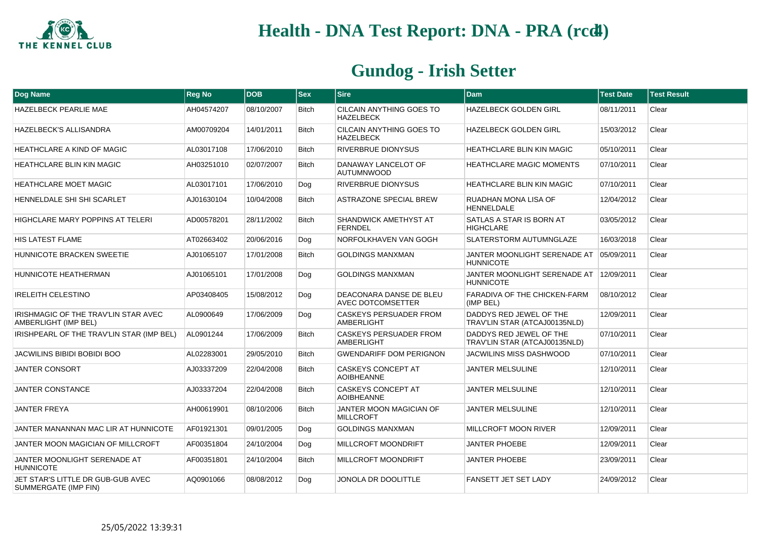# Health - DNA Test Report: DNA - PRA (rcd4)

## Gundog - Irish Setter

| Dog Name | Reg No | DOB | Sex | Sire | Dam | Test Date | Test Result |
|---|---|---|---|---|---|---|---|
| HAZELBECK PEARLIE MAE | AH04574207 | 08/10/2007 | Bitch | CILCAIN ANYTHING GOES TO HAZELBECK | HAZELBECK GOLDEN GIRL | 08/11/2011 | Clear |
| HAZELBECK'S ALLISANDRA | AM00709204 | 14/01/2011 | Bitch | CILCAIN ANYTHING GOES TO HAZELBECK | HAZELBECK GOLDEN GIRL | 15/03/2012 | Clear |
| HEATHCLARE A KIND OF MAGIC | AL03017108 | 17/06/2010 | Bitch | RIVERBRUE DIONYSUS | HEATHCLARE BLIN KIN MAGIC | 05/10/2011 | Clear |
| HEATHCLARE BLIN KIN MAGIC | AH03251010 | 02/07/2007 | Bitch | DANAWAY LANCELOT OF AUTUMNWOOD | HEATHCLARE MAGIC MOMENTS | 07/10/2011 | Clear |
| HEATHCLARE MOET MAGIC | AL03017101 | 17/06/2010 | Dog | RIVERBRUE DIONYSUS | HEATHCLARE BLIN KIN MAGIC | 07/10/2011 | Clear |
| HENNELDALE SHI SHI SCARLET | AJ01630104 | 10/04/2008 | Bitch | ASTRAZONE SPECIAL BREW | RUADHAN MONA LISA OF HENNELDALE | 12/04/2012 | Clear |
| HIGHCLARE MARY POPPINS AT TELERI | AD00578201 | 28/11/2002 | Bitch | SHANDWICK AMETHYST AT FERNDEL | SATLAS A STAR IS BORN AT HIGHCLARE | 03/05/2012 | Clear |
| HIS LATEST FLAME | AT02663402 | 20/06/2016 | Dog | NORFOLKHAVEN VAN GOGH | SLATERSTORM AUTUMNGLAZE | 16/03/2018 | Clear |
| HUNNICOTE BRACKEN SWEETIE | AJ01065107 | 17/01/2008 | Bitch | GOLDINGS MANXMAN | JANTER MOONLIGHT SERENADE AT HUNNICOTE | 05/09/2011 | Clear |
| HUNNICOTE HEATHERMAN | AJ01065101 | 17/01/2008 | Dog | GOLDINGS MANXMAN | JANTER MOONLIGHT SERENADE AT HUNNICOTE | 12/09/2011 | Clear |
| IRELEITH CELESTINO | AP03408405 | 15/08/2012 | Dog | DEACONARA DANSE DE BLEU AVEC DOTCOMSETTER | FARADIVA OF THE CHICKEN-FARM (IMP BEL) | 08/10/2012 | Clear |
| IRISHMAGIC OF THE TRAV'LIN STAR AVEC AMBERLIGHT (IMP BEL) | AL0900649 | 17/06/2009 | Dog | CASKEYS PERSUADER FROM AMBERLIGHT | DADDYS RED JEWEL OF THE TRAV'LIN STAR (ATCAJ00135NLD) | 12/09/2011 | Clear |
| IRISHPEARL OF THE TRAV'LIN STAR (IMP BEL) | AL0901244 | 17/06/2009 | Bitch | CASKEYS PERSUADER FROM AMBERLIGHT | DADDYS RED JEWEL OF THE TRAV'LIN STAR (ATCAJ00135NLD) | 07/10/2011 | Clear |
| JACWILINS BIBIDI BOBIDI BOO | AL02283001 | 29/05/2010 | Bitch | GWENDARIFF DOM PERIGNON | JACWILINS MISS DASHWOOD | 07/10/2011 | Clear |
| JANTER CONSORT | AJ03337209 | 22/04/2008 | Bitch | CASKEYS CONCEPT AT AOIBHEANNE | JANTER MELSULINE | 12/10/2011 | Clear |
| JANTER CONSTANCE | AJ03337204 | 22/04/2008 | Bitch | CASKEYS CONCEPT AT AOIBHEANNE | JANTER MELSULINE | 12/10/2011 | Clear |
| JANTER FREYA | AH00619901 | 08/10/2006 | Bitch | JANTER MOON MAGICIAN OF MILLCROFT | JANTER MELSULINE | 12/10/2011 | Clear |
| JANTER MANANNAN MAC LIR AT HUNNICOTE | AF01921301 | 09/01/2005 | Dog | GOLDINGS MANXMAN | MILLCROFT MOON RIVER | 12/09/2011 | Clear |
| JANTER MOON MAGICIAN OF MILLCROFT | AF00351804 | 24/10/2004 | Dog | MILLCROFT MOONDRIFT | JANTER PHOEBE | 12/09/2011 | Clear |
| JANTER MOONLIGHT SERENADE AT HUNNICOTE | AF00351801 | 24/10/2004 | Bitch | MILLCROFT MOONDRIFT | JANTER PHOEBE | 23/09/2011 | Clear |
| JET STAR'S LITTLE DR GUB-GUB AVEC SUMMERGATE (IMP FIN) | AQ0901066 | 08/08/2012 | Dog | JONOLA DR DOOLITTLE | FANSETT JET SET LADY | 24/09/2012 | Clear |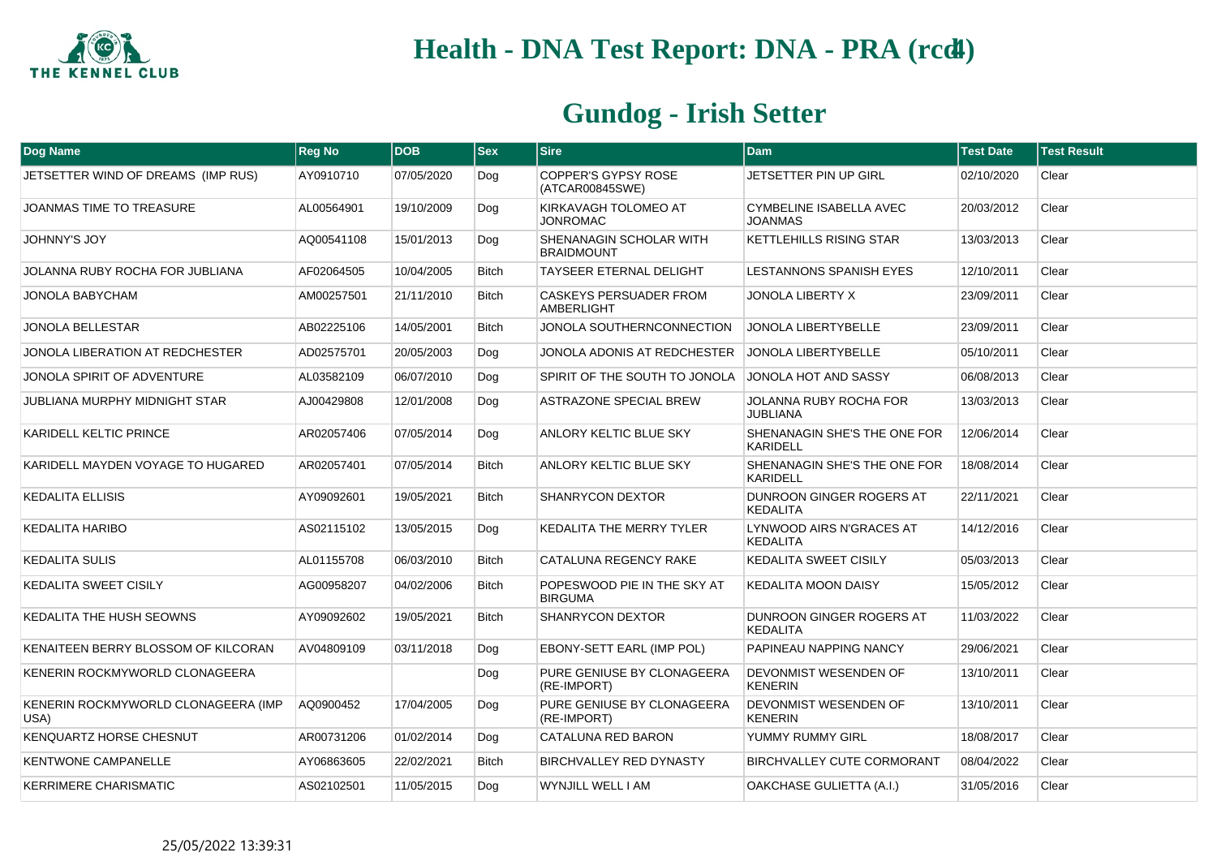# Health - DNA Test Report: DNA - PRA (rcd4)

## Gundog - Irish Setter

| Dog Name | Reg No | DOB | Sex | Sire | Dam | Test Date | Test Result |
|---|---|---|---|---|---|---|---|
| JETSETTER WIND OF DREAMS (IMP RUS) | AY0910710 | 07/05/2020 | Dog | COPPER'S GYPSY ROSE (ATCAR00845SWE) | JETSETTER PIN UP GIRL | 02/10/2020 | Clear |
| JOANMAS TIME TO TREASURE | AL00564901 | 19/10/2009 | Dog | KIRKAVAGH TOLOMEO AT JONROMAC | CYMBELINE ISABELLA AVEC JOANMAS | 20/03/2012 | Clear |
| JOHNNY'S JOY | AQ00541108 | 15/01/2013 | Dog | SHENANAGIN SCHOLAR WITH BRAIDMOUNT | KETTLEHILLS RISING STAR | 13/03/2013 | Clear |
| JOLANNA RUBY ROCHA FOR JUBLIANA | AF02064505 | 10/04/2005 | Bitch | TAYSEER ETERNAL DELIGHT | LESTANNONS SPANISH EYES | 12/10/2011 | Clear |
| JONOLA BABYCHAM | AM00257501 | 21/11/2010 | Bitch | CASKEYS PERSUADER FROM AMBERLIGHT | JONOLA LIBERTY X | 23/09/2011 | Clear |
| JONOLA BELLESTAR | AB02225106 | 14/05/2001 | Bitch | JONOLA SOUTHERNCONNECTION | JONOLA LIBERTYBELLE | 23/09/2011 | Clear |
| JONOLA LIBERATION AT REDCHESTER | AD02575701 | 20/05/2003 | Dog | JONOLA ADONIS AT REDCHESTER | JONOLA LIBERTYBELLE | 05/10/2011 | Clear |
| JONOLA SPIRIT OF ADVENTURE | AL03582109 | 06/07/2010 | Dog | SPIRIT OF THE SOUTH TO JONOLA | JONOLA HOT AND SASSY | 06/08/2013 | Clear |
| JUBLIANA MURPHY MIDNIGHT STAR | AJ00429808 | 12/01/2008 | Dog | ASTRAZONE SPECIAL BREW | JOLANNA RUBY ROCHA FOR JUBLIANA | 13/03/2013 | Clear |
| KARIDELL KELTIC PRINCE | AR02057406 | 07/05/2014 | Dog | ANLORY KELTIC BLUE SKY | SHENANAGIN SHE'S THE ONE FOR KARIDELL | 12/06/2014 | Clear |
| KARIDELL MAYDEN VOYAGE TO HUGARED | AR02057401 | 07/05/2014 | Bitch | ANLORY KELTIC BLUE SKY | SHENANAGIN SHE'S THE ONE FOR KARIDELL | 18/08/2014 | Clear |
| KEDALITA ELLISIS | AY09092601 | 19/05/2021 | Bitch | SHANRYCON DEXTOR | DUNROON GINGER ROGERS AT KEDALITA | 22/11/2021 | Clear |
| KEDALITA HARIBO | AS02115102 | 13/05/2015 | Dog | KEDALITA THE MERRY TYLER | LYNWOOD AIRS N'GRACES AT KEDALITA | 14/12/2016 | Clear |
| KEDALITA SULIS | AL01155708 | 06/03/2010 | Bitch | CATALUNA REGENCY RAKE | KEDALITA SWEET CISILY | 05/03/2013 | Clear |
| KEDALITA SWEET CISILY | AG00958207 | 04/02/2006 | Bitch | POPESWOOD PIE IN THE SKY AT BIRGUMA | KEDALITA MOON DAISY | 15/05/2012 | Clear |
| KEDALITA THE HUSH SEOWNS | AY09092602 | 19/05/2021 | Bitch | SHANRYCON DEXTOR | DUNROON GINGER ROGERS AT KEDALITA | 11/03/2022 | Clear |
| KENAITEEN BERRY BLOSSOM OF KILCORAN | AV04809109 | 03/11/2018 | Dog | EBONY-SETT EARL (IMP POL) | PAPINEAU NAPPING NANCY | 29/06/2021 | Clear |
| KENERIN ROCKMYWORLD CLONAGEERA | | | Dog | PURE GENIUSE BY CLONAGEERA (RE-IMPORT) | DEVONMIST WESENDEN OF KENERIN | 13/10/2011 | Clear |
| KENERIN ROCKMYWORLD CLONAGEERA (IMP USA) | AQ0900452 | 17/04/2005 | Dog | PURE GENIUSE BY CLONAGEERA (RE-IMPORT) | DEVONMIST WESENDEN OF KENERIN | 13/10/2011 | Clear |
| KENQUARTZ HORSE CHESNUT | AR00731206 | 01/02/2014 | Dog | CATALUNA RED BARON | YUMMY RUMMY GIRL | 18/08/2017 | Clear |
| KENTWONE CAMPANELLE | AY06863605 | 22/02/2021 | Bitch | BIRCHVALLEY RED DYNASTY | BIRCHVALLEY CUTE CORMORANT | 08/04/2022 | Clear |
| KERRIMERE CHARISMATIC | AS02102501 | 11/05/2015 | Dog | WYNJILL WELL I AM | OAKCHASE GULIETTA (A.I.) | 31/05/2016 | Clear |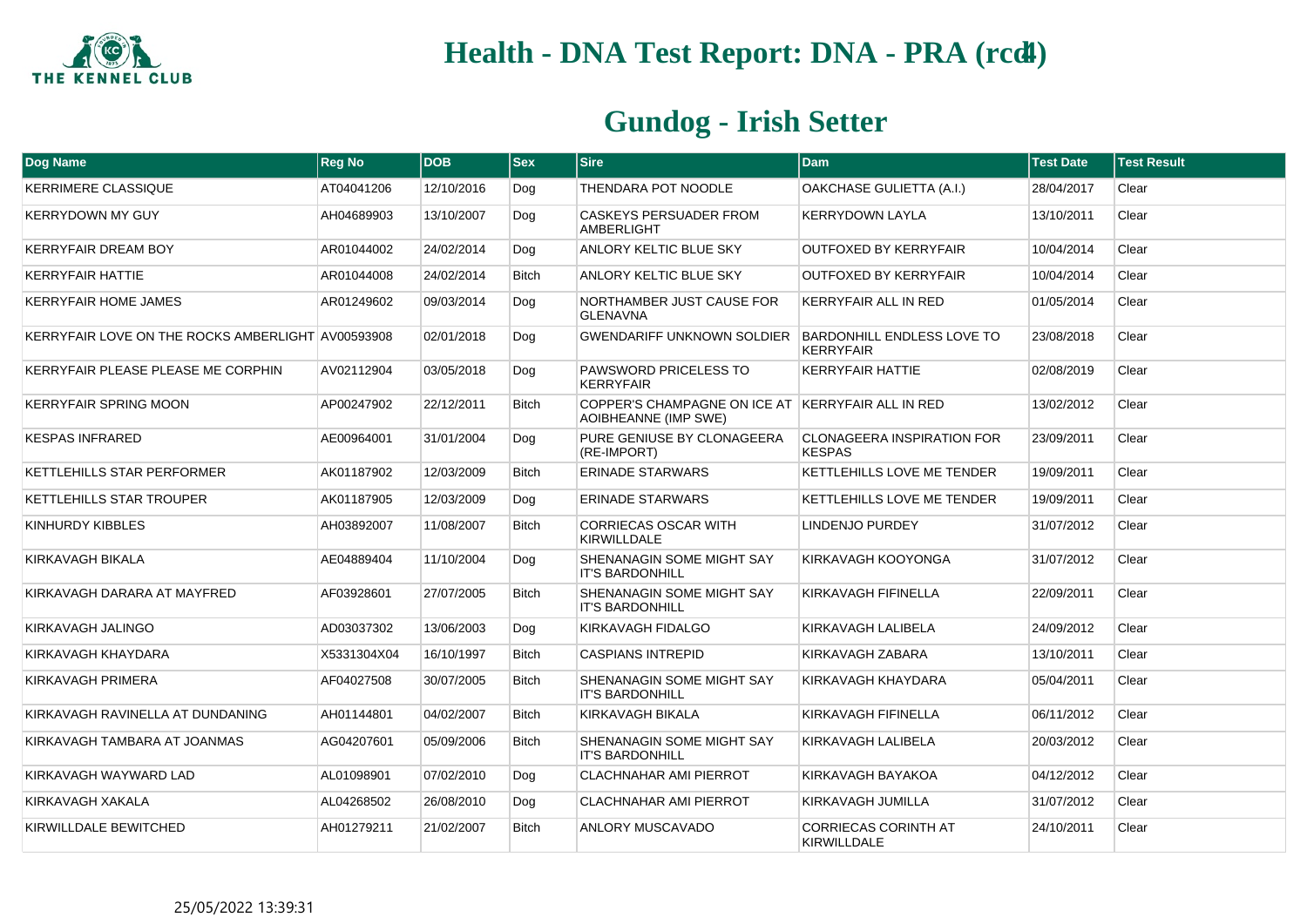# Health - DNA Test Report: DNA - PRA (rcd4)

## Gundog - Irish Setter

| Dog Name | Reg No | DOB | Sex | Sire | Dam | Test Date | Test Result |
|---|---|---|---|---|---|---|---|
| KERRIMERE CLASSIQUE | AT04041206 | 12/10/2016 | Dog | THENDARA POT NOODLE | OAKCHASE GULIETTA (A.I.) | 28/04/2017 | Clear |
| KERRYDOWN MY GUY | AH04689903 | 13/10/2007 | Dog | CASKEYS PERSUADER FROM AMBERLIGHT | KERRYDOWN LAYLA | 13/10/2011 | Clear |
| KERRYFAIR DREAM BOY | AR01044002 | 24/02/2014 | Dog | ANLORY KELTIC BLUE SKY | OUTFOXED BY KERRYFAIR | 10/04/2014 | Clear |
| KERRYFAIR HATTIE | AR01044008 | 24/02/2014 | Bitch | ANLORY KELTIC BLUE SKY | OUTFOXED BY KERRYFAIR | 10/04/2014 | Clear |
| KERRYFAIR HOME JAMES | AR01249602 | 09/03/2014 | Dog | NORTHAMBER JUST CAUSE FOR GLENAVNA | KERRYFAIR ALL IN RED | 01/05/2014 | Clear |
| KERRYFAIR LOVE ON THE ROCKS AMBERLIGHT | AV00593908 | 02/01/2018 | Dog | GWENDARIFF UNKNOWN SOLDIER | BARDONHILL ENDLESS LOVE TO KERRYFAIR | 23/08/2018 | Clear |
| KERRYFAIR PLEASE PLEASE ME CORPHIN | AV02112904 | 03/05/2018 | Dog | PAWSWORD PRICELESS TO KERRYFAIR | KERRYFAIR HATTIE | 02/08/2019 | Clear |
| KERRYFAIR SPRING MOON | AP00247902 | 22/12/2011 | Bitch | COPPER'S CHAMPAGNE ON ICE AT AOIBHEANNE (IMP SWE) | KERRYFAIR ALL IN RED | 13/02/2012 | Clear |
| KESPAS INFRARED | AE00964001 | 31/01/2004 | Dog | PURE GENIUSE BY CLONAGEERA (RE-IMPORT) | CLONAGEERA INSPIRATION FOR KESPAS | 23/09/2011 | Clear |
| KETTLEHILLS STAR PERFORMER | AK01187902 | 12/03/2009 | Bitch | ERINADE STARWARS | KETTLEHILLS LOVE ME TENDER | 19/09/2011 | Clear |
| KETTLEHILLS STAR TROUPER | AK01187905 | 12/03/2009 | Dog | ERINADE STARWARS | KETTLEHILLS LOVE ME TENDER | 19/09/2011 | Clear |
| KINHURDY KIBBLES | AH03892007 | 11/08/2007 | Bitch | CORRIECAS OSCAR WITH KIRWILLDALE | LINDENJO PURDEY | 31/07/2012 | Clear |
| KIRKAVAGH BIKALA | AE04889404 | 11/10/2004 | Dog | SHENANAGIN SOME MIGHT SAY IT'S BARDONHILL | KIRKAVAGH KOOYONGA | 31/07/2012 | Clear |
| KIRKAVAGH DARARA AT MAYFRED | AF03928601 | 27/07/2005 | Bitch | SHENANAGIN SOME MIGHT SAY IT'S BARDONHILL | KIRKAVAGH FIFINELLA | 22/09/2011 | Clear |
| KIRKAVAGH JALINGO | AD03037302 | 13/06/2003 | Dog | KIRKAVAGH FIDALGO | KIRKAVAGH LALIBELA | 24/09/2012 | Clear |
| KIRKAVAGH KHAYDARA | X5331304X04 | 16/10/1997 | Bitch | CASPIANS INTREPID | KIRKAVAGH ZABARA | 13/10/2011 | Clear |
| KIRKAVAGH PRIMERA | AF04027508 | 30/07/2005 | Bitch | SHENANAGIN SOME MIGHT SAY IT'S BARDONHILL | KIRKAVAGH KHAYDARA | 05/04/2011 | Clear |
| KIRKAVAGH RAVINELLA AT DUNDANING | AH01144801 | 04/02/2007 | Bitch | KIRKAVAGH BIKALA | KIRKAVAGH FIFINELLA | 06/11/2012 | Clear |
| KIRKAVAGH TAMBARA AT JOANMAS | AG04207601 | 05/09/2006 | Bitch | SHENANAGIN SOME MIGHT SAY IT'S BARDONHILL | KIRKAVAGH LALIBELA | 20/03/2012 | Clear |
| KIRKAVAGH WAYWARD LAD | AL01098901 | 07/02/2010 | Dog | CLACHNAHAR AMI PIERROT | KIRKAVAGH BAYAKOA | 04/12/2012 | Clear |
| KIRKAVAGH XAKALA | AL04268502 | 26/08/2010 | Dog | CLACHNAHAR AMI PIERROT | KIRKAVAGH JUMILLA | 31/07/2012 | Clear |
| KIRWILLDALE BEWITCHED | AH01279211 | 21/02/2007 | Bitch | ANLORY MUSCAVADO | CORRIECAS CORINTH AT KIRWILLDALE | 24/10/2011 | Clear |

25/05/2022 13:39:31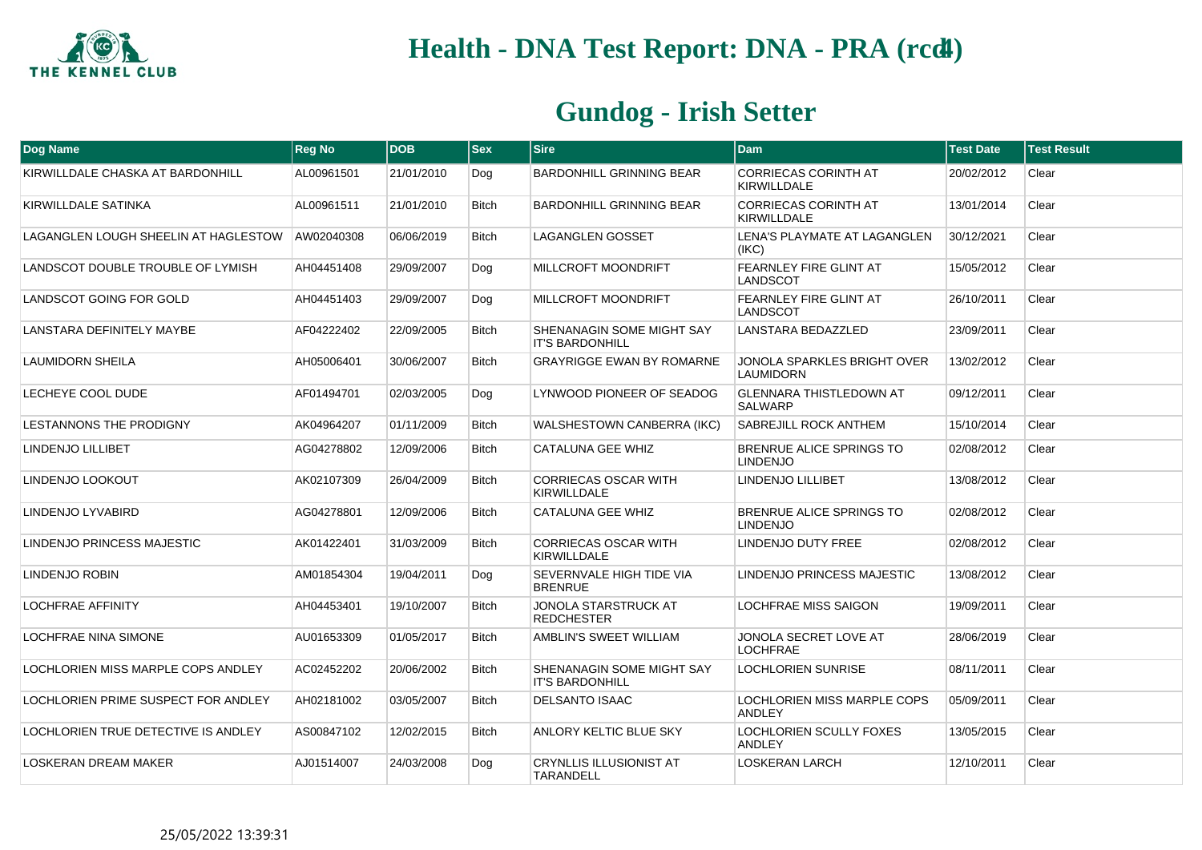# Health - DNA Test Report: DNA - PRA (rcd4)

## Gundog - Irish Setter

| Dog Name | Reg No | DOB | Sex | Sire | Dam | Test Date | Test Result |
|---|---|---|---|---|---|---|---|
| KIRWILLDALE CHASKA AT BARDONHILL | AL00961501 | 21/01/2010 | Dog | BARDONHILL GRINNING BEAR | CORRIECAS CORINTH AT KIRWILLDALE | 20/02/2012 | Clear |
| KIRWILLDALE SATINKA | AL00961511 | 21/01/2010 | Bitch | BARDONHILL GRINNING BEAR | CORRIECAS CORINTH AT KIRWILLDALE | 13/01/2014 | Clear |
| LAGANGLEN LOUGH SHEELIN AT HAGLESTOW | AW02040308 | 06/06/2019 | Bitch | LAGANGLEN GOSSET | LENA'S PLAYMATE AT LAGANGLEN (IKC) | 30/12/2021 | Clear |
| LANDSCOT DOUBLE TROUBLE OF LYMISH | AH04451408 | 29/09/2007 | Dog | MILLCROFT MOONDRIFT | FEARNLEY FIRE GLINT AT LANDSCOT | 15/05/2012 | Clear |
| LANDSCOT GOING FOR GOLD | AH04451403 | 29/09/2007 | Dog | MILLCROFT MOONDRIFT | FEARNLEY FIRE GLINT AT LANDSCOT | 26/10/2011 | Clear |
| LANSTARA DEFINITELY MAYBE | AF04222402 | 22/09/2005 | Bitch | SHENANAGIN SOME MIGHT SAY IT'S BARDONHILL | LANSTARA BEDAZZLED | 23/09/2011 | Clear |
| LAUMIDORN SHEILA | AH05006401 | 30/06/2007 | Bitch | GRAYRIGGE EWAN BY ROMARNE | JONOLA SPARKLES BRIGHT OVER LAUMIDORN | 13/02/2012 | Clear |
| LECHEYE COOL DUDE | AF01494701 | 02/03/2005 | Dog | LYNWOOD PIONEER OF SEADOG | GLENNARA THISTLEDOWN AT SALWARP | 09/12/2011 | Clear |
| LESTANNONS THE PRODIGNY | AK04964207 | 01/11/2009 | Bitch | WALSHESTOWN CANBERRA (IKC) | SABREJILL ROCK ANTHEM | 15/10/2014 | Clear |
| LINDENJO LILLIBET | AG04278802 | 12/09/2006 | Bitch | CATALUNA GEE WHIZ | BRENRUE ALICE SPRINGS TO LINDENJO | 02/08/2012 | Clear |
| LINDENJO LOOKOUT | AK02107309 | 26/04/2009 | Bitch | CORRIECAS OSCAR WITH KIRWILLDALE | LINDENJO LILLIBET | 13/08/2012 | Clear |
| LINDENJO LYVABIRD | AG04278801 | 12/09/2006 | Bitch | CATALUNA GEE WHIZ | BRENRUE ALICE SPRINGS TO LINDENJO | 02/08/2012 | Clear |
| LINDENJO PRINCESS MAJESTIC | AK01422401 | 31/03/2009 | Bitch | CORRIECAS OSCAR WITH KIRWILLDALE | LINDENJO DUTY FREE | 02/08/2012 | Clear |
| LINDENJO ROBIN | AM01854304 | 19/04/2011 | Dog | SEVERNVALE HIGH TIDE VIA BRENRUE | LINDENJO PRINCESS MAJESTIC | 13/08/2012 | Clear |
| LOCHFRAE AFFINITY | AH04453401 | 19/10/2007 | Bitch | JONOLA STARSTRUCK AT REDCHESTER | LOCHFRAE MISS SAIGON | 19/09/2011 | Clear |
| LOCHFRAE NINA SIMONE | AU01653309 | 01/05/2017 | Bitch | AMBLIN'S SWEET WILLIAM | JONOLA SECRET LOVE AT LOCHFRAE | 28/06/2019 | Clear |
| LOCHLORIEN MISS MARPLE COPS ANDLEY | AC02452202 | 20/06/2002 | Bitch | SHENANAGIN SOME MIGHT SAY IT'S BARDONHILL | LOCHLORIEN SUNRISE | 08/11/2011 | Clear |
| LOCHLORIEN PRIME SUSPECT FOR ANDLEY | AH02181002 | 03/05/2007 | Bitch | DELSANTO ISAAC | LOCHLORIEN MISS MARPLE COPS ANDLEY | 05/09/2011 | Clear |
| LOCHLORIEN TRUE DETECTIVE IS ANDLEY | AS00847102 | 12/02/2015 | Bitch | ANLORY KELTIC BLUE SKY | LOCHLORIEN SCULLY FOXES ANDLEY | 13/05/2015 | Clear |
| LOSKERAN DREAM MAKER | AJ01514007 | 24/03/2008 | Dog | CRYNLLIS ILLUSIONIST AT TARANDELL | LOSKERAN LARCH | 12/10/2011 | Clear |

25/05/2022 13:39:31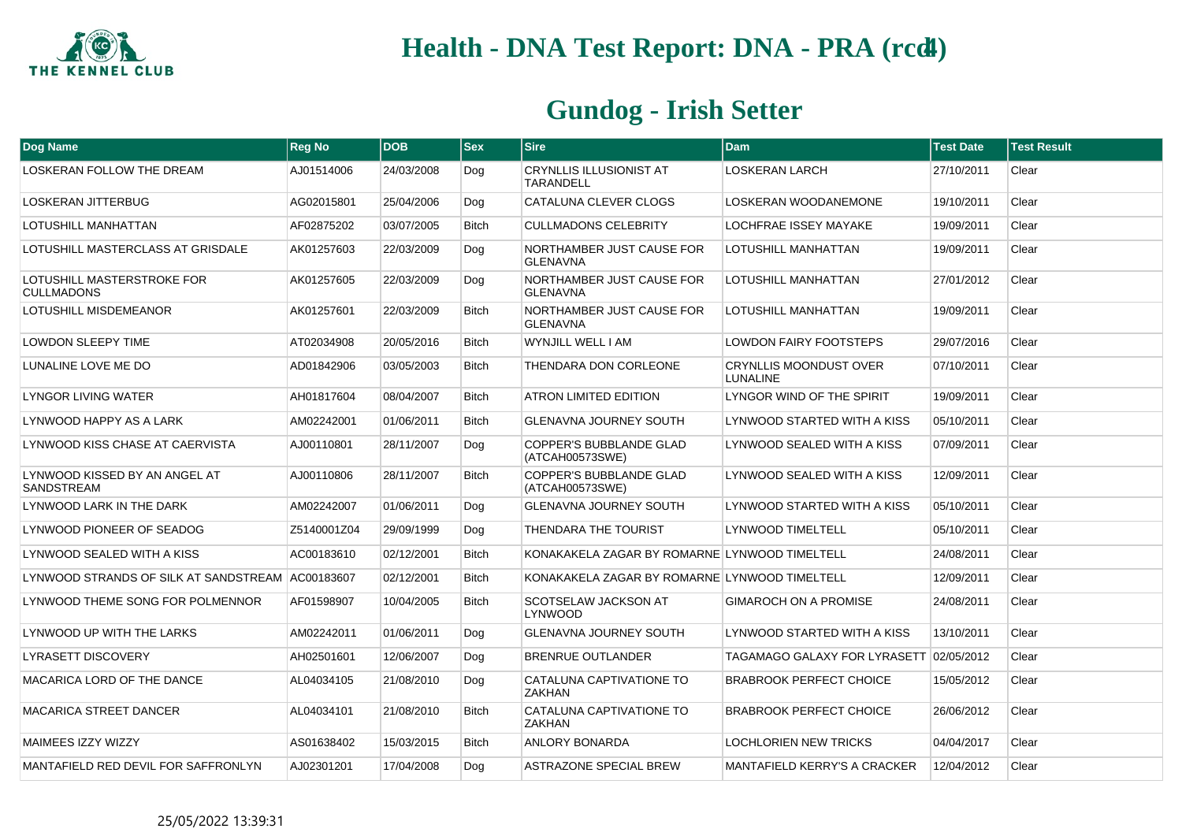# Health - DNA Test Report: DNA - PRA (rcd4)

## Gundog - Irish Setter

| Dog Name | Reg No | DOB | Sex | Sire | Dam | Test Date | Test Result |
|---|---|---|---|---|---|---|---|
| LOSKERAN FOLLOW THE DREAM | AJ01514006 | 24/03/2008 | Dog | CRYNLLIS ILLUSIONIST AT TARANDELL | LOSKERAN LARCH | 27/10/2011 | Clear |
| LOSKERAN JITTERBUG | AG02015801 | 25/04/2006 | Dog | CATALUNA CLEVER CLOGS | LOSKERAN WOODANEMONE | 19/10/2011 | Clear |
| LOTUSHILL MANHATTAN | AF02875202 | 03/07/2005 | Bitch | CULLMADONS CELEBRITY | LOCHFRAE ISSEY MAYAKE | 19/09/2011 | Clear |
| LOTUSHILL MASTERCLASS AT GRISDALE | AK01257603 | 22/03/2009 | Dog | NORTHAMBER JUST CAUSE FOR GLENAVNA | LOTUSHILL MANHATTAN | 19/09/2011 | Clear |
| LOTUSHILL MASTERSTROKE FOR CULLMADONS | AK01257605 | 22/03/2009 | Dog | NORTHAMBER JUST CAUSE FOR GLENAVNA | LOTUSHILL MANHATTAN | 27/01/2012 | Clear |
| LOTUSHILL MISDEMEANOR | AK01257601 | 22/03/2009 | Bitch | NORTHAMBER JUST CAUSE FOR GLENAVNA | LOTUSHILL MANHATTAN | 19/09/2011 | Clear |
| LOWDON SLEEPY TIME | AT02034908 | 20/05/2016 | Bitch | WYNJILL WELL I AM | LOWDON FAIRY FOOTSTEPS | 29/07/2016 | Clear |
| LUNALINE LOVE ME DO | AD01842906 | 03/05/2003 | Bitch | THENDARA DON CORLEONE | CRYNLLIS MOONDUST OVER LUNALINE | 07/10/2011 | Clear |
| LYNGOR LIVING WATER | AH01817604 | 08/04/2007 | Bitch | ATRON LIMITED EDITION | LYNGOR WIND OF THE SPIRIT | 19/09/2011 | Clear |
| LYNWOOD HAPPY AS A LARK | AM02242001 | 01/06/2011 | Bitch | GLENAVNA JOURNEY SOUTH | LYNWOOD STARTED WITH A KISS | 05/10/2011 | Clear |
| LYNWOOD KISS CHASE AT CAERVISTA | AJ00110801 | 28/11/2007 | Dog | COPPER'S BUBBLANDE GLAD (ATCAH00573SWE) | LYNWOOD SEALED WITH A KISS | 07/09/2011 | Clear |
| LYNWOOD KISSED BY AN ANGEL AT SANDSTREAM | AJ00110806 | 28/11/2007 | Bitch | COPPER'S BUBBLANDE GLAD (ATCAH00573SWE) | LYNWOOD SEALED WITH A KISS | 12/09/2011 | Clear |
| LYNWOOD LARK IN THE DARK | AM02242007 | 01/06/2011 | Dog | GLENAVNA JOURNEY SOUTH | LYNWOOD STARTED WITH A KISS | 05/10/2011 | Clear |
| LYNWOOD PIONEER OF SEADOG | Z5140001Z04 | 29/09/1999 | Dog | THENDARA THE TOURIST | LYNWOOD TIMELTELL | 05/10/2011 | Clear |
| LYNWOOD SEALED WITH A KISS | AC00183610 | 02/12/2001 | Bitch | KONAKAKELA ZAGAR BY ROMARNE | LYNWOOD TIMELTELL | 24/08/2011 | Clear |
| LYNWOOD STRANDS OF SILK AT SANDSTREAM | AC00183607 | 02/12/2001 | Bitch | KONAKAKELA ZAGAR BY ROMARNE | LYNWOOD TIMELTELL | 12/09/2011 | Clear |
| LYNWOOD THEME SONG FOR POLMENNOR | AF01598907 | 10/04/2005 | Bitch | SCOTSELAW JACKSON AT LYNWOOD | GIMAROCH ON A PROMISE | 24/08/2011 | Clear |
| LYNWOOD UP WITH THE LARKS | AM02242011 | 01/06/2011 | Dog | GLENAVNA JOURNEY SOUTH | LYNWOOD STARTED WITH A KISS | 13/10/2011 | Clear |
| LYRASETT DISCOVERY | AH02501601 | 12/06/2007 | Dog | BRENRUE OUTLANDER | TAGAMAGO GALAXY FOR LYRASETT | 02/05/2012 | Clear |
| MACARICA LORD OF THE DANCE | AL04034105 | 21/08/2010 | Dog | CATALUNA CAPTIVATIONE TO ZAKHAN | BRABROOK PERFECT CHOICE | 15/05/2012 | Clear |
| MACARICA STREET DANCER | AL04034101 | 21/08/2010 | Bitch | CATALUNA CAPTIVATIONE TO ZAKHAN | BRABROOK PERFECT CHOICE | 26/06/2012 | Clear |
| MAIMEES IZZY WIZZY | AS01638402 | 15/03/2015 | Bitch | ANLORY BONARDA | LOCHLORIEN NEW TRICKS | 04/04/2017 | Clear |
| MANTAFIELD RED DEVIL FOR SAFFRONLYN | AJ02301201 | 17/04/2008 | Dog | ASTRAZONE SPECIAL BREW | MANTAFIELD KERRY'S A CRACKER | 12/04/2012 | Clear |

25/05/2022 13:39:31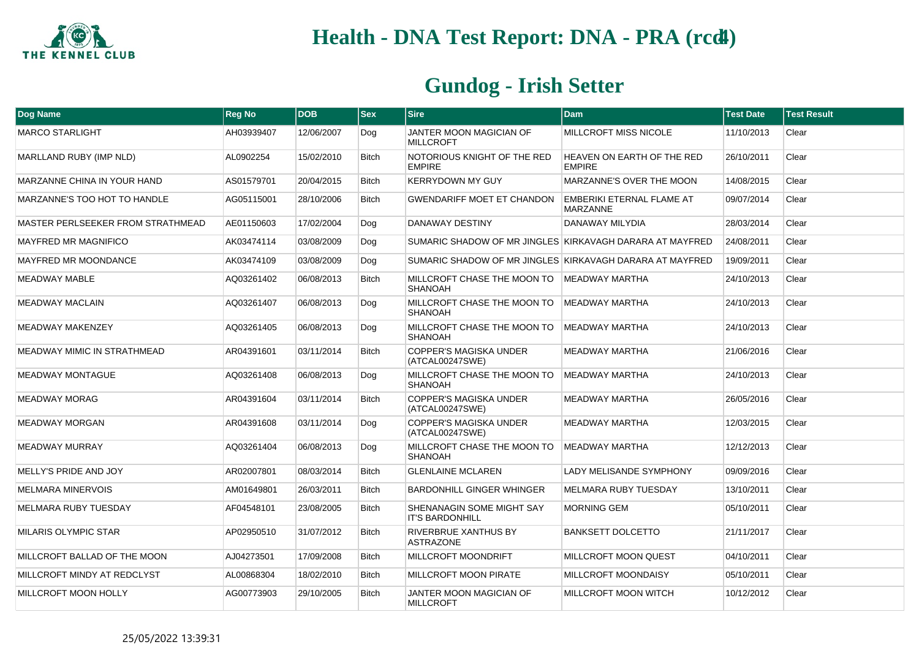# Health - DNA Test Report: DNA - PRA (rcd4)

## Gundog - Irish Setter

| Dog Name | Reg No | DOB | Sex | Sire | Dam | Test Date | Test Result |
|---|---|---|---|---|---|---|---|
| MARCO STARLIGHT | AH03939407 | 12/06/2007 | Dog | JANTER MOON MAGICIAN OF MILLCROFT | MILLCROFT MISS NICOLE | 11/10/2013 | Clear |
| MARLLAND RUBY (IMP NLD) | AL0902254 | 15/02/2010 | Bitch | NOTORIOUS KNIGHT OF THE RED EMPIRE | HEAVEN ON EARTH OF THE RED EMPIRE | 26/10/2011 | Clear |
| MARZANNE CHINA IN YOUR HAND | AS01579701 | 20/04/2015 | Bitch | KERRYDOWN MY GUY | MARZANNE'S OVER THE MOON | 14/08/2015 | Clear |
| MARZANNE'S TOO HOT TO HANDLE | AG05115001 | 28/10/2006 | Bitch | GWENDARIFF MOET ET CHANDON | EMBERIKI ETERNAL FLAME AT MARZANNE | 09/07/2014 | Clear |
| MASTER PERLSEEKER FROM STRATHMEAD | AE01150603 | 17/02/2004 | Dog | DANAWAY DESTINY | DANAWAY MILYDIA | 28/03/2014 | Clear |
| MAYFRED MR MAGNIFICO | AK03474114 | 03/08/2009 | Dog | SUMARIC SHADOW OF MR JINGLES | KIRKAVAGH DARARA AT MAYFRED | 24/08/2011 | Clear |
| MAYFRED MR MOONDANCE | AK03474109 | 03/08/2009 | Dog | SUMARIC SHADOW OF MR JINGLES | KIRKAVAGH DARARA AT MAYFRED | 19/09/2011 | Clear |
| MEADWAY MABLE | AQ03261402 | 06/08/2013 | Bitch | MILLCROFT CHASE THE MOON TO SHANOAH | MEADWAY MARTHA | 24/10/2013 | Clear |
| MEADWAY MACLAIN | AQ03261407 | 06/08/2013 | Dog | MILLCROFT CHASE THE MOON TO SHANOAH | MEADWAY MARTHA | 24/10/2013 | Clear |
| MEADWAY MAKENZEY | AQ03261405 | 06/08/2013 | Dog | MILLCROFT CHASE THE MOON TO SHANOAH | MEADWAY MARTHA | 24/10/2013 | Clear |
| MEADWAY MIMIC IN STRATHMEAD | AR04391601 | 03/11/2014 | Bitch | COPPER'S MAGISKA UNDER (ATCAL00247SWE) | MEADWAY MARTHA | 21/06/2016 | Clear |
| MEADWAY MONTAGUE | AQ03261408 | 06/08/2013 | Dog | MILLCROFT CHASE THE MOON TO SHANOAH | MEADWAY MARTHA | 24/10/2013 | Clear |
| MEADWAY MORAG | AR04391604 | 03/11/2014 | Bitch | COPPER'S MAGISKA UNDER (ATCAL00247SWE) | MEADWAY MARTHA | 26/05/2016 | Clear |
| MEADWAY MORGAN | AR04391608 | 03/11/2014 | Dog | COPPER'S MAGISKA UNDER (ATCAL00247SWE) | MEADWAY MARTHA | 12/03/2015 | Clear |
| MEADWAY MURRAY | AQ03261404 | 06/08/2013 | Dog | MILLCROFT CHASE THE MOON TO SHANOAH | MEADWAY MARTHA | 12/12/2013 | Clear |
| MELLY'S PRIDE AND JOY | AR02007801 | 08/03/2014 | Bitch | GLENLAINE MCLAREN | LADY MELISANDE SYMPHONY | 09/09/2016 | Clear |
| MELMARA MINERVOIS | AM01649801 | 26/03/2011 | Bitch | BARDONHILL GINGER WHINGER | MELMARA RUBY TUESDAY | 13/10/2011 | Clear |
| MELMARA RUBY TUESDAY | AF04548101 | 23/08/2005 | Bitch | SHENANAGIN SOME MIGHT SAY IT'S BARDONHILL | MORNING GEM | 05/10/2011 | Clear |
| MILARIS OLYMPIC STAR | AP02950510 | 31/07/2012 | Bitch | RIVERBRUE XANTHUS BY ASTRAZONE | BANKSETT DOLCETTO | 21/11/2017 | Clear |
| MILLCROFT BALLAD OF THE MOON | AJ04273501 | 17/09/2008 | Bitch | MILLCROFT MOONDRIFT | MILLCROFT MOON QUEST | 04/10/2011 | Clear |
| MILLCROFT MINDY AT REDCLYST | AL00868304 | 18/02/2010 | Bitch | MILLCROFT MOON PIRATE | MILLCROFT MOONDAISY | 05/10/2011 | Clear |
| MILLCROFT MOON HOLLY | AG00773903 | 29/10/2005 | Bitch | JANTER MOON MAGICIAN OF MILLCROFT | MILLCROFT MOON WITCH | 10/12/2012 | Clear |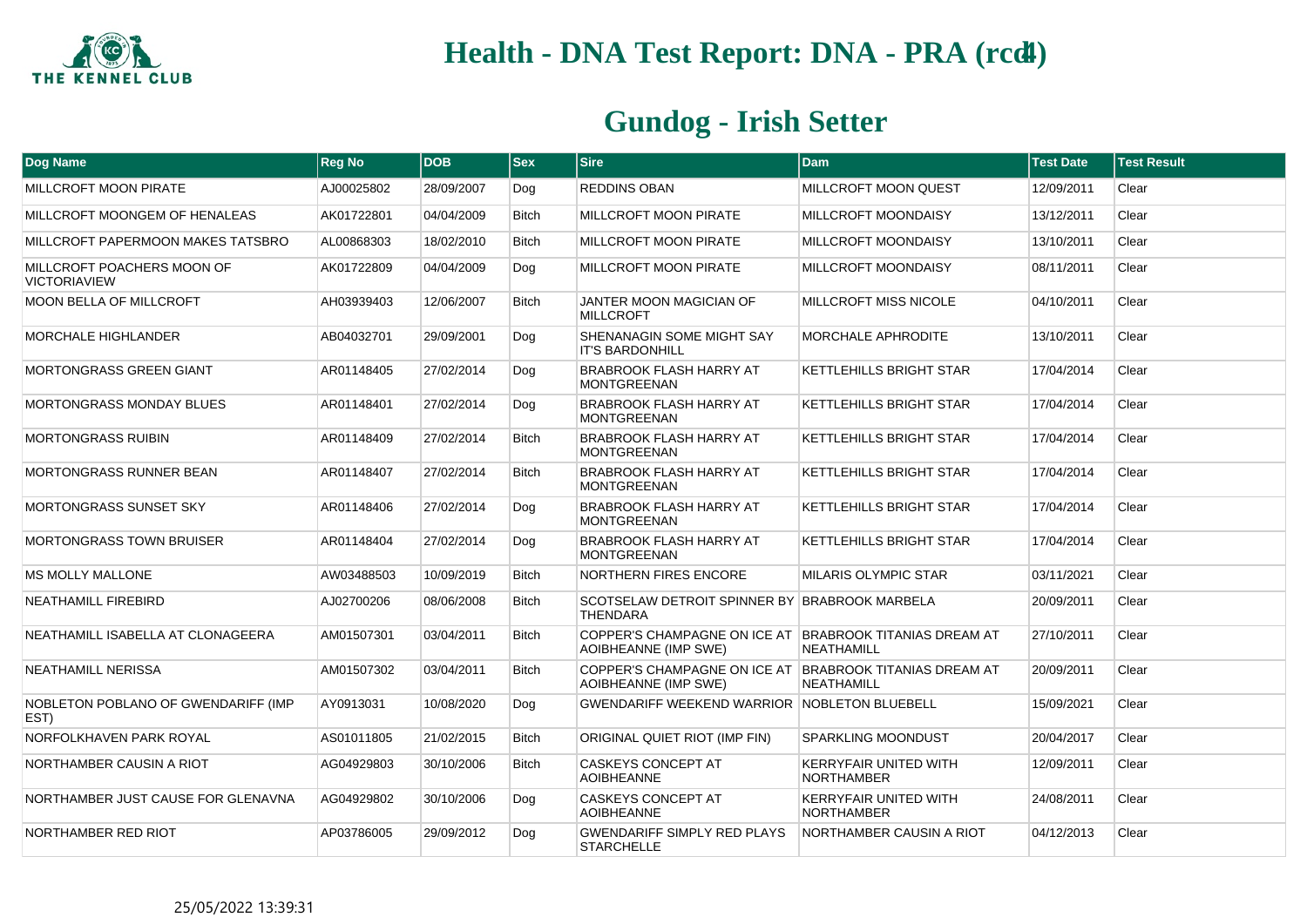# Health - DNA Test Report: DNA - PRA (rcd4)

## Gundog - Irish Setter

| Dog Name | Reg No | DOB | Sex | Sire | Dam | Test Date | Test Result |
|---|---|---|---|---|---|---|---|
| MILLCROFT MOON PIRATE | AJ00025802 | 28/09/2007 | Dog | REDDINS OBAN | MILLCROFT MOON QUEST | 12/09/2011 | Clear |
| MILLCROFT MOONGEM OF HENALEAS | AK01722801 | 04/04/2009 | Bitch | MILLCROFT MOON PIRATE | MILLCROFT MOONDAISY | 13/12/2011 | Clear |
| MILLCROFT PAPERMOON MAKES TATSBRO | AL00868303 | 18/02/2010 | Bitch | MILLCROFT MOON PIRATE | MILLCROFT MOONDAISY | 13/10/2011 | Clear |
| MILLCROFT POACHERS MOON OF VICTORIAVIEW | AK01722809 | 04/04/2009 | Dog | MILLCROFT MOON PIRATE | MILLCROFT MOONDAISY | 08/11/2011 | Clear |
| MOON BELLA OF MILLCROFT | AH03939403 | 12/06/2007 | Bitch | JANTER MOON MAGICIAN OF MILLCROFT | MILLCROFT MISS NICOLE | 04/10/2011 | Clear |
| MORCHALE HIGHLANDER | AB04032701 | 29/09/2001 | Dog | SHENANAGIN SOME MIGHT SAY IT'S BARDONHILL | MORCHALE APHRODITE | 13/10/2011 | Clear |
| MORTONGRASS GREEN GIANT | AR01148405 | 27/02/2014 | Dog | BRABROOK FLASH HARRY AT MONTGREENAN | KETTLEHILLS BRIGHT STAR | 17/04/2014 | Clear |
| MORTONGRASS MONDAY BLUES | AR01148401 | 27/02/2014 | Dog | BRABROOK FLASH HARRY AT MONTGREENAN | KETTLEHILLS BRIGHT STAR | 17/04/2014 | Clear |
| MORTONGRASS RUIBIN | AR01148409 | 27/02/2014 | Bitch | BRABROOK FLASH HARRY AT MONTGREENAN | KETTLEHILLS BRIGHT STAR | 17/04/2014 | Clear |
| MORTONGRASS RUNNER BEAN | AR01148407 | 27/02/2014 | Bitch | BRABROOK FLASH HARRY AT MONTGREENAN | KETTLEHILLS BRIGHT STAR | 17/04/2014 | Clear |
| MORTONGRASS SUNSET SKY | AR01148406 | 27/02/2014 | Dog | BRABROOK FLASH HARRY AT MONTGREENAN | KETTLEHILLS BRIGHT STAR | 17/04/2014 | Clear |
| MORTONGRASS TOWN BRUISER | AR01148404 | 27/02/2014 | Dog | BRABROOK FLASH HARRY AT MONTGREENAN | KETTLEHILLS BRIGHT STAR | 17/04/2014 | Clear |
| MS MOLLY MALLONE | AW03488503 | 10/09/2019 | Bitch | NORTHERN FIRES ENCORE | MILARIS OLYMPIC STAR | 03/11/2021 | Clear |
| NEATHAMILL FIREBIRD | AJ02700206 | 08/06/2008 | Bitch | SCOTSELAW DETROIT SPINNER BY THENDARA | BRABROOK MARBELA | 20/09/2011 | Clear |
| NEATHAMILL ISABELLA AT CLONAGEERA | AM01507301 | 03/04/2011 | Bitch | COPPER'S CHAMPAGNE ON ICE AT AOIBHEANNE (IMP SWE) | BRABROOK TITANIAS DREAM AT NEATHAMILL | 27/10/2011 | Clear |
| NEATHAMILL NERISSA | AM01507302 | 03/04/2011 | Bitch | COPPER'S CHAMPAGNE ON ICE AT AOIBHEANNE (IMP SWE) | BRABROOK TITANIAS DREAM AT NEATHAMILL | 20/09/2011 | Clear |
| NOBLETON POBLANO OF GWENDARIFF (IMP EST) | AY0913031 | 10/08/2020 | Dog | GWENDARIFF WEEKEND WARRIOR | NOBLETON BLUEBELL | 15/09/2021 | Clear |
| NORFOLKHAVEN PARK ROYAL | AS01011805 | 21/02/2015 | Bitch | ORIGINAL QUIET RIOT (IMP FIN) | SPARKLING MOONDUST | 20/04/2017 | Clear |
| NORTHAMBER CAUSIN A RIOT | AG04929803 | 30/10/2006 | Bitch | CASKEYS CONCEPT AT AOIBHEANNE | KERRYFAIR UNITED WITH NORTHAMBER | 12/09/2011 | Clear |
| NORTHAMBER JUST CAUSE FOR GLENAVNA | AG04929802 | 30/10/2006 | Dog | CASKEYS CONCEPT AT AOIBHEANNE | KERRYFAIR UNITED WITH NORTHAMBER | 24/08/2011 | Clear |
| NORTHAMBER RED RIOT | AP03786005 | 29/09/2012 | Dog | GWENDARIFF SIMPLY RED PLAYS STARCHELLE | NORTHAMBER CAUSIN A RIOT | 04/12/2013 | Clear |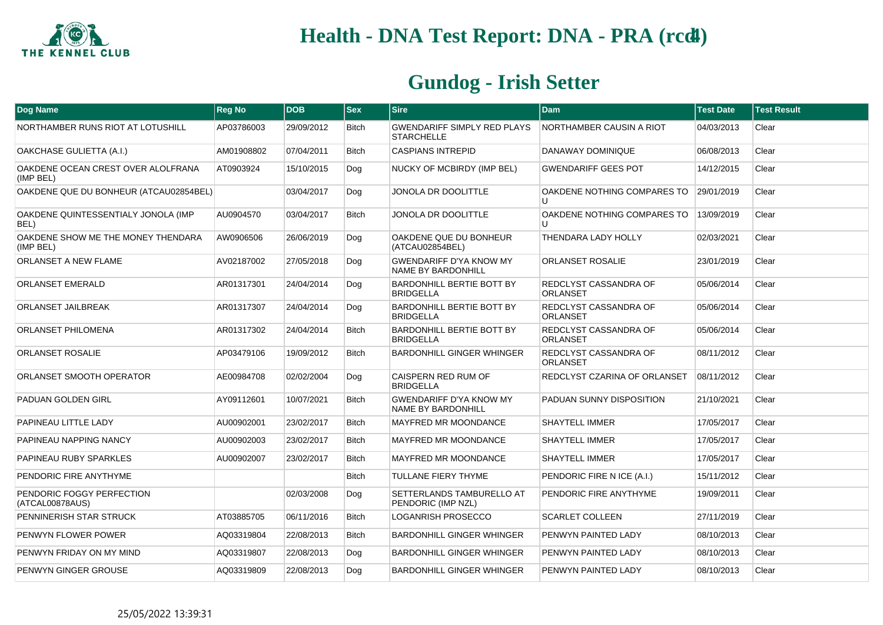# Health - DNA Test Report: DNA - PRA (rcd4)

## Gundog - Irish Setter

| Dog Name | Reg No | DOB | Sex | Sire | Dam | Test Date | Test Result |
|---|---|---|---|---|---|---|---|
| NORTHAMBER RUNS RIOT AT LOTUSHILL | AP03786003 | 29/09/2012 | Bitch | GWENDARIFF SIMPLY RED PLAYS STARCHELLE | NORTHAMBER CAUSIN A RIOT | 04/03/2013 | Clear |
| OAKCHASE GULIETTA (A.I.) | AM01908802 | 07/04/2011 | Bitch | CASPIANS INTREPID | DANAWAY DOMINIQUE | 06/08/2013 | Clear |
| OAKDENE OCEAN CREST OVER ALOLFRANA (IMP BEL) | AT0903924 | 15/10/2015 | Dog | NUCKY OF MCBIRDY (IMP BEL) | GWENDARIFF GEES POT | 14/12/2015 | Clear |
| OAKDENE QUE DU BONHEUR (ATCAU02854BEL) | | 03/04/2017 | Dog | JONOLA DR DOOLITTLE | OAKDENE NOTHING COMPARES TO U | 29/01/2019 | Clear |
| OAKDENE QUINTESSENTIALY JONOLA (IMP BEL) | AU0904570 | 03/04/2017 | Bitch | JONOLA DR DOOLITTLE | OAKDENE NOTHING COMPARES TO U | 13/09/2019 | Clear |
| OAKDENE SHOW ME THE MONEY THENDARA (IMP BEL) | AW0906506 | 26/06/2019 | Dog | OAKDENE QUE DU BONHEUR (ATCAU02854BEL) | THENDARA LADY HOLLY | 02/03/2021 | Clear |
| ORLANSET A NEW FLAME | AV02187002 | 27/05/2018 | Dog | GWENDARIFF D'YA KNOW MY NAME BY BARDONHILL | ORLANSET ROSALIE | 23/01/2019 | Clear |
| ORLANSET EMERALD | AR01317301 | 24/04/2014 | Dog | BARDONHILL BERTIE BOTT BY BRIDGELLA | REDCLYST CASSANDRA OF ORLANSET | 05/06/2014 | Clear |
| ORLANSET JAILBREAK | AR01317307 | 24/04/2014 | Dog | BARDONHILL BERTIE BOTT BY BRIDGELLA | REDCLYST CASSANDRA OF ORLANSET | 05/06/2014 | Clear |
| ORLANSET PHILOMENA | AR01317302 | 24/04/2014 | Bitch | BARDONHILL BERTIE BOTT BY BRIDGELLA | REDCLYST CASSANDRA OF ORLANSET | 05/06/2014 | Clear |
| ORLANSET ROSALIE | AP03479106 | 19/09/2012 | Bitch | BARDONHILL GINGER WHINGER | REDCLYST CASSANDRA OF ORLANSET | 08/11/2012 | Clear |
| ORLANSET SMOOTH OPERATOR | AE00984708 | 02/02/2004 | Dog | CAISPERN RED RUM OF BRIDGELLA | REDCLYST CZARINA OF ORLANSET | 08/11/2012 | Clear |
| PADUAN GOLDEN GIRL | AY09112601 | 10/07/2021 | Bitch | GWENDARIFF D'YA KNOW MY NAME BY BARDONHILL | PADUAN SUNNY DISPOSITION | 21/10/2021 | Clear |
| PAPINEAU LITTLE LADY | AU00902001 | 23/02/2017 | Bitch | MAYFRED MR MOONDANCE | SHAYTELL IMMER | 17/05/2017 | Clear |
| PAPINEAU NAPPING NANCY | AU00902003 | 23/02/2017 | Bitch | MAYFRED MR MOONDANCE | SHAYTELL IMMER | 17/05/2017 | Clear |
| PAPINEAU RUBY SPARKLES | AU00902007 | 23/02/2017 | Bitch | MAYFRED MR MOONDANCE | SHAYTELL IMMER | 17/05/2017 | Clear |
| PENDORIC FIRE ANYTHYME | | | Bitch | TULLANE FIERY THYME | PENDORIC FIRE N ICE (A.I.) | 15/11/2012 | Clear |
| PENDORIC FOGGY PERFECTION (ATCAL00878AUS) | | 02/03/2008 | Dog | SETTERLANDS TAMBURELLO AT PENDORIC (IMP NZL) | PENDORIC FIRE ANYTHYME | 19/09/2011 | Clear |
| PENNINERISH STAR STRUCK | AT03885705 | 06/11/2016 | Bitch | LOGANRISH PROSECCO | SCARLET COLLEEN | 27/11/2019 | Clear |
| PENWYN FLOWER POWER | AQ03319804 | 22/08/2013 | Bitch | BARDONHILL GINGER WHINGER | PENWYN PAINTED LADY | 08/10/2013 | Clear |
| PENWYN FRIDAY ON MY MIND | AQ03319807 | 22/08/2013 | Dog | BARDONHILL GINGER WHINGER | PENWYN PAINTED LADY | 08/10/2013 | Clear |
| PENWYN GINGER GROUSE | AQ03319809 | 22/08/2013 | Dog | BARDONHILL GINGER WHINGER | PENWYN PAINTED LADY | 08/10/2013 | Clear |

25/05/2022 13:39:31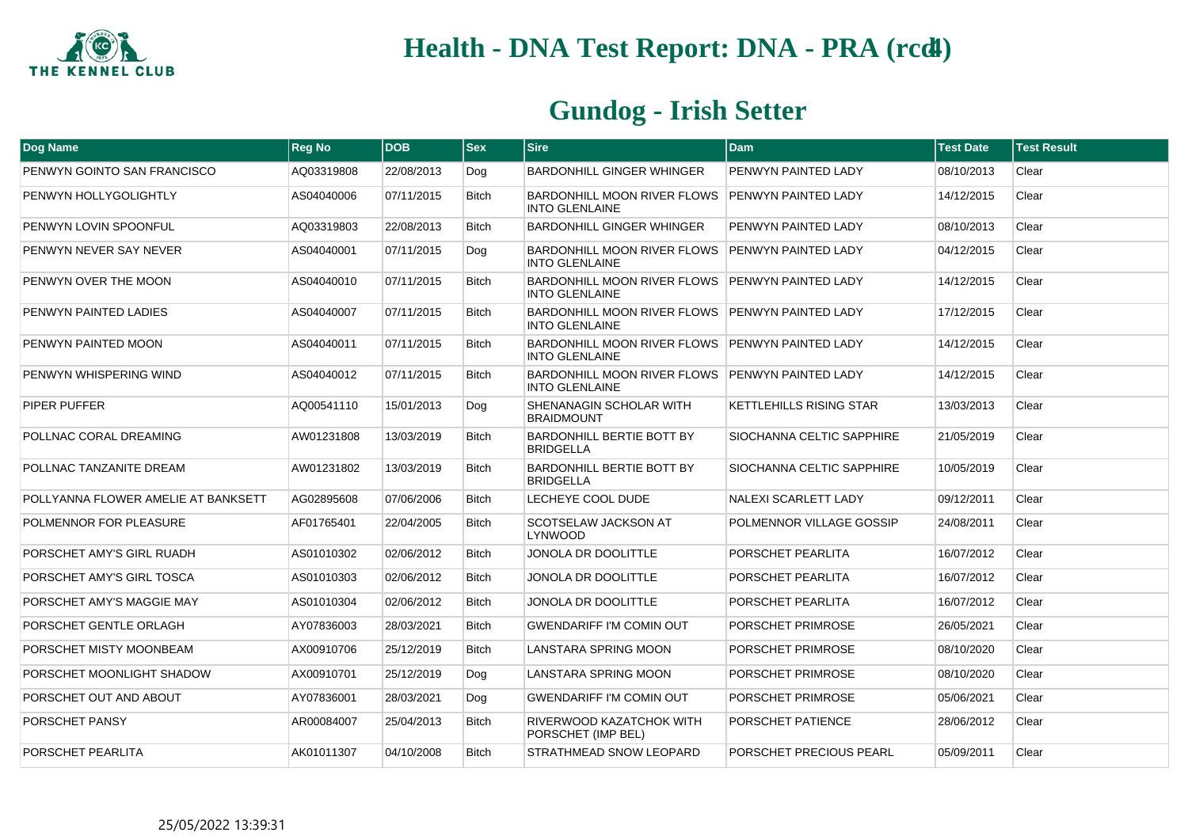# Health - DNA Test Report: DNA - PRA (rcd4)

## Gundog - Irish Setter

| Dog Name | Reg No | DOB | Sex | Sire | Dam | Test Date | Test Result |
|---|---|---|---|---|---|---|---|
| PENWYN GOINTO SAN FRANCISCO | AQ03319808 | 22/08/2013 | Dog | BARDONHILL GINGER WHINGER | PENWYN PAINTED LADY | 08/10/2013 | Clear |
| PENWYN HOLLYGOLIGHTLY | AS04040006 | 07/11/2015 | Bitch | BARDONHILL MOON RIVER FLOWS INTO GLENLAINE | PENWYN PAINTED LADY | 14/12/2015 | Clear |
| PENWYN LOVIN SPOONFUL | AQ03319803 | 22/08/2013 | Bitch | BARDONHILL GINGER WHINGER | PENWYN PAINTED LADY | 08/10/2013 | Clear |
| PENWYN NEVER SAY NEVER | AS04040001 | 07/11/2015 | Dog | BARDONHILL MOON RIVER FLOWS INTO GLENLAINE | PENWYN PAINTED LADY | 04/12/2015 | Clear |
| PENWYN OVER THE MOON | AS04040010 | 07/11/2015 | Bitch | BARDONHILL MOON RIVER FLOWS INTO GLENLAINE | PENWYN PAINTED LADY | 14/12/2015 | Clear |
| PENWYN PAINTED LADIES | AS04040007 | 07/11/2015 | Bitch | BARDONHILL MOON RIVER FLOWS INTO GLENLAINE | PENWYN PAINTED LADY | 17/12/2015 | Clear |
| PENWYN PAINTED MOON | AS04040011 | 07/11/2015 | Bitch | BARDONHILL MOON RIVER FLOWS INTO GLENLAINE | PENWYN PAINTED LADY | 14/12/2015 | Clear |
| PENWYN WHISPERING WIND | AS04040012 | 07/11/2015 | Bitch | BARDONHILL MOON RIVER FLOWS INTO GLENLAINE | PENWYN PAINTED LADY | 14/12/2015 | Clear |
| PIPER PUFFER | AQ00541110 | 15/01/2013 | Dog | SHENANAGIN SCHOLAR WITH BRAIDMOUNT | KETTLEHILLS RISING STAR | 13/03/2013 | Clear |
| POLLNAC CORAL DREAMING | AW01231808 | 13/03/2019 | Bitch | BARDONHILL BERTIE BOTT BY BRIDGELLA | SIOCHANNA CELTIC SAPPHIRE | 21/05/2019 | Clear |
| POLLNAC TANZANITE DREAM | AW01231802 | 13/03/2019 | Bitch | BARDONHILL BERTIE BOTT BY BRIDGELLA | SIOCHANNA CELTIC SAPPHIRE | 10/05/2019 | Clear |
| POLLYANNA FLOWER AMELIE AT BANKSETT | AG02895608 | 07/06/2006 | Bitch | LECHEYE COOL DUDE | NALEXI SCARLETT LADY | 09/12/2011 | Clear |
| POLMENNOR FOR PLEASURE | AF01765401 | 22/04/2005 | Bitch | SCOTSELAW JACKSON AT LYNWOOD | POLMENNOR VILLAGE GOSSIP | 24/08/2011 | Clear |
| PORSCHET AMY'S GIRL RUADH | AS01010302 | 02/06/2012 | Bitch | JONOLA DR DOOLITTLE | PORSCHET PEARLITA | 16/07/2012 | Clear |
| PORSCHET AMY'S GIRL TOSCA | AS01010303 | 02/06/2012 | Bitch | JONOLA DR DOOLITTLE | PORSCHET PEARLITA | 16/07/2012 | Clear |
| PORSCHET AMY'S MAGGIE MAY | AS01010304 | 02/06/2012 | Bitch | JONOLA DR DOOLITTLE | PORSCHET PEARLITA | 16/07/2012 | Clear |
| PORSCHET GENTLE ORLAGH | AY07836003 | 28/03/2021 | Bitch | GWENDARIFF I'M COMIN OUT | PORSCHET PRIMROSE | 26/05/2021 | Clear |
| PORSCHET MISTY MOONBEAM | AX00910706 | 25/12/2019 | Bitch | LANSTARA SPRING MOON | PORSCHET PRIMROSE | 08/10/2020 | Clear |
| PORSCHET MOONLIGHT SHADOW | AX00910701 | 25/12/2019 | Dog | LANSTARA SPRING MOON | PORSCHET PRIMROSE | 08/10/2020 | Clear |
| PORSCHET OUT AND ABOUT | AY07836001 | 28/03/2021 | Dog | GWENDARIFF I'M COMIN OUT | PORSCHET PRIMROSE | 05/06/2021 | Clear |
| PORSCHET PANSY | AR00084007 | 25/04/2013 | Bitch | RIVERWOOD KAZATCHOK WITH PORSCHET (IMP BEL) | PORSCHET PATIENCE | 28/06/2012 | Clear |
| PORSCHET PEARLITA | AK01011307 | 04/10/2008 | Bitch | STRATHMEAD SNOW LEOPARD | PORSCHET PRECIOUS PEARL | 05/09/2011 | Clear |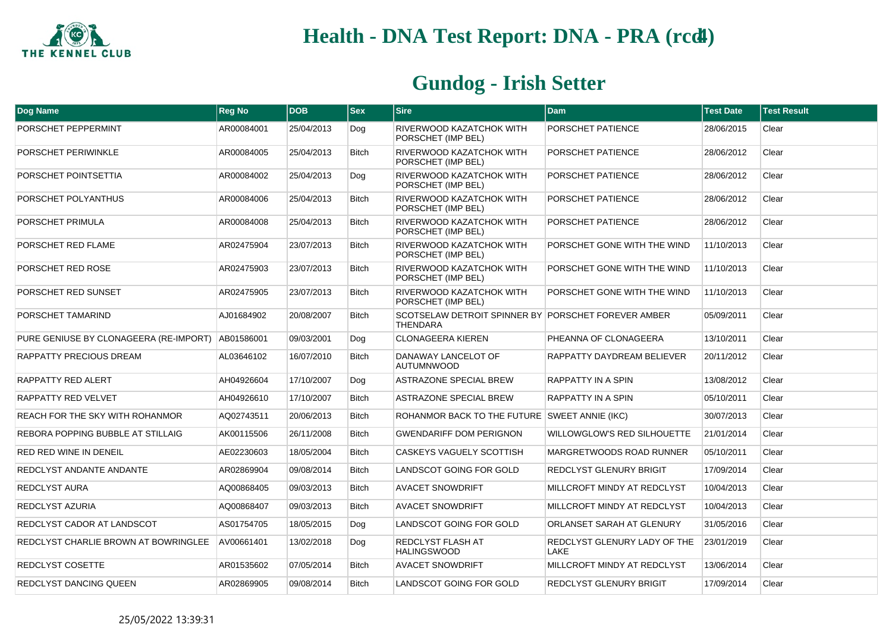# Health - DNA Test Report: DNA - PRA (rcd4)

## Gundog - Irish Setter

| Dog Name | Reg No | DOB | Sex | Sire | Dam | Test Date | Test Result |
|---|---|---|---|---|---|---|---|
| PORSCHET PEPPERMINT | AR00084001 | 25/04/2013 | Dog | RIVERWOOD KAZATCHOK WITH PORSCHET (IMP BEL) | PORSCHET PATIENCE | 28/06/2015 | Clear |
| PORSCHET PERIWINKLE | AR00084005 | 25/04/2013 | Bitch | RIVERWOOD KAZATCHOK WITH PORSCHET (IMP BEL) | PORSCHET PATIENCE | 28/06/2012 | Clear |
| PORSCHET POINTSETTIA | AR00084002 | 25/04/2013 | Dog | RIVERWOOD KAZATCHOK WITH PORSCHET (IMP BEL) | PORSCHET PATIENCE | 28/06/2012 | Clear |
| PORSCHET POLYANTHUS | AR00084006 | 25/04/2013 | Bitch | RIVERWOOD KAZATCHOK WITH PORSCHET (IMP BEL) | PORSCHET PATIENCE | 28/06/2012 | Clear |
| PORSCHET PRIMULA | AR00084008 | 25/04/2013 | Bitch | RIVERWOOD KAZATCHOK WITH PORSCHET (IMP BEL) | PORSCHET PATIENCE | 28/06/2012 | Clear |
| PORSCHET RED FLAME | AR02475904 | 23/07/2013 | Bitch | RIVERWOOD KAZATCHOK WITH PORSCHET (IMP BEL) | PORSCHET GONE WITH THE WIND | 11/10/2013 | Clear |
| PORSCHET RED ROSE | AR02475903 | 23/07/2013 | Bitch | RIVERWOOD KAZATCHOK WITH PORSCHET (IMP BEL) | PORSCHET GONE WITH THE WIND | 11/10/2013 | Clear |
| PORSCHET RED SUNSET | AR02475905 | 23/07/2013 | Bitch | RIVERWOOD KAZATCHOK WITH PORSCHET (IMP BEL) | PORSCHET GONE WITH THE WIND | 11/10/2013 | Clear |
| PORSCHET TAMARIND | AJ01684902 | 20/08/2007 | Bitch | SCOTSELAW DETROIT SPINNER BY THENDARA | PORSCHET FOREVER AMBER | 05/09/2011 | Clear |
| PURE GENIUSE BY CLONAGEERA (RE-IMPORT) | AB01586001 | 09/03/2001 | Dog | CLONAGEERA KIEREN | PHEANNA OF CLONAGEERA | 13/10/2011 | Clear |
| RAPPATTY PRECIOUS DREAM | AL03646102 | 16/07/2010 | Bitch | DANAWAY LANCELOT OF AUTUMNWOOD | RAPPATTY DAYDREAM BELIEVER | 20/11/2012 | Clear |
| RAPPATTY RED ALERT | AH04926604 | 17/10/2007 | Dog | ASTRAZONE SPECIAL BREW | RAPPATTY IN A SPIN | 13/08/2012 | Clear |
| RAPPATTY RED VELVET | AH04926610 | 17/10/2007 | Bitch | ASTRAZONE SPECIAL BREW | RAPPATTY IN A SPIN | 05/10/2011 | Clear |
| REACH FOR THE SKY WITH ROHANMOR | AQ02743511 | 20/06/2013 | Bitch | ROHANMOR BACK TO THE FUTURE | SWEET ANNIE (IKC) | 30/07/2013 | Clear |
| REBORA POPPING BUBBLE AT STILLAIG | AK00115506 | 26/11/2008 | Bitch | GWENDARIFF DOM PERIGNON | WILLOWGLOW'S RED SILHOUETTE | 21/01/2014 | Clear |
| RED RED WINE IN DENEIL | AE02230603 | 18/05/2004 | Bitch | CASKEYS VAGUELY SCOTTISH | MARGRETWOODS ROAD RUNNER | 05/10/2011 | Clear |
| REDCLYST ANDANTE ANDANTE | AR02869904 | 09/08/2014 | Bitch | LANDSCOT GOING FOR GOLD | REDCLYST GLENURY BRIGIT | 17/09/2014 | Clear |
| REDCLYST AURA | AQ00868405 | 09/03/2013 | Bitch | AVACET SNOWDRIFT | MILLCROFT MINDY AT REDCLYST | 10/04/2013 | Clear |
| REDCLYST AZURIA | AQ00868407 | 09/03/2013 | Bitch | AVACET SNOWDRIFT | MILLCROFT MINDY AT REDCLYST | 10/04/2013 | Clear |
| REDCLYST CADOR AT LANDSCOT | AS01754705 | 18/05/2015 | Dog | LANDSCOT GOING FOR GOLD | ORLANSET SARAH AT GLENURY | 31/05/2016 | Clear |
| REDCLYST CHARLIE BROWN AT BOWRINGLEE | AV00661401 | 13/02/2018 | Dog | REDCLYST FLASH AT HALINGSWOOD | REDCLYST GLENURY LADY OF THE LAKE | 23/01/2019 | Clear |
| REDCLYST COSETTE | AR01535602 | 07/05/2014 | Bitch | AVACET SNOWDRIFT | MILLCROFT MINDY AT REDCLYST | 13/06/2014 | Clear |
| REDCLYST DANCING QUEEN | AR02869905 | 09/08/2014 | Bitch | LANDSCOT GOING FOR GOLD | REDCLYST GLENURY BRIGIT | 17/09/2014 | Clear |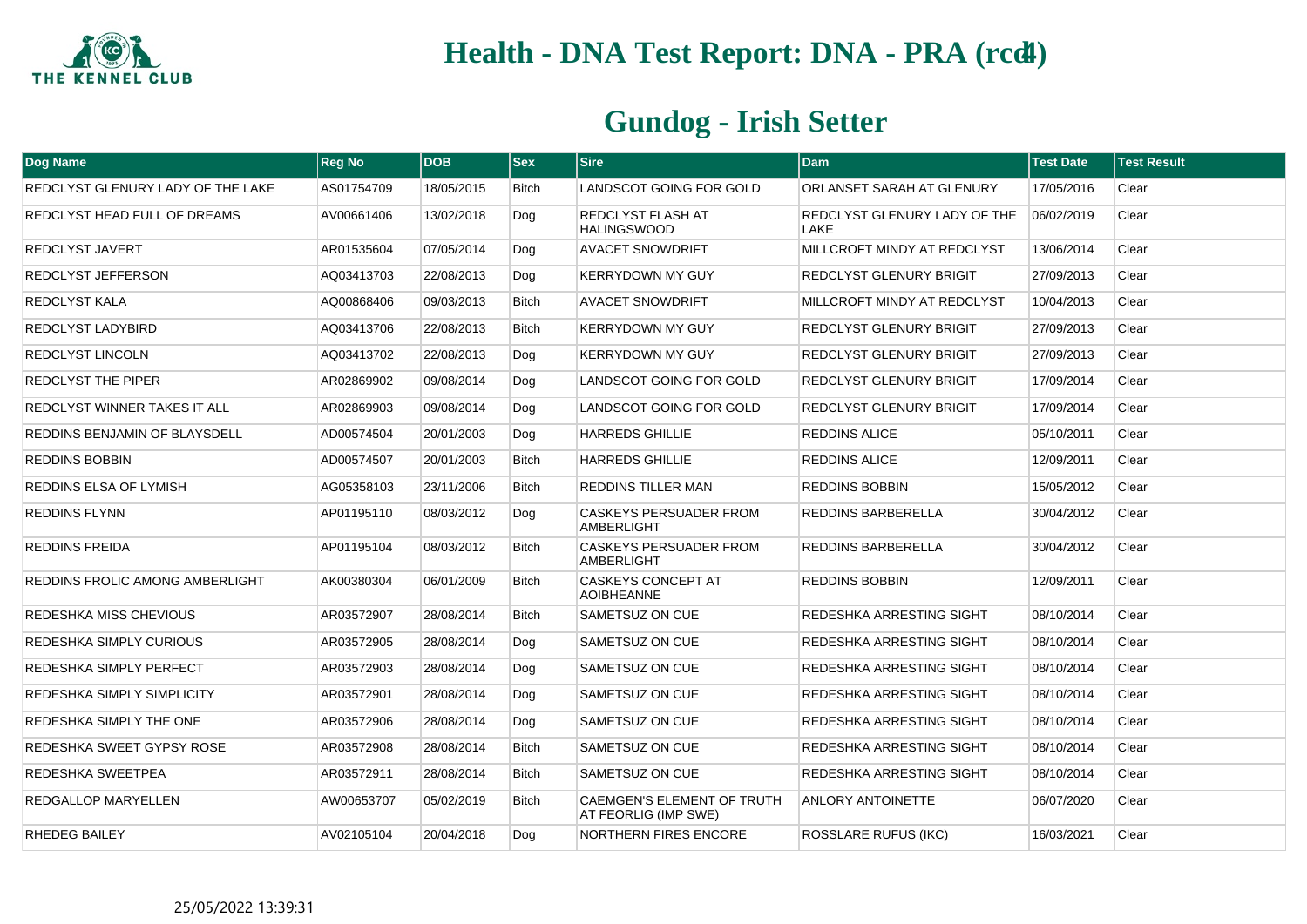# Health - DNA Test Report: DNA - PRA (rcd4)

## Gundog - Irish Setter

| Dog Name | Reg No | DOB | Sex | Sire | Dam | Test Date | Test Result |
|---|---|---|---|---|---|---|---|
| REDCLYST GLENURY LADY OF THE LAKE | AS01754709 | 18/05/2015 | Bitch | LANDSCOT GOING FOR GOLD | ORLANSET SARAH AT GLENURY | 17/05/2016 | Clear |
| REDCLYST HEAD FULL OF DREAMS | AV00661406 | 13/02/2018 | Dog | REDCLYST FLASH AT HALINGSWOOD | REDCLYST GLENURY LADY OF THE LAKE | 06/02/2019 | Clear |
| REDCLYST JAVERT | AR01535604 | 07/05/2014 | Dog | AVACET SNOWDRIFT | MILLCROFT MINDY AT REDCLYST | 13/06/2014 | Clear |
| REDCLYST JEFFERSON | AQ03413703 | 22/08/2013 | Dog | KERRYDOWN MY GUY | REDCLYST GLENURY BRIGIT | 27/09/2013 | Clear |
| REDCLYST KALA | AQ00868406 | 09/03/2013 | Bitch | AVACET SNOWDRIFT | MILLCROFT MINDY AT REDCLYST | 10/04/2013 | Clear |
| REDCLYST LADYBIRD | AQ03413706 | 22/08/2013 | Bitch | KERRYDOWN MY GUY | REDCLYST GLENURY BRIGIT | 27/09/2013 | Clear |
| REDCLYST LINCOLN | AQ03413702 | 22/08/2013 | Dog | KERRYDOWN MY GUY | REDCLYST GLENURY BRIGIT | 27/09/2013 | Clear |
| REDCLYST THE PIPER | AR02869902 | 09/08/2014 | Dog | LANDSCOT GOING FOR GOLD | REDCLYST GLENURY BRIGIT | 17/09/2014 | Clear |
| REDCLYST WINNER TAKES IT ALL | AR02869903 | 09/08/2014 | Dog | LANDSCOT GOING FOR GOLD | REDCLYST GLENURY BRIGIT | 17/09/2014 | Clear |
| REDDINS BENJAMIN OF BLAYSDELL | AD00574504 | 20/01/2003 | Dog | HARREDS GHILLIE | REDDINS ALICE | 05/10/2011 | Clear |
| REDDINS BOBBIN | AD00574507 | 20/01/2003 | Bitch | HARREDS GHILLIE | REDDINS ALICE | 12/09/2011 | Clear |
| REDDINS ELSA OF LYMISH | AG05358103 | 23/11/2006 | Bitch | REDDINS TILLER MAN | REDDINS BOBBIN | 15/05/2012 | Clear |
| REDDINS FLYNN | AP01195110 | 08/03/2012 | Dog | CASKEYS PERSUADER FROM AMBERLIGHT | REDDINS BARBERELLA | 30/04/2012 | Clear |
| REDDINS FREIDA | AP01195104 | 08/03/2012 | Bitch | CASKEYS PERSUADER FROM AMBERLIGHT | REDDINS BARBERELLA | 30/04/2012 | Clear |
| REDDINS FROLIC AMONG AMBERLIGHT | AK00380304 | 06/01/2009 | Bitch | CASKEYS CONCEPT AT AOIBHEANNE | REDDINS BOBBIN | 12/09/2011 | Clear |
| REDESHKA MISS CHEVIOUS | AR03572907 | 28/08/2014 | Bitch | SAMETSUZ ON CUE | REDESHKA ARRESTING SIGHT | 08/10/2014 | Clear |
| REDESHKA SIMPLY CURIOUS | AR03572905 | 28/08/2014 | Dog | SAMETSUZ ON CUE | REDESHKA ARRESTING SIGHT | 08/10/2014 | Clear |
| REDESHKA SIMPLY PERFECT | AR03572903 | 28/08/2014 | Dog | SAMETSUZ ON CUE | REDESHKA ARRESTING SIGHT | 08/10/2014 | Clear |
| REDESHKA SIMPLY SIMPLICITY | AR03572901 | 28/08/2014 | Dog | SAMETSUZ ON CUE | REDESHKA ARRESTING SIGHT | 08/10/2014 | Clear |
| REDESHKA SIMPLY THE ONE | AR03572906 | 28/08/2014 | Dog | SAMETSUZ ON CUE | REDESHKA ARRESTING SIGHT | 08/10/2014 | Clear |
| REDESHKA SWEET GYPSY ROSE | AR03572908 | 28/08/2014 | Bitch | SAMETSUZ ON CUE | REDESHKA ARRESTING SIGHT | 08/10/2014 | Clear |
| REDESHKA SWEETPEA | AR03572911 | 28/08/2014 | Bitch | SAMETSUZ ON CUE | REDESHKA ARRESTING SIGHT | 08/10/2014 | Clear |
| REDGALLOP MARYELLEN | AW00653707 | 05/02/2019 | Bitch | CAEMGEN'S ELEMENT OF TRUTH AT FEORLIG (IMP SWE) | ANLORY ANTOINETTE | 06/07/2020 | Clear |
| RHEDEG BAILEY | AV02105104 | 20/04/2018 | Dog | NORTHERN FIRES ENCORE | ROSSLARE RUFUS (IKC) | 16/03/2021 | Clear |

25/05/2022 13:39:31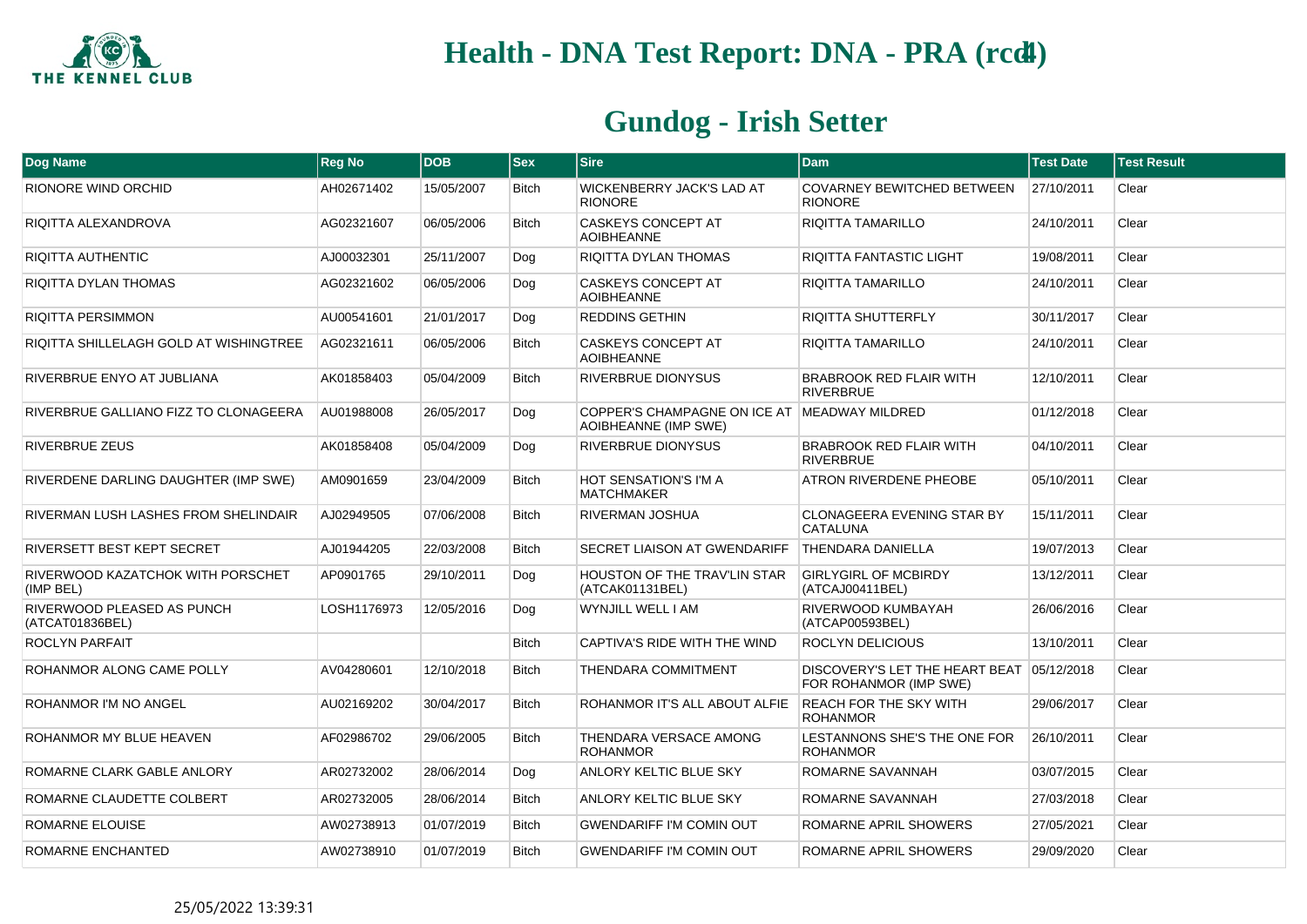# Health - DNA Test Report: DNA - PRA (rcd4)

## Gundog - Irish Setter

| Dog Name | Reg No | DOB | Sex | Sire | Dam | Test Date | Test Result |
|---|---|---|---|---|---|---|---|
| RIONORE WIND ORCHID | AH02671402 | 15/05/2007 | Bitch | WICKENBERRY JACK'S LAD AT RIONORE | COVARNEY BEWITCHED BETWEEN RIONORE | 27/10/2011 | Clear |
| RIQITTA ALEXANDROVA | AG02321607 | 06/05/2006 | Bitch | CASKEYS CONCEPT AT AOIBHEANNE | RIQITTA TAMARILLO | 24/10/2011 | Clear |
| RIQITTA AUTHENTIC | AJ00032301 | 25/11/2007 | Dog | RIQITTA DYLAN THOMAS | RIQITTA FANTASTIC LIGHT | 19/08/2011 | Clear |
| RIQITTA DYLAN THOMAS | AG02321602 | 06/05/2006 | Dog | CASKEYS CONCEPT AT AOIBHEANNE | RIQITTA TAMARILLO | 24/10/2011 | Clear |
| RIQITTA PERSIMMON | AU00541601 | 21/01/2017 | Dog | REDDINS GETHIN | RIQITTA SHUTTERFLY | 30/11/2017 | Clear |
| RIQITTA SHILLELAGH GOLD AT WISHINGTREE | AG02321611 | 06/05/2006 | Bitch | CASKEYS CONCEPT AT AOIBHEANNE | RIQITTA TAMARILLO | 24/10/2011 | Clear |
| RIVERBRUE ENYO AT JUBLIANA | AK01858403 | 05/04/2009 | Bitch | RIVERBRUE DIONYSUS | BRABROOK RED FLAIR WITH RIVERBRUE | 12/10/2011 | Clear |
| RIVERBRUE GALLIANO FIZZ TO CLONAGEERA | AU01988008 | 26/05/2017 | Dog | COPPER'S CHAMPAGNE ON ICE AT AOIBHEANNE (IMP SWE) | MEADWAY MILDRED | 01/12/2018 | Clear |
| RIVERBRUE ZEUS | AK01858408 | 05/04/2009 | Dog | RIVERBRUE DIONYSUS | BRABROOK RED FLAIR WITH RIVERBRUE | 04/10/2011 | Clear |
| RIVERDENE DARLING DAUGHTER (IMP SWE) | AM0901659 | 23/04/2009 | Bitch | HOT SENSATION'S I'M A MATCHMAKER | ATRON RIVERDENE PHEOBE | 05/10/2011 | Clear |
| RIVERMAN LUSH LASHES FROM SHELINDAIR | AJ02949505 | 07/06/2008 | Bitch | RIVERMAN JOSHUA | CLONAGEERA EVENING STAR BY CATALUNA | 15/11/2011 | Clear |
| RIVERSETT BEST KEPT SECRET | AJ01944205 | 22/03/2008 | Bitch | SECRET LIAISON AT GWENDARIFF | THENDARA DANIELLA | 19/07/2013 | Clear |
| RIVERWOOD KAZATCHOK WITH PORSCHET (IMP BEL) | AP0901765 | 29/10/2011 | Dog | HOUSTON OF THE TRAV'LIN STAR (ATCAK01131BEL) | GIRLYGIRL OF MCBIRDY (ATCAJ00411BEL) | 13/12/2011 | Clear |
| RIVERWOOD PLEASED AS PUNCH (ATCAT01836BEL) | LOSH1176973 | 12/05/2016 | Dog | WYNJILL WELL I AM | RIVERWOOD KUMBAYAH (ATCAP00593BEL) | 26/06/2016 | Clear |
| ROCLYN PARFAIT | | | Bitch | CAPTIVA'S RIDE WITH THE WIND | ROCLYN DELICIOUS | 13/10/2011 | Clear |
| ROHANMOR ALONG CAME POLLY | AV04280601 | 12/10/2018 | Bitch | THENDARA COMMITMENT | DISCOVERY'S LET THE HEART BEAT FOR ROHANMOR (IMP SWE) | 05/12/2018 | Clear |
| ROHANMOR I'M NO ANGEL | AU02169202 | 30/04/2017 | Bitch | ROHANMOR IT'S ALL ABOUT ALFIE | REACH FOR THE SKY WITH ROHANMOR | 29/06/2017 | Clear |
| ROHANMOR MY BLUE HEAVEN | AF02986702 | 29/06/2005 | Bitch | THENDARA VERSACE AMONG ROHANMOR | LESTANNONS SHE'S THE ONE FOR ROHANMOR | 26/10/2011 | Clear |
| ROMARNE CLARK GABLE ANLORY | AR02732002 | 28/06/2014 | Dog | ANLORY KELTIC BLUE SKY | ROMARNE SAVANNAH | 03/07/2015 | Clear |
| ROMARNE CLAUDETTE COLBERT | AR02732005 | 28/06/2014 | Bitch | ANLORY KELTIC BLUE SKY | ROMARNE SAVANNAH | 27/03/2018 | Clear |
| ROMARNE ELOUISE | AW02738913 | 01/07/2019 | Bitch | GWENDARIFF I'M COMIN OUT | ROMARNE APRIL SHOWERS | 27/05/2021 | Clear |
| ROMARNE ENCHANTED | AW02738910 | 01/07/2019 | Bitch | GWENDARIFF I'M COMIN OUT | ROMARNE APRIL SHOWERS | 29/09/2020 | Clear |

25/05/2022 13:39:31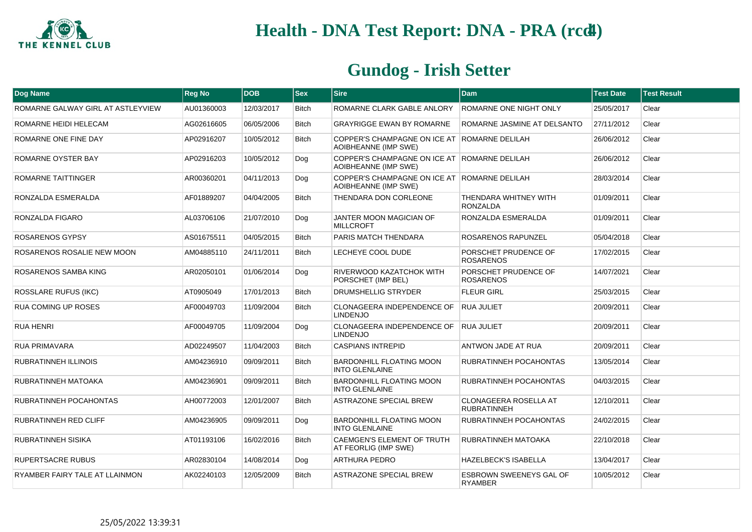# Health - DNA Test Report: DNA - PRA (rcd4)

## Gundog - Irish Setter

| Dog Name | Reg No | DOB | Sex | Sire | Dam | Test Date | Test Result |
|---|---|---|---|---|---|---|---|
| ROMARNE GALWAY GIRL AT ASTLEYVIEW | AU01360003 | 12/03/2017 | Bitch | ROMARNE CLARK GABLE ANLORY | ROMARNE ONE NIGHT ONLY | 25/05/2017 | Clear |
| ROMARNE HEIDI HELECAM | AG02616605 | 06/05/2006 | Bitch | GRAYRIGGE EWAN BY ROMARNE | ROMARNE JASMINE AT DELSANTO | 27/11/2012 | Clear |
| ROMARNE ONE FINE DAY | AP02916207 | 10/05/2012 | Bitch | COPPER'S CHAMPAGNE ON ICE AT AOIBHEANNE (IMP SWE) | ROMARNE DELILAH | 26/06/2012 | Clear |
| ROMARNE OYSTER BAY | AP02916203 | 10/05/2012 | Dog | COPPER'S CHAMPAGNE ON ICE AT AOIBHEANNE (IMP SWE) | ROMARNE DELILAH | 26/06/2012 | Clear |
| ROMARNE TAITTINGER | AR00360201 | 04/11/2013 | Dog | COPPER'S CHAMPAGNE ON ICE AT AOIBHEANNE (IMP SWE) | ROMARNE DELILAH | 28/03/2014 | Clear |
| RONZALDA ESMERALDA | AF01889207 | 04/04/2005 | Bitch | THENDARA DON CORLEONE | THENDARA WHITNEY WITH RONZALDA | 01/09/2011 | Clear |
| RONZALDA FIGARO | AL03706106 | 21/07/2010 | Dog | JANTER MOON MAGICIAN OF MILLCROFT | RONZALDA ESMERALDA | 01/09/2011 | Clear |
| ROSARENOS GYPSY | AS01675511 | 04/05/2015 | Bitch | PARIS MATCH THENDARA | ROSARENOS RAPUNZEL | 05/04/2018 | Clear |
| ROSARENOS ROSALIE NEW MOON | AM04885110 | 24/11/2011 | Bitch | LECHEYE COOL DUDE | PORSCHET PRUDENCE OF ROSARENOS | 17/02/2015 | Clear |
| ROSARENOS SAMBA KING | AR02050101 | 01/06/2014 | Dog | RIVERWOOD KAZATCHOK WITH PORSCHET (IMP BEL) | PORSCHET PRUDENCE OF ROSARENOS | 14/07/2021 | Clear |
| ROSSLARE RUFUS (IKC) | AT0905049 | 17/01/2013 | Bitch | DRUMSHELLIG STRYDER | FLEUR GIRL | 25/03/2015 | Clear |
| RUA COMING UP ROSES | AF00049703 | 11/09/2004 | Bitch | CLONAGEERA INDEPENDENCE OF LINDENJO | RUA JULIET | 20/09/2011 | Clear |
| RUA HENRI | AF00049705 | 11/09/2004 | Dog | CLONAGEERA INDEPENDENCE OF LINDENJO | RUA JULIET | 20/09/2011 | Clear |
| RUA PRIMAVARA | AD02249507 | 11/04/2003 | Bitch | CASPIANS INTREPID | ANTWON JADE AT RUA | 20/09/2011 | Clear |
| RUBRATINNEH ILLINOIS | AM04236910 | 09/09/2011 | Bitch | BARDONHILL FLOATING MOON INTO GLENLAINE | RUBRATINNEH POCAHONTAS | 13/05/2014 | Clear |
| RUBRATINNEH MATOAKA | AM04236901 | 09/09/2011 | Bitch | BARDONHILL FLOATING MOON INTO GLENLAINE | RUBRATINNEH POCAHONTAS | 04/03/2015 | Clear |
| RUBRATINNEH POCAHONTAS | AH00772003 | 12/01/2007 | Bitch | ASTRAZONE SPECIAL BREW | CLONAGEERA ROSELLA AT RUBRATINNEH | 12/10/2011 | Clear |
| RUBRATINNEH RED CLIFF | AM04236905 | 09/09/2011 | Dog | BARDONHILL FLOATING MOON INTO GLENLAINE | RUBRATINNEH POCAHONTAS | 24/02/2015 | Clear |
| RUBRATINNEH SISIKA | AT01193106 | 16/02/2016 | Bitch | CAEMGEN'S ELEMENT OF TRUTH AT FEORLIG (IMP SWE) | RUBRATINNEH MATOAKA | 22/10/2018 | Clear |
| RUPERTSACRE RUBUS | AR02830104 | 14/08/2014 | Dog | ARTHURA PEDRO | HAZELBECK'S ISABELLA | 13/04/2017 | Clear |
| RYAMBER FAIRY TALE AT LLAINMON | AK02240103 | 12/05/2009 | Bitch | ASTRAZONE SPECIAL BREW | ESBROWN SWEENEYS GAL OF RYAMBER | 10/05/2012 | Clear |

25/05/2022 13:39:31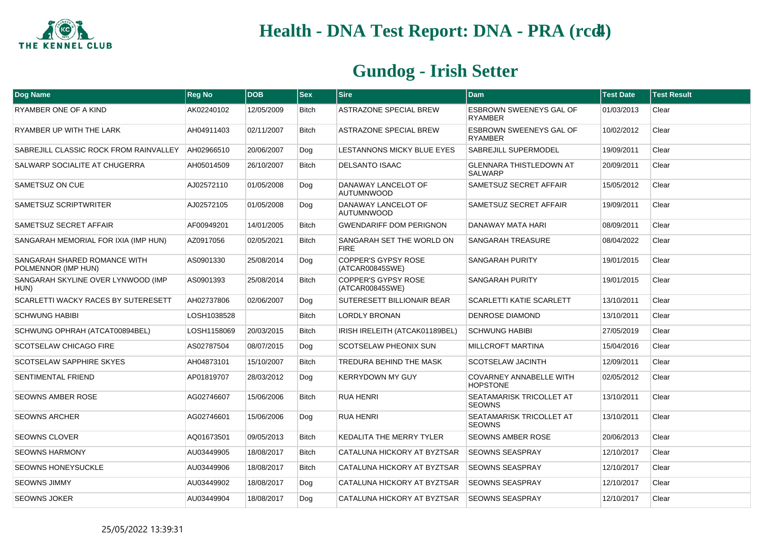# Health - DNA Test Report: DNA - PRA (rcd4)

## Gundog - Irish Setter

| Dog Name | Reg No | DOB | Sex | Sire | Dam | Test Date | Test Result |
|---|---|---|---|---|---|---|---|
| RYAMBER ONE OF A KIND | AK02240102 | 12/05/2009 | Bitch | ASTRAZONE SPECIAL BREW | ESBROWN SWEENEYS GAL OF RYAMBER | 01/03/2013 | Clear |
| RYAMBER UP WITH THE LARK | AH04911403 | 02/11/2007 | Bitch | ASTRAZONE SPECIAL BREW | ESBROWN SWEENEYS GAL OF RYAMBER | 10/02/2012 | Clear |
| SABREJILL CLASSIC ROCK FROM RAINVALLEY | AH02966510 | 20/06/2007 | Dog | LESTANNONS MICKY BLUE EYES | SABREJILL SUPERMODEL | 19/09/2011 | Clear |
| SALWARP SOCIALITE AT CHUGERRA | AH05014509 | 26/10/2007 | Bitch | DELSANTO ISAAC | GLENNARA THISTLEDOWN AT SALWARP | 20/09/2011 | Clear |
| SAMETSUZ ON CUE | AJ02572110 | 01/05/2008 | Dog | DANAWAY LANCELOT OF AUTUMNWOOD | SAMETSUZ SECRET AFFAIR | 15/05/2012 | Clear |
| SAMETSUZ SCRIPTWRITER | AJ02572105 | 01/05/2008 | Dog | DANAWAY LANCELOT OF AUTUMNWOOD | SAMETSUZ SECRET AFFAIR | 19/09/2011 | Clear |
| SAMETSUZ SECRET AFFAIR | AF00949201 | 14/01/2005 | Bitch | GWENDARIFF DOM PERIGNON | DANAWAY MATA HARI | 08/09/2011 | Clear |
| SANGARAH MEMORIAL FOR IXIA (IMP HUN) | AZ0917056 | 02/05/2021 | Bitch | SANGARAH SET THE WORLD ON FIRE | SANGARAH TREASURE | 08/04/2022 | Clear |
| SANGARAH SHARED ROMANCE WITH POLMENNOR (IMP HUN) | AS0901330 | 25/08/2014 | Dog | COPPER'S GYPSY ROSE (ATCAR00845SWE) | SANGARAH PURITY | 19/01/2015 | Clear |
| SANGARAH SKYLINE OVER LYNWOOD (IMP HUN) | AS0901393 | 25/08/2014 | Bitch | COPPER'S GYPSY ROSE (ATCAR00845SWE) | SANGARAH PURITY | 19/01/2015 | Clear |
| SCARLETTI WACKY RACES BY SUTERESETT | AH02737806 | 02/06/2007 | Dog | SUTERESETT BILLIONAIR BEAR | SCARLETTI KATIE SCARLETT | 13/10/2011 | Clear |
| SCHWUNG HABIBI | LOSH1038528 | | Bitch | LORDLY BRONAN | DENROSE DIAMOND | 13/10/2011 | Clear |
| SCHWUNG OPHRAH (ATCAT00894BEL) | LOSH1158069 | 20/03/2015 | Bitch | IRISH IRELEITH (ATCAK01189BEL) | SCHWUNG HABIBI | 27/05/2019 | Clear |
| SCOTSELAW CHICAGO FIRE | AS02787504 | 08/07/2015 | Dog | SCOTSELAW PHEONIX SUN | MILLCROFT MARTINA | 15/04/2016 | Clear |
| SCOTSELAW SAPPHIRE SKYES | AH04873101 | 15/10/2007 | Bitch | TREDURA BEHIND THE MASK | SCOTSELAW JACINTH | 12/09/2011 | Clear |
| SENTIMENTAL FRIEND | AP01819707 | 28/03/2012 | Dog | KERRYDOWN MY GUY | COVARNEY ANNABELLE WITH HOPSTONE | 02/05/2012 | Clear |
| SEOWNS AMBER ROSE | AG02746607 | 15/06/2006 | Bitch | RUA HENRI | SEATAMARISK TRICOLLET AT SEOWNS | 13/10/2011 | Clear |
| SEOWNS ARCHER | AG02746601 | 15/06/2006 | Dog | RUA HENRI | SEATAMARISK TRICOLLET AT SEOWNS | 13/10/2011 | Clear |
| SEOWNS CLOVER | AQ01673501 | 09/05/2013 | Bitch | KEDALITA THE MERRY TYLER | SEOWNS AMBER ROSE | 20/06/2013 | Clear |
| SEOWNS HARMONY | AU03449905 | 18/08/2017 | Bitch | CATALUNA HICKORY AT BYZTSAR | SEOWNS SEASPRAY | 12/10/2017 | Clear |
| SEOWNS HONEYSUCKLE | AU03449906 | 18/08/2017 | Bitch | CATALUNA HICKORY AT BYZTSAR | SEOWNS SEASPRAY | 12/10/2017 | Clear |
| SEOWNS JIMMY | AU03449902 | 18/08/2017 | Dog | CATALUNA HICKORY AT BYZTSAR | SEOWNS SEASPRAY | 12/10/2017 | Clear |
| SEOWNS JOKER | AU03449904 | 18/08/2017 | Dog | CATALUNA HICKORY AT BYZTSAR | SEOWNS SEASPRAY | 12/10/2017 | Clear |

25/05/2022 13:39:31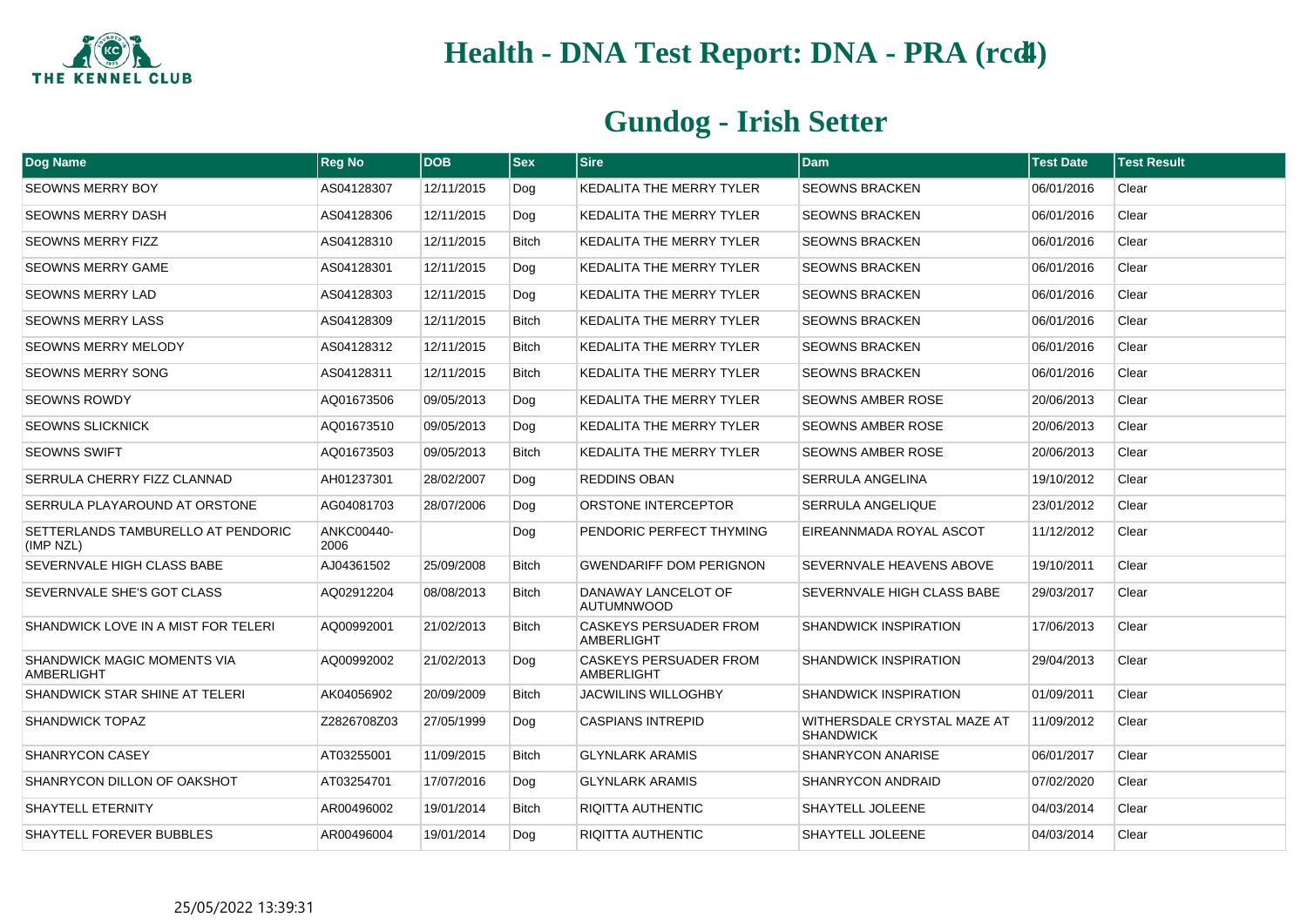# Health - DNA Test Report: DNA - PRA (rcd4)

## Gundog - Irish Setter

| Dog Name | Reg No | DOB | Sex | Sire | Dam | Test Date | Test Result |
|---|---|---|---|---|---|---|---|
| SEOWNS MERRY BOY | AS04128307 | 12/11/2015 | Dog | KEDALITA THE MERRY TYLER | SEOWNS BRACKEN | 06/01/2016 | Clear |
| SEOWNS MERRY DASH | AS04128306 | 12/11/2015 | Dog | KEDALITA THE MERRY TYLER | SEOWNS BRACKEN | 06/01/2016 | Clear |
| SEOWNS MERRY FIZZ | AS04128310 | 12/11/2015 | Bitch | KEDALITA THE MERRY TYLER | SEOWNS BRACKEN | 06/01/2016 | Clear |
| SEOWNS MERRY GAME | AS04128301 | 12/11/2015 | Dog | KEDALITA THE MERRY TYLER | SEOWNS BRACKEN | 06/01/2016 | Clear |
| SEOWNS MERRY LAD | AS04128303 | 12/11/2015 | Dog | KEDALITA THE MERRY TYLER | SEOWNS BRACKEN | 06/01/2016 | Clear |
| SEOWNS MERRY LASS | AS04128309 | 12/11/2015 | Bitch | KEDALITA THE MERRY TYLER | SEOWNS BRACKEN | 06/01/2016 | Clear |
| SEOWNS MERRY MELODY | AS04128312 | 12/11/2015 | Bitch | KEDALITA THE MERRY TYLER | SEOWNS BRACKEN | 06/01/2016 | Clear |
| SEOWNS MERRY SONG | AS04128311 | 12/11/2015 | Bitch | KEDALITA THE MERRY TYLER | SEOWNS BRACKEN | 06/01/2016 | Clear |
| SEOWNS ROWDY | AQ01673506 | 09/05/2013 | Dog | KEDALITA THE MERRY TYLER | SEOWNS AMBER ROSE | 20/06/2013 | Clear |
| SEOWNS SLICKNICK | AQ01673510 | 09/05/2013 | Dog | KEDALITA THE MERRY TYLER | SEOWNS AMBER ROSE | 20/06/2013 | Clear |
| SEOWNS SWIFT | AQ01673503 | 09/05/2013 | Bitch | KEDALITA THE MERRY TYLER | SEOWNS AMBER ROSE | 20/06/2013 | Clear |
| SERRULA CHERRY FIZZ CLANNAD | AH01237301 | 28/02/2007 | Dog | REDDINS OBAN | SERRULA ANGELINA | 19/10/2012 | Clear |
| SERRULA PLAYAROUND AT ORSTONE | AG04081703 | 28/07/2006 | Dog | ORSTONE INTERCEPTOR | SERRULA ANGELIQUE | 23/01/2012 | Clear |
| SETTERLANDS TAMBURELLO AT PENDORIC (IMP NZL) | ANKC00440-2006 | | Dog | PENDORIC PERFECT THYMING | EIREANNMADA ROYAL ASCOT | 11/12/2012 | Clear |
| SEVERNVALE HIGH CLASS BABE | AJ04361502 | 25/09/2008 | Bitch | GWENDARIFF DOM PERIGNON | SEVERNVALE HEAVENS ABOVE | 19/10/2011 | Clear |
| SEVERNVALE SHE'S GOT CLASS | AQ02912204 | 08/08/2013 | Bitch | DANAWAY LANCELOT OF AUTUMNWOOD | SEVERNVALE HIGH CLASS BABE | 29/03/2017 | Clear |
| SHANDWICK LOVE IN A MIST FOR TELERI | AQ00992001 | 21/02/2013 | Bitch | CASKEYS PERSUADER FROM AMBERLIGHT | SHANDWICK INSPIRATION | 17/06/2013 | Clear |
| SHANDWICK MAGIC MOMENTS VIA AMBERLIGHT | AQ00992002 | 21/02/2013 | Dog | CASKEYS PERSUADER FROM AMBERLIGHT | SHANDWICK INSPIRATION | 29/04/2013 | Clear |
| SHANDWICK STAR SHINE AT TELERI | AK04056902 | 20/09/2009 | Bitch | JACWILINS WILLOGHBY | SHANDWICK INSPIRATION | 01/09/2011 | Clear |
| SHANDWICK TOPAZ | Z2826708Z03 | 27/05/1999 | Dog | CASPIANS INTREPID | WITHERSDALE CRYSTAL MAZE AT SHANDWICK | 11/09/2012 | Clear |
| SHANRYCON CASEY | AT03255001 | 11/09/2015 | Bitch | GLYNLARK ARAMIS | SHANRYCON ANARISE | 06/01/2017 | Clear |
| SHANRYCON DILLON OF OAKSHOT | AT03254701 | 17/07/2016 | Dog | GLYNLARK ARAMIS | SHANRYCON ANDRAID | 07/02/2020 | Clear |
| SHAYTELL ETERNITY | AR00496002 | 19/01/2014 | Bitch | RIQITTA AUTHENTIC | SHAYTELL JOLEENE | 04/03/2014 | Clear |
| SHAYTELL FOREVER BUBBLES | AR00496004 | 19/01/2014 | Dog | RIQITTA AUTHENTIC | SHAYTELL JOLEENE | 04/03/2014 | Clear |

25/05/2022 13:39:31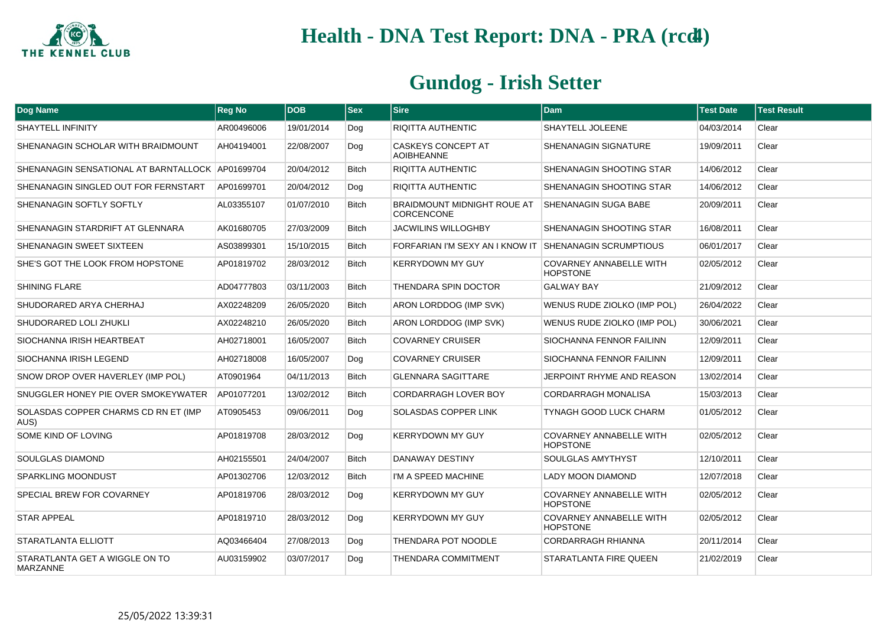# Health - DNA Test Report: DNA - PRA (rcd4)

## Gundog - Irish Setter

| Dog Name | Reg No | DOB | Sex | Sire | Dam | Test Date | Test Result |
|---|---|---|---|---|---|---|---|
| SHAYTELL INFINITY | AR00496006 | 19/01/2014 | Dog | RIQITTA AUTHENTIC | SHAYTELL JOLEENE | 04/03/2014 | Clear |
| SHENANAGIN SCHOLAR WITH BRAIDMOUNT | AH04194001 | 22/08/2007 | Dog | CASKEYS CONCEPT AT AOIBHEANNE | SHENANAGIN SIGNATURE | 19/09/2011 | Clear |
| SHENANAGIN SENSATIONAL AT BARNTALLOCK | AP01699704 | 20/04/2012 | Bitch | RIQITTA AUTHENTIC | SHENANAGIN SHOOTING STAR | 14/06/2012 | Clear |
| SHENANAGIN SINGLED OUT FOR FERNSTART | AP01699701 | 20/04/2012 | Dog | RIQITTA AUTHENTIC | SHENANAGIN SHOOTING STAR | 14/06/2012 | Clear |
| SHENANAGIN SOFTLY SOFTLY | AL03355107 | 01/07/2010 | Bitch | BRAIDMOUNT MIDNIGHT ROUE AT CORCENCONE | SHENANAGIN SUGA BABE | 20/09/2011 | Clear |
| SHENANAGIN STARDRIFT AT GLENNARA | AK01680705 | 27/03/2009 | Bitch | JACWILINS WILLOGHBY | SHENANAGIN SHOOTING STAR | 16/08/2011 | Clear |
| SHENANAGIN SWEET SIXTEEN | AS03899301 | 15/10/2015 | Bitch | FORFARIAN I'M SEXY AN I KNOW IT | SHENANAGIN SCRUMPTIOUS | 06/01/2017 | Clear |
| SHE'S GOT THE LOOK FROM HOPSTONE | AP01819702 | 28/03/2012 | Bitch | KERRYDOWN MY GUY | COVARNEY ANNABELLE WITH HOPSTONE | 02/05/2012 | Clear |
| SHINING FLARE | AD04777803 | 03/11/2003 | Bitch | THENDARA SPIN DOCTOR | GALWAY BAY | 21/09/2012 | Clear |
| SHUDORARED ARYA CHERHAJ | AX02248209 | 26/05/2020 | Bitch | ARON LORDDOG (IMP SVK) | WENUS RUDE ZIOLKO (IMP POL) | 26/04/2022 | Clear |
| SHUDORARED LOLI ZHUKLI | AX02248210 | 26/05/2020 | Bitch | ARON LORDDOG (IMP SVK) | WENUS RUDE ZIOLKO (IMP POL) | 30/06/2021 | Clear |
| SIOCHANNA IRISH HEARTBEAT | AH02718001 | 16/05/2007 | Bitch | COVARNEY CRUISER | SIOCHANNA FENNOR FAILINN | 12/09/2011 | Clear |
| SIOCHANNA IRISH LEGEND | AH02718008 | 16/05/2007 | Dog | COVARNEY CRUISER | SIOCHANNA FENNOR FAILINN | 12/09/2011 | Clear |
| SNOW DROP OVER HAVERLEY (IMP POL) | AT0901964 | 04/11/2013 | Bitch | GLENNARA SAGITTARE | JERPOINT RHYME AND REASON | 13/02/2014 | Clear |
| SNUGGLER HONEY PIE OVER SMOKEYWATER | AP01077201 | 13/02/2012 | Bitch | CORDARRAGH LOVER BOY | CORDARRAGH MONALISA | 15/03/2013 | Clear |
| SOLASDAS COPPER CHARMS CD RN ET (IMP AUS) | AT0905453 | 09/06/2011 | Dog | SOLASDAS COPPER LINK | TYNAGH GOOD LUCK CHARM | 01/05/2012 | Clear |
| SOME KIND OF LOVING | AP01819708 | 28/03/2012 | Dog | KERRYDOWN MY GUY | COVARNEY ANNABELLE WITH HOPSTONE | 02/05/2012 | Clear |
| SOULGLAS DIAMOND | AH02155501 | 24/04/2007 | Bitch | DANAWAY DESTINY | SOULGLAS AMYTHYST | 12/10/2011 | Clear |
| SPARKLING MOONDUST | AP01302706 | 12/03/2012 | Bitch | I'M A SPEED MACHINE | LADY MOON DIAMOND | 12/07/2018 | Clear |
| SPECIAL BREW FOR COVARNEY | AP01819706 | 28/03/2012 | Dog | KERRYDOWN MY GUY | COVARNEY ANNABELLE WITH HOPSTONE | 02/05/2012 | Clear |
| STAR APPEAL | AP01819710 | 28/03/2012 | Dog | KERRYDOWN MY GUY | COVARNEY ANNABELLE WITH HOPSTONE | 02/05/2012 | Clear |
| STARATLANTA ELLIOTT | AQ03466404 | 27/08/2013 | Dog | THENDARA POT NOODLE | CORDARRAGH RHIANNA | 20/11/2014 | Clear |
| STARATLANTA GET A WIGGLE ON TO MARZANNE | AU03159902 | 03/07/2017 | Dog | THENDARA COMMITMENT | STARATLANTA FIRE QUEEN | 21/02/2019 | Clear |

25/05/2022 13:39:31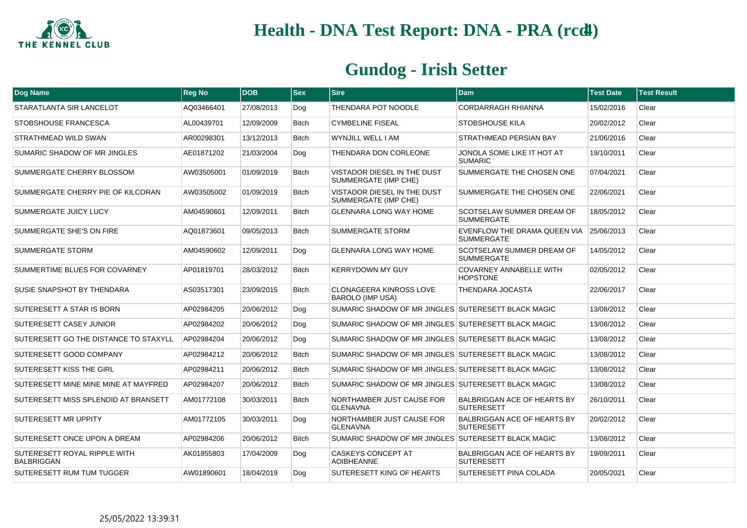# Health - DNA Test Report: DNA - PRA (rcd4)

## Gundog - Irish Setter

| Dog Name | Reg No | DOB | Sex | Sire | Dam | Test Date | Test Result |
|---|---|---|---|---|---|---|---|
| STARATLANTA SIR LANCELOT | AQ03466401 | 27/08/2013 | Dog | THENDARA POT NOODLE | CORDARRAGH RHIANNA | 15/02/2016 | Clear |
| STOBSHOUSE FRANCESCA | AL00439701 | 12/09/2009 | Bitch | CYMBELINE FISEAL | STOBSHOUSE KILA | 20/02/2012 | Clear |
| STRATHMEAD WILD SWAN | AR00298301 | 13/12/2013 | Bitch | WYNJILL WELL I AM | STRATHMEAD PERSIAN BAY | 21/06/2016 | Clear |
| SUMARIC SHADOW OF MR JINGLES | AE01871202 | 21/03/2004 | Dog | THENDARA DON CORLEONE | JONOLA SOME LIKE IT HOT AT SUMARIC | 19/10/2011 | Clear |
| SUMMERGATE CHERRY BLOSSOM | AW03505001 | 01/09/2019 | Bitch | VISTADOR DIESEL IN THE DUST SUMMERGATE (IMP CHE) | SUMMERGATE THE CHOSEN ONE | 07/04/2021 | Clear |
| SUMMERGATE CHERRY PIE OF KILCORAN | AW03505002 | 01/09/2019 | Bitch | VISTADOR DIESEL IN THE DUST SUMMERGATE (IMP CHE) | SUMMERGATE THE CHOSEN ONE | 22/06/2021 | Clear |
| SUMMERGATE JUICY LUCY | AM04590601 | 12/09/2011 | Bitch | GLENNARA LONG WAY HOME | SCOTSELAW SUMMER DREAM OF SUMMERGATE | 18/05/2012 | Clear |
| SUMMERGATE SHE'S ON FIRE | AQ01873601 | 09/05/2013 | Bitch | SUMMERGATE STORM | EVENFLOW THE DRAMA QUEEN VIA SUMMERGATE | 25/06/2013 | Clear |
| SUMMERGATE STORM | AM04590602 | 12/09/2011 | Dog | GLENNARA LONG WAY HOME | SCOTSELAW SUMMER DREAM OF SUMMERGATE | 14/05/2012 | Clear |
| SUMMERTIME BLUES FOR COVARNEY | AP01819701 | 28/03/2012 | Bitch | KERRYDOWN MY GUY | COVARNEY ANNABELLE WITH HOPSTONE | 02/05/2012 | Clear |
| SUSIE SNAPSHOT BY THENDARA | AS03517301 | 23/09/2015 | Bitch | CLONAGEERA KINROSS LOVE BAROLO (IMP USA) | THENDARA JOCASTA | 22/06/2017 | Clear |
| SUTERESETT A STAR IS BORN | AP02984205 | 20/06/2012 | Dog | SUMARIC SHADOW OF MR JINGLES | SUTERESETT BLACK MAGIC | 13/08/2012 | Clear |
| SUTERESETT CASEY JUNIOR | AP02984202 | 20/06/2012 | Dog | SUMARIC SHADOW OF MR JINGLES | SUTERESETT BLACK MAGIC | 13/08/2012 | Clear |
| SUTERESETT GO THE DISTANCE TO STAXYLL | AP02984204 | 20/06/2012 | Dog | SUMARIC SHADOW OF MR JINGLES | SUTERESETT BLACK MAGIC | 13/08/2012 | Clear |
| SUTERESETT GOOD COMPANY | AP02984212 | 20/06/2012 | Bitch | SUMARIC SHADOW OF MR JINGLES | SUTERESETT BLACK MAGIC | 13/08/2012 | Clear |
| SUTERESETT KISS THE GIRL | AP02984211 | 20/06/2012 | Bitch | SUMARIC SHADOW OF MR JINGLES | SUTERESETT BLACK MAGIC | 13/08/2012 | Clear |
| SUTERESETT MINE MINE MINE AT MAYFRED | AP02984207 | 20/06/2012 | Bitch | SUMARIC SHADOW OF MR JINGLES | SUTERESETT BLACK MAGIC | 13/08/2012 | Clear |
| SUTERESETT MISS SPLENDID AT BRANSETT | AM01772108 | 30/03/2011 | Bitch | NORTHAMBER JUST CAUSE FOR GLENAVNA | BALBRIGGAN ACE OF HEARTS BY SUTERESETT | 26/10/2011 | Clear |
| SUTERESETT MR UPPITY | AM01772105 | 30/03/2011 | Dog | NORTHAMBER JUST CAUSE FOR GLENAVNA | BALBRIGGAN ACE OF HEARTS BY SUTERESETT | 20/02/2012 | Clear |
| SUTERESETT ONCE UPON A DREAM | AP02984206 | 20/06/2012 | Bitch | SUMARIC SHADOW OF MR JINGLES | SUTERESETT BLACK MAGIC | 13/08/2012 | Clear |
| SUTERESETT ROYAL RIPPLE WITH BALBRIGGAN | AK01855803 | 17/04/2009 | Dog | CASKEYS CONCEPT AT AOIBHEANNE | BALBRIGGAN ACE OF HEARTS BY SUTERESETT | 19/09/2011 | Clear |
| SUTERESETT RUM TUM TUGGER | AW01890601 | 18/04/2019 | Dog | SUTERESETT KING OF HEARTS | SUTERESETT PINA COLADA | 20/05/2021 | Clear |

25/05/2022 13:39:31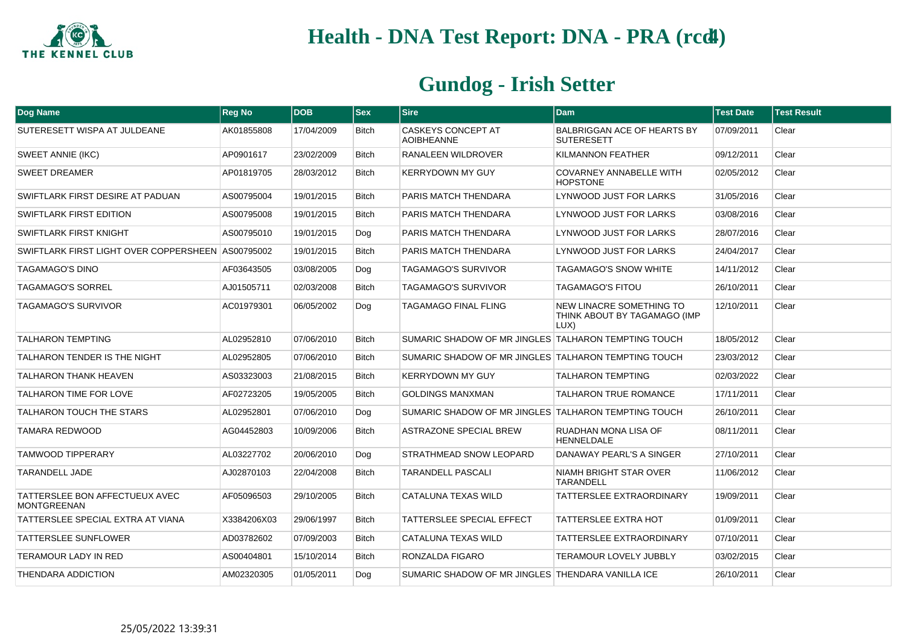# Health - DNA Test Report: DNA - PRA (rcd4)

## Gundog - Irish Setter

| Dog Name | Reg No | DOB | Sex | Sire | Dam | Test Date | Test Result |
|---|---|---|---|---|---|---|---|
| SUTERESETT WISPA AT JULDEANE | AK01855808 | 17/04/2009 | Bitch | CASKEYS CONCEPT AT AOIBHEANNE | BALBRIGGAN ACE OF HEARTS BY SUTERESETT | 07/09/2011 | Clear |
| SWEET ANNIE (IKC) | AP0901617 | 23/02/2009 | Bitch | RANALEEN WILDROVER | KILMANNON FEATHER | 09/12/2011 | Clear |
| SWEET DREAMER | AP01819705 | 28/03/2012 | Bitch | KERRYDOWN MY GUY | COVARNEY ANNABELLE WITH HOPSTONE | 02/05/2012 | Clear |
| SWIFTLARK FIRST DESIRE AT PADUAN | AS00795004 | 19/01/2015 | Bitch | PARIS MATCH THENDARA | LYNWOOD JUST FOR LARKS | 31/05/2016 | Clear |
| SWIFTLARK FIRST EDITION | AS00795008 | 19/01/2015 | Bitch | PARIS MATCH THENDARA | LYNWOOD JUST FOR LARKS | 03/08/2016 | Clear |
| SWIFTLARK FIRST KNIGHT | AS00795010 | 19/01/2015 | Dog | PARIS MATCH THENDARA | LYNWOOD JUST FOR LARKS | 28/07/2016 | Clear |
| SWIFTLARK FIRST LIGHT OVER COPPERSHEEN | AS00795002 | 19/01/2015 | Bitch | PARIS MATCH THENDARA | LYNWOOD JUST FOR LARKS | 24/04/2017 | Clear |
| TAGAMAGO'S DINO | AF03643505 | 03/08/2005 | Dog | TAGAMAGO'S SURVIVOR | TAGAMAGO'S SNOW WHITE | 14/11/2012 | Clear |
| TAGAMAGO'S SORREL | AJ01505711 | 02/03/2008 | Bitch | TAGAMAGO'S SURVIVOR | TAGAMAGO'S FITOU | 26/10/2011 | Clear |
| TAGAMAGO'S SURVIVOR | AC01979301 | 06/05/2002 | Dog | TAGAMAGO FINAL FLING | NEW LINACRE SOMETHING TO THINK ABOUT BY TAGAMAGO (IMP LUX) | 12/10/2011 | Clear |
| TALHARON TEMPTING | AL02952810 | 07/06/2010 | Bitch | SUMARIC SHADOW OF MR JINGLES | TALHARON TEMPTING TOUCH | 18/05/2012 | Clear |
| TALHARON TENDER IS THE NIGHT | AL02952805 | 07/06/2010 | Bitch | SUMARIC SHADOW OF MR JINGLES | TALHARON TEMPTING TOUCH | 23/03/2012 | Clear |
| TALHARON THANK HEAVEN | AS03323003 | 21/08/2015 | Bitch | KERRYDOWN MY GUY | TALHARON TEMPTING | 02/03/2022 | Clear |
| TALHARON TIME FOR LOVE | AF02723205 | 19/05/2005 | Bitch | GOLDINGS MANXMAN | TALHARON TRUE ROMANCE | 17/11/2011 | Clear |
| TALHARON TOUCH THE STARS | AL02952801 | 07/06/2010 | Dog | SUMARIC SHADOW OF MR JINGLES | TALHARON TEMPTING TOUCH | 26/10/2011 | Clear |
| TAMARA REDWOOD | AG04452803 | 10/09/2006 | Bitch | ASTRAZONE SPECIAL BREW | RUADHAN MONA LISA OF HENNELDALE | 08/11/2011 | Clear |
| TAMWOOD TIPPERARY | AL03227702 | 20/06/2010 | Dog | STRATHMEAD SNOW LEOPARD | DANAWAY PEARL'S A SINGER | 27/10/2011 | Clear |
| TARANDELL JADE | AJ02870103 | 22/04/2008 | Bitch | TARANDELL PASCALI | NIAMH BRIGHT STAR OVER TARANDELL | 11/06/2012 | Clear |
| TATTERSLEE BON AFFECTUEUX AVEC MONTGREENAN | AF05096503 | 29/10/2005 | Bitch | CATALUNA TEXAS WILD | TATTERSLEE EXTRAORDINARY | 19/09/2011 | Clear |
| TATTERSLEE SPECIAL EXTRA AT VIANA | X3384206X03 | 29/06/1997 | Bitch | TATTERSLEE SPECIAL EFFECT | TATTERSLEE EXTRA HOT | 01/09/2011 | Clear |
| TATTERSLEE SUNFLOWER | AD03782602 | 07/09/2003 | Bitch | CATALUNA TEXAS WILD | TATTERSLEE EXTRAORDINARY | 07/10/2011 | Clear |
| TERAMOUR LADY IN RED | AS00404801 | 15/10/2014 | Bitch | RONZALDA FIGARO | TERAMOUR LOVELY JUBBLY | 03/02/2015 | Clear |
| THENDARA ADDICTION | AM02320305 | 01/05/2011 | Dog | SUMARIC SHADOW OF MR JINGLES | THENDARA VANILLA ICE | 26/10/2011 | Clear |

25/05/2022 13:39:31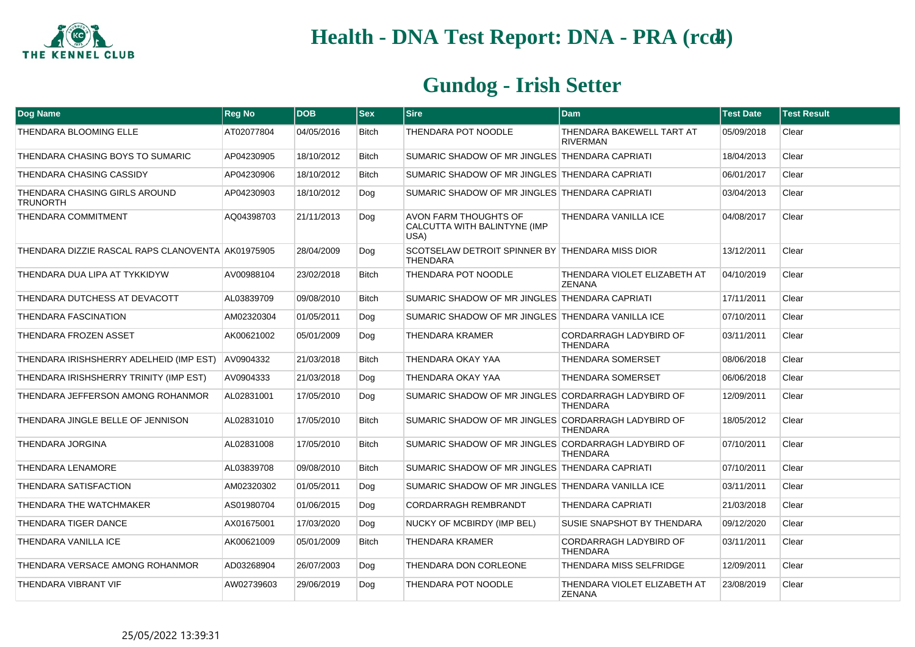# Health - DNA Test Report: DNA - PRA (rcd4)

## Gundog - Irish Setter

| Dog Name | Reg No | DOB | Sex | Sire | Dam | Test Date | Test Result |
|---|---|---|---|---|---|---|---|
| THENDARA BLOOMING ELLE | AT02077804 | 04/05/2016 | Bitch | THENDARA POT NOODLE | THENDARA BAKEWELL TART AT RIVERMAN | 05/09/2018 | Clear |
| THENDARA CHASING BOYS TO SUMARIC | AP04230905 | 18/10/2012 | Bitch | SUMARIC SHADOW OF MR JINGLES | THENDARA CAPRIATI | 18/04/2013 | Clear |
| THENDARA CHASING CASSIDY | AP04230906 | 18/10/2012 | Bitch | SUMARIC SHADOW OF MR JINGLES | THENDARA CAPRIATI | 06/01/2017 | Clear |
| THENDARA CHASING GIRLS AROUND TRUNORTH | AP04230903 | 18/10/2012 | Dog | SUMARIC SHADOW OF MR JINGLES | THENDARA CAPRIATI | 03/04/2013 | Clear |
| THENDARA COMMITMENT | AQ04398703 | 21/11/2013 | Dog | AVON FARM THOUGHTS OF CALCUTTA WITH BALINTYNE (IMP USA) | THENDARA VANILLA ICE | 04/08/2017 | Clear |
| THENDARA DIZZIE RASCAL RAPS CLANOVENTA | AK01975905 | 28/04/2009 | Dog | SCOTSELAW DETROIT SPINNER BY THENDARA | THENDARA MISS DIOR | 13/12/2011 | Clear |
| THENDARA DUA LIPA AT TYKKIDYW | AV00988104 | 23/02/2018 | Bitch | THENDARA POT NOODLE | THENDARA VIOLET ELIZABETH AT ZENANA | 04/10/2019 | Clear |
| THENDARA DUTCHESS AT DEVACOTT | AL03839709 | 09/08/2010 | Bitch | SUMARIC SHADOW OF MR JINGLES | THENDARA CAPRIATI | 17/11/2011 | Clear |
| THENDARA FASCINATION | AM02320304 | 01/05/2011 | Dog | SUMARIC SHADOW OF MR JINGLES | THENDARA VANILLA ICE | 07/10/2011 | Clear |
| THENDARA FROZEN ASSET | AK00621002 | 05/01/2009 | Dog | THENDARA KRAMER | CORDARRAGH LADYBIRD OF THENDARA | 03/11/2011 | Clear |
| THENDARA IRISHSHERRY ADELHEID (IMP EST) | AV0904332 | 21/03/2018 | Bitch | THENDARA OKAY YAA | THENDARA SOMERSET | 08/06/2018 | Clear |
| THENDARA IRISHSHERRY TRINITY (IMP EST) | AV0904333 | 21/03/2018 | Dog | THENDARA OKAY YAA | THENDARA SOMERSET | 06/06/2018 | Clear |
| THENDARA JEFFERSON AMONG ROHANMOR | AL02831001 | 17/05/2010 | Dog | SUMARIC SHADOW OF MR JINGLES | CORDARRAGH LADYBIRD OF THENDARA | 12/09/2011 | Clear |
| THENDARA JINGLE BELLE OF JENNISON | AL02831010 | 17/05/2010 | Bitch | SUMARIC SHADOW OF MR JINGLES | CORDARRAGH LADYBIRD OF THENDARA | 18/05/2012 | Clear |
| THENDARA JORGINA | AL02831008 | 17/05/2010 | Bitch | SUMARIC SHADOW OF MR JINGLES | CORDARRAGH LADYBIRD OF THENDARA | 07/10/2011 | Clear |
| THENDARA LENAMORE | AL03839708 | 09/08/2010 | Bitch | SUMARIC SHADOW OF MR JINGLES | THENDARA CAPRIATI | 07/10/2011 | Clear |
| THENDARA SATISFACTION | AM02320302 | 01/05/2011 | Dog | SUMARIC SHADOW OF MR JINGLES | THENDARA VANILLA ICE | 03/11/2011 | Clear |
| THENDARA THE WATCHMAKER | AS01980704 | 01/06/2015 | Dog | CORDARRAGH REMBRANDT | THENDARA CAPRIATI | 21/03/2018 | Clear |
| THENDARA TIGER DANCE | AX01675001 | 17/03/2020 | Dog | NUCKY OF MCBIRDY (IMP BEL) | SUSIE SNAPSHOT BY THENDARA | 09/12/2020 | Clear |
| THENDARA VANILLA ICE | AK00621009 | 05/01/2009 | Bitch | THENDARA KRAMER | CORDARRAGH LADYBIRD OF THENDARA | 03/11/2011 | Clear |
| THENDARA VERSACE AMONG ROHANMOR | AD03268904 | 26/07/2003 | Dog | THENDARA DON CORLEONE | THENDARA MISS SELFRIDGE | 12/09/2011 | Clear |
| THENDARA VIBRANT VIF | AW02739603 | 29/06/2019 | Dog | THENDARA POT NOODLE | THENDARA VIOLET ELIZABETH AT ZENANA | 23/08/2019 | Clear |

25/05/2022 13:39:31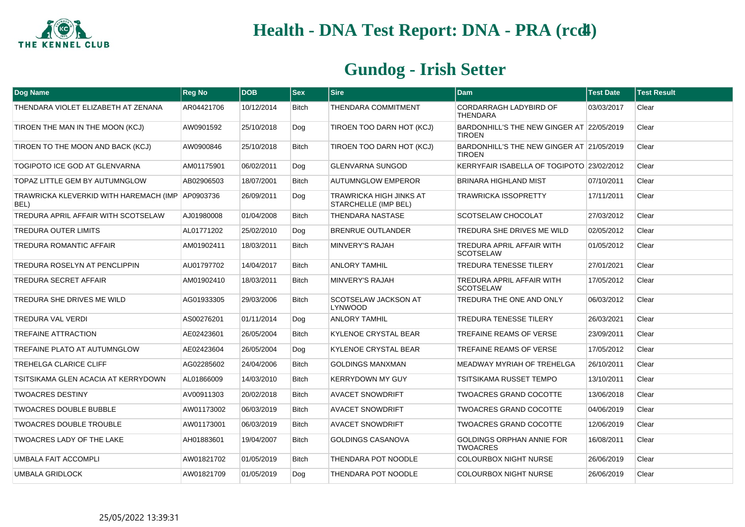# Health - DNA Test Report: DNA - PRA (rcd4)

## Gundog - Irish Setter

| Dog Name | Reg No | DOB | Sex | Sire | Dam | Test Date | Test Result |
|---|---|---|---|---|---|---|---|
| THENDARA VIOLET ELIZABETH AT ZENANA | AR04421706 | 10/12/2014 | Bitch | THENDARA COMMITMENT | CORDARRAGH LADYBIRD OF THENDARA | 03/03/2017 | Clear |
| TIROEN THE MAN IN THE MOON (KCJ) | AW0901592 | 25/10/2018 | Dog | TIROEN TOO DARN HOT (KCJ) | BARDONHILL'S THE NEW GINGER AT TIROEN | 22/05/2019 | Clear |
| TIROEN TO THE MOON AND BACK (KCJ) | AW0900846 | 25/10/2018 | Bitch | TIROEN TOO DARN HOT (KCJ) | BARDONHILL'S THE NEW GINGER AT TIROEN | 21/05/2019 | Clear |
| TOGIPOTO ICE GOD AT GLENVARNA | AM01175901 | 06/02/2011 | Dog | GLENVARNA SUNGOD | KERRYFAIR ISABELLA OF TOGIPOTO | 23/02/2012 | Clear |
| TOPAZ LITTLE GEM BY AUTUMNGLOW | AB02906503 | 18/07/2001 | Bitch | AUTUMNGLOW EMPEROR | BRINARA HIGHLAND MIST | 07/10/2011 | Clear |
| TRAWRICKA KLEVERKID WITH HAREMACH (IMP BEL) | AP0903736 | 26/09/2011 | Dog | TRAWRICKA HIGH JINKS AT STARCHELLE (IMP BEL) | TRAWRICKA ISSOPRETTY | 17/11/2011 | Clear |
| TREDURA APRIL AFFAIR WITH SCOTSELAW | AJ01980008 | 01/04/2008 | Bitch | THENDARA NASTASE | SCOTSELAW CHOCOLAT | 27/03/2012 | Clear |
| TREDURA OUTER LIMITS | AL01771202 | 25/02/2010 | Dog | BRENRUE OUTLANDER | TREDURA SHE DRIVES ME WILD | 02/05/2012 | Clear |
| TREDURA ROMANTIC AFFAIR | AM01902411 | 18/03/2011 | Bitch | MINVERY'S RAJAH | TREDURA APRIL AFFAIR WITH SCOTSELAW | 01/05/2012 | Clear |
| TREDURA ROSELYN AT PENCLIPPIN | AU01797702 | 14/04/2017 | Bitch | ANLORY TAMHIL | TREDURA TENESSE TILERY | 27/01/2021 | Clear |
| TREDURA SECRET AFFAIR | AM01902410 | 18/03/2011 | Bitch | MINVERY'S RAJAH | TREDURA APRIL AFFAIR WITH SCOTSELAW | 17/05/2012 | Clear |
| TREDURA SHE DRIVES ME WILD | AG01933305 | 29/03/2006 | Bitch | SCOTSELAW JACKSON AT LYNWOOD | TREDURA THE ONE AND ONLY | 06/03/2012 | Clear |
| TREDURA VAL VERDI | AS00276201 | 01/11/2014 | Dog | ANLORY TAMHIL | TREDURA TENESSE TILERY | 26/03/2021 | Clear |
| TREFAINE ATTRACTION | AE02423601 | 26/05/2004 | Bitch | KYLENOE CRYSTAL BEAR | TREFAINE REAMS OF VERSE | 23/09/2011 | Clear |
| TREFAINE PLATO AT AUTUMNGLOW | AE02423604 | 26/05/2004 | Dog | KYLENOE CRYSTAL BEAR | TREFAINE REAMS OF VERSE | 17/05/2012 | Clear |
| TREHELGA CLARICE CLIFF | AG02285602 | 24/04/2006 | Bitch | GOLDINGS MANXMAN | MEADWAY MYRIAH OF TREHELGA | 26/10/2011 | Clear |
| TSITSIKAMA GLEN ACACIA AT KERRYDOWN | AL01866009 | 14/03/2010 | Bitch | KERRYDOWN MY GUY | TSITSIKAMA RUSSET TEMPO | 13/10/2011 | Clear |
| TWOACRES DESTINY | AV00911303 | 20/02/2018 | Bitch | AVACET SNOWDRIFT | TWOACRES GRAND COCOTTE | 13/06/2018 | Clear |
| TWOACRES DOUBLE BUBBLE | AW01173002 | 06/03/2019 | Bitch | AVACET SNOWDRIFT | TWOACRES GRAND COCOTTE | 04/06/2019 | Clear |
| TWOACRES DOUBLE TROUBLE | AW01173001 | 06/03/2019 | Bitch | AVACET SNOWDRIFT | TWOACRES GRAND COCOTTE | 12/06/2019 | Clear |
| TWOACRES LADY OF THE LAKE | AH01883601 | 19/04/2007 | Bitch | GOLDINGS CASANOVA | GOLDINGS ORPHAN ANNIE FOR TWOACRES | 16/08/2011 | Clear |
| UMBALA FAIT ACCOMPLI | AW01821702 | 01/05/2019 | Bitch | THENDARA POT NOODLE | COLOURBOX NIGHT NURSE | 26/06/2019 | Clear |
| UMBALA GRIDLOCK | AW01821709 | 01/05/2019 | Dog | THENDARA POT NOODLE | COLOURBOX NIGHT NURSE | 26/06/2019 | Clear |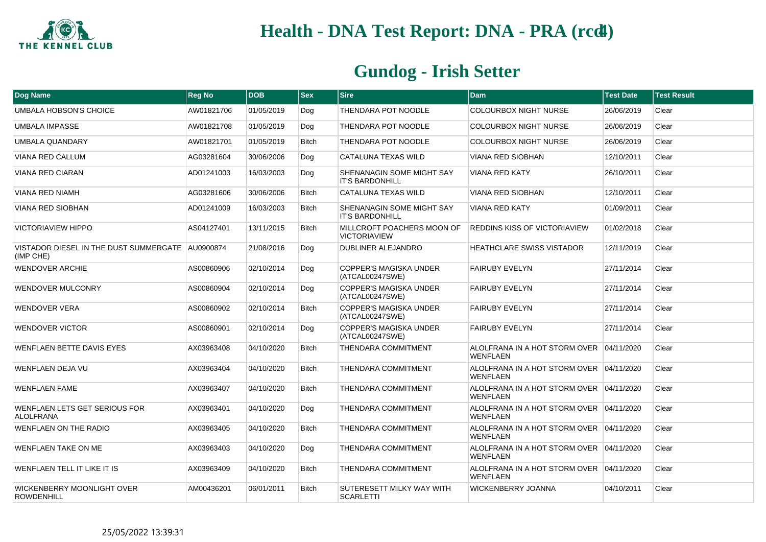# Health - DNA Test Report: DNA - PRA (rcd4)

## Gundog - Irish Setter

| Dog Name | Reg No | DOB | Sex | Sire | Dam | Test Date | Test Result |
|---|---|---|---|---|---|---|---|
| UMBALA HOBSON'S CHOICE | AW01821706 | 01/05/2019 | Dog | THENDARA POT NOODLE | COLOURBOX NIGHT NURSE | 26/06/2019 | Clear |
| UMBALA IMPASSE | AW01821708 | 01/05/2019 | Dog | THENDARA POT NOODLE | COLOURBOX NIGHT NURSE | 26/06/2019 | Clear |
| UMBALA QUANDARY | AW01821701 | 01/05/2019 | Bitch | THENDARA POT NOODLE | COLOURBOX NIGHT NURSE | 26/06/2019 | Clear |
| VIANA RED CALLUM | AG03281604 | 30/06/2006 | Dog | CATALUNA TEXAS WILD | VIANA RED SIOBHAN | 12/10/2011 | Clear |
| VIANA RED CIARAN | AD01241003 | 16/03/2003 | Dog | SHENANAGIN SOME MIGHT SAY IT'S BARDONHILL | VIANA RED KATY | 26/10/2011 | Clear |
| VIANA RED NIAMH | AG03281606 | 30/06/2006 | Bitch | CATALUNA TEXAS WILD | VIANA RED SIOBHAN | 12/10/2011 | Clear |
| VIANA RED SIOBHAN | AD01241009 | 16/03/2003 | Bitch | SHENANAGIN SOME MIGHT SAY IT'S BARDONHILL | VIANA RED KATY | 01/09/2011 | Clear |
| VICTORIAVIEW HIPPO | AS04127401 | 13/11/2015 | Bitch | MILLCROFT POACHERS MOON OF VICTORIAVIEW | REDDINS KISS OF VICTORIAVIEW | 01/02/2018 | Clear |
| VISTADOR DIESEL IN THE DUST SUMMERGATE (IMP CHE) | AU0900874 | 21/08/2016 | Dog | DUBLINER ALEJANDRO | HEATHCLARE SWISS VISTADOR | 12/11/2019 | Clear |
| WENDOVER ARCHIE | AS00860906 | 02/10/2014 | Dog | COPPER'S MAGISKA UNDER (ATCAL00247SWE) | FAIRUBY EVELYN | 27/11/2014 | Clear |
| WENDOVER MULCONRY | AS00860904 | 02/10/2014 | Dog | COPPER'S MAGISKA UNDER (ATCAL00247SWE) | FAIRUBY EVELYN | 27/11/2014 | Clear |
| WENDOVER VERA | AS00860902 | 02/10/2014 | Bitch | COPPER'S MAGISKA UNDER (ATCAL00247SWE) | FAIRUBY EVELYN | 27/11/2014 | Clear |
| WENDOVER VICTOR | AS00860901 | 02/10/2014 | Dog | COPPER'S MAGISKA UNDER (ATCAL00247SWE) | FAIRUBY EVELYN | 27/11/2014 | Clear |
| WENFLAEN BETTE DAVIS EYES | AX03963408 | 04/10/2020 | Bitch | THENDARA COMMITMENT | ALOLFRANA IN A HOT STORM OVER WENFLAEN | 04/11/2020 | Clear |
| WENFLAEN DEJA VU | AX03963404 | 04/10/2020 | Bitch | THENDARA COMMITMENT | ALOLFRANA IN A HOT STORM OVER WENFLAEN | 04/11/2020 | Clear |
| WENFLAEN FAME | AX03963407 | 04/10/2020 | Bitch | THENDARA COMMITMENT | ALOLFRANA IN A HOT STORM OVER WENFLAEN | 04/11/2020 | Clear |
| WENFLAEN LETS GET SERIOUS FOR ALOLFRANA | AX03963401 | 04/10/2020 | Dog | THENDARA COMMITMENT | ALOLFRANA IN A HOT STORM OVER WENFLAEN | 04/11/2020 | Clear |
| WENFLAEN ON THE RADIO | AX03963405 | 04/10/2020 | Bitch | THENDARA COMMITMENT | ALOLFRANA IN A HOT STORM OVER WENFLAEN | 04/11/2020 | Clear |
| WENFLAEN TAKE ON ME | AX03963403 | 04/10/2020 | Dog | THENDARA COMMITMENT | ALOLFRANA IN A HOT STORM OVER WENFLAEN | 04/11/2020 | Clear |
| WENFLAEN TELL IT LIKE IT IS | AX03963409 | 04/10/2020 | Bitch | THENDARA COMMITMENT | ALOLFRANA IN A HOT STORM OVER WENFLAEN | 04/11/2020 | Clear |
| WICKENBERRY MOONLIGHT OVER ROWDENHILL | AM00436201 | 06/01/2011 | Bitch | SUTERESETT MILKY WAY WITH SCARLETTI | WICKENBERRY JOANNA | 04/10/2011 | Clear |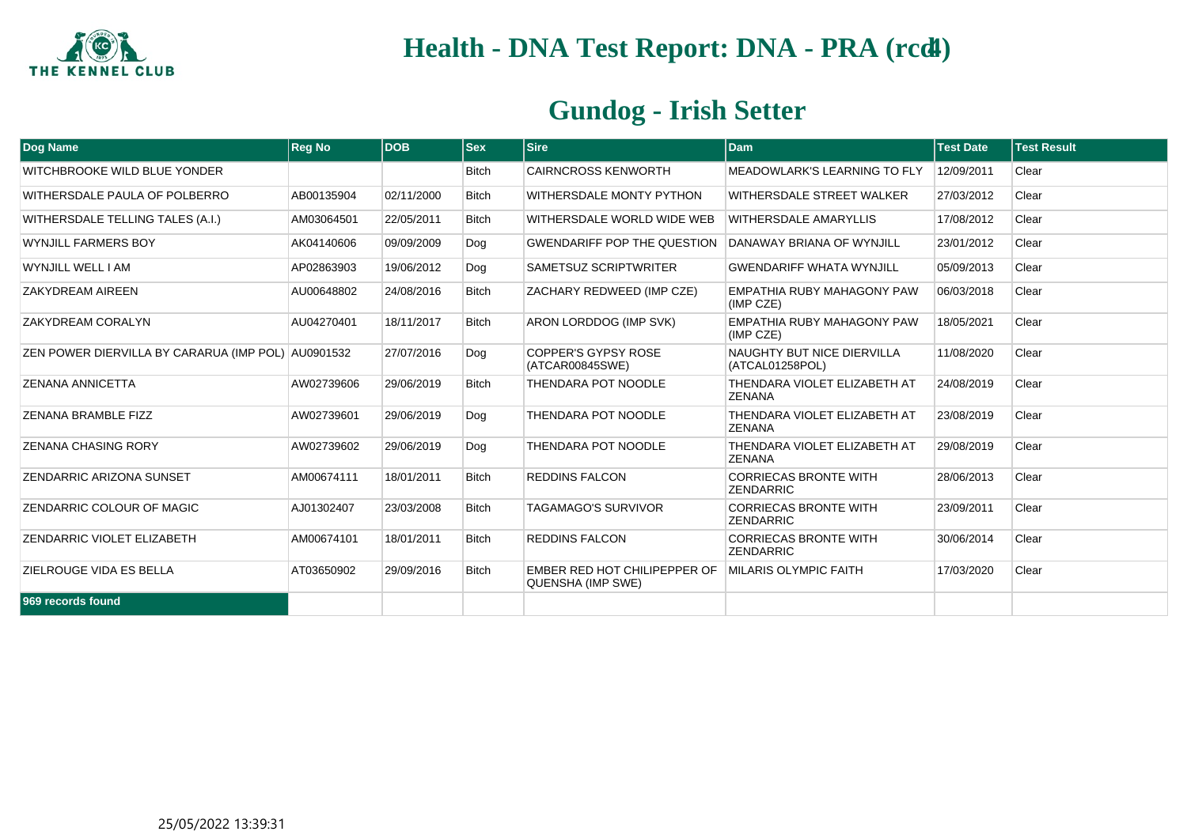# Health - DNA Test Report: DNA - PRA (rcd1)

## Gundog - Irish Setter

| Dog Name | Reg No | DOB | Sex | Sire | Dam | Test Date | Test Result |
|---|---|---|---|---|---|---|---|
| WITCHBROOKE WILD BLUE YONDER | | | Bitch | CAIRNCROSS KENWORTH | MEADOWLARK'S LEARNING TO FLY | 12/09/2011 | Clear |
| WITHERSDALE PAULA OF POLBERRO | AB00135904 | 02/11/2000 | Bitch | WITHERSDALE MONTY PYTHON | WITHERSDALE STREET WALKER | 27/03/2012 | Clear |
| WITHERSDALE TELLING TALES (A.I.) | AM03064501 | 22/05/2011 | Bitch | WITHERSDALE WORLD WIDE WEB | WITHERSDALE AMARYLLIS | 17/08/2012 | Clear |
| WYNJILL FARMERS BOY | AK04140606 | 09/09/2009 | Dog | GWENDARIFF POP THE QUESTION | DANAWAY BRIANA OF WYNJILL | 23/01/2012 | Clear |
| WYNJILL WELL I AM | AP02863903 | 19/06/2012 | Dog | SAMETSUZ SCRIPTWRITER | GWENDARIFF WHATA WYNJILL | 05/09/2013 | Clear |
| ZAKYDREAM AIREEN | AU00648802 | 24/08/2016 | Bitch | ZACHARY REDWEED (IMP CZE) | EMPATHIA RUBY MAHAGONY PAW (IMP CZE) | 06/03/2018 | Clear |
| ZAKYDREAM CORALYN | AU04270401 | 18/11/2017 | Bitch | ARON LORDDOG (IMP SVK) | EMPATHIA RUBY MAHAGONY PAW (IMP CZE) | 18/05/2021 | Clear |
| ZEN POWER DIERVILLA BY CARARUA (IMP POL) | AU0901532 | 27/07/2016 | Dog | COPPER'S GYPSY ROSE (ATCAR00845SWE) | NAUGHTY BUT NICE DIERVILLA (ATCAL01258POL) | 11/08/2020 | Clear |
| ZENANA ANNICETTA | AW02739606 | 29/06/2019 | Bitch | THENDARA POT NOODLE | THENDARA VIOLET ELIZABETH AT ZENANA | 24/08/2019 | Clear |
| ZENANA BRAMBLE FIZZ | AW02739601 | 29/06/2019 | Dog | THENDARA POT NOODLE | THENDARA VIOLET ELIZABETH AT ZENANA | 23/08/2019 | Clear |
| ZENANA CHASING RORY | AW02739602 | 29/06/2019 | Dog | THENDARA POT NOODLE | THENDARA VIOLET ELIZABETH AT ZENANA | 29/08/2019 | Clear |
| ZENDARRIC ARIZONA SUNSET | AM00674111 | 18/01/2011 | Bitch | REDDINS FALCON | CORRIECAS BRONTE WITH ZENDARRIC | 28/06/2013 | Clear |
| ZENDARRIC COLOUR OF MAGIC | AJ01302407 | 23/03/2008 | Bitch | TAGAMAGO'S SURVIVOR | CORRIECAS BRONTE WITH ZENDARRIC | 23/09/2011 | Clear |
| ZENDARRIC VIOLET ELIZABETH | AM00674101 | 18/01/2011 | Bitch | REDDINS FALCON | CORRIECAS BRONTE WITH ZENDARRIC | 30/06/2014 | Clear |
| ZIELROUGE VIDA ES BELLA | AT03650902 | 29/09/2016 | Bitch | EMBER RED HOT CHILIPEPPER OF QUENSHA (IMP SWE) | MILARIS OLYMPIC FAITH | 17/03/2020 | Clear |
| **969 records found** | | | | | | | |

25/05/2022 13:39:31